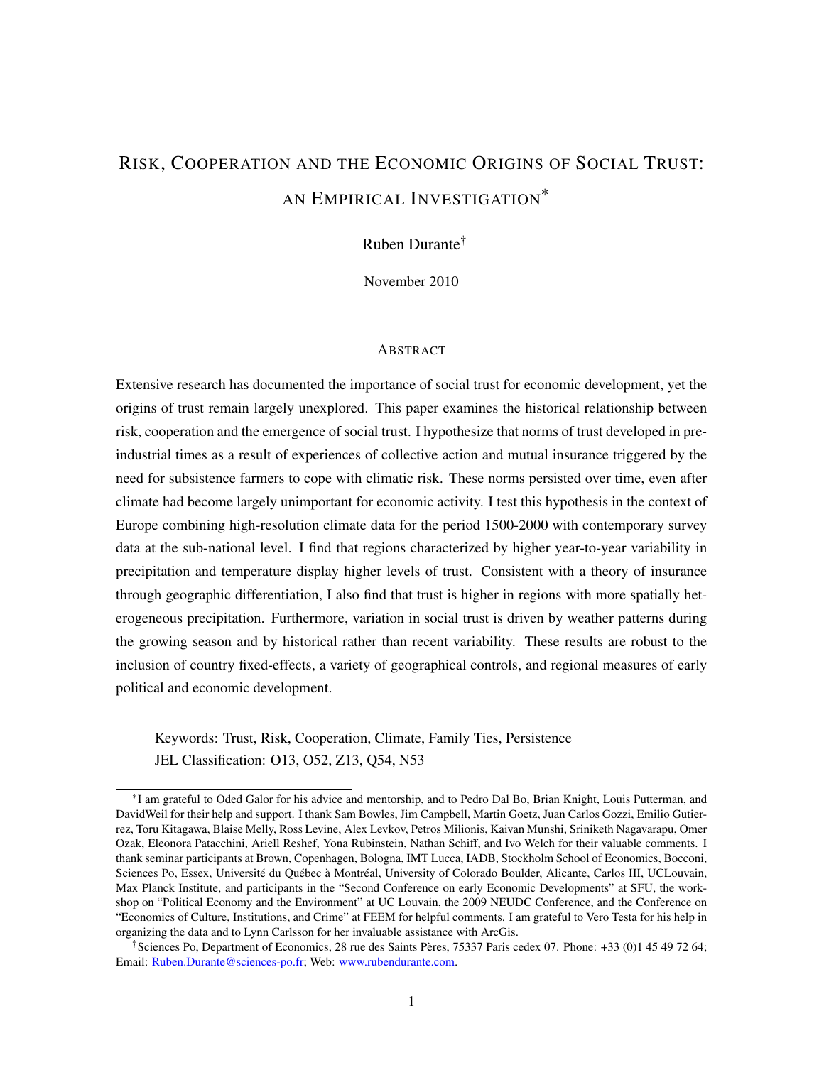# RISK, COOPERATION AND THE ECONOMIC ORIGINS OF SOCIAL TRUST: AN EMPIRICAL INVESTIGATION*

Ruben Durante†

November 2010

## ABSTRACT

Extensive research has documented the importance of social trust for economic development, yet the origins of trust remain largely unexplored. This paper examines the historical relationship between risk, cooperation and the emergence of social trust. I hypothesize that norms of trust developed in pre-industrial times as a result of experiences of collective action and mutual insurance triggered by the need for subsistence farmers to cope with climatic risk. These norms persisted over time, even after climate had become largely unimportant for economic activity. I test this hypothesis in the context of Europe combining high-resolution climate data for the period 1500-2000 with contemporary survey data at the sub-national level. I find that regions characterized by higher year-to-year variability in precipitation and temperature display higher levels of trust. Consistent with a theory of insurance through geographic differentiation, I also find that trust is higher in regions with more spatially heterogeneous precipitation. Furthermore, variation in social trust is driven by weather patterns during the growing season and by historical rather than recent variability. These results are robust to the inclusion of country fixed-effects, a variety of geographical controls, and regional measures of early political and economic development.

Keywords: Trust, Risk, Cooperation, Climate, Family Ties, Persistence
JEL Classification: O13, O52, Z13, Q54, N53

---

*I am grateful to Oded Galor for his advice and mentorship, and to Pedro Dal Bo, Brian Knight, Louis Putterman, and DavidWeil for their help and support. I thank Sam Bowles, Jim Campbell, Martin Goetz, Juan Carlos Gozzi, Emilio Gutierrez, Toru Kitagawa, Blaise Melly, Ross Levine, Alex Levkov, Petros Milionis, Kaivan Munshi, Sriniketh Nagavarapu, Omer Ozak, Eleonora Patacchini, Ariell Reshef, Yona Rubinstein, Nathan Schiff, and Ivo Welch for their valuable comments. I thank seminar participants at Brown, Copenhagen, Bologna, IMT Lucca, IADB, Stockholm School of Economics, Bocconi, Sciences Po, Essex, Université du Québec à Montréal, University of Colorado Boulder, Alicante, Carlos III, UCLouvain, Max Planck Institute, and participants in the "Second Conference on early Economic Developments" at SFU, the workshop on "Political Economy and the Environment" at UC Louvain, the 2009 NEUDC Conference, and the Conference on "Economics of Culture, Institutions, and Crime" at FEEM for helpful comments. I am grateful to Vero Testa for his help in organizing the data and to Lynn Carlsson for her invaluable assistance with ArcGis.

†Sciences Po, Department of Economics, 28 rue des Saints Pères, 75337 Paris cedex 07. Phone: +33 (0)1 45 49 72 64; Email: Ruben.Durante@sciences-po.fr; Web: www.rubendurante.com.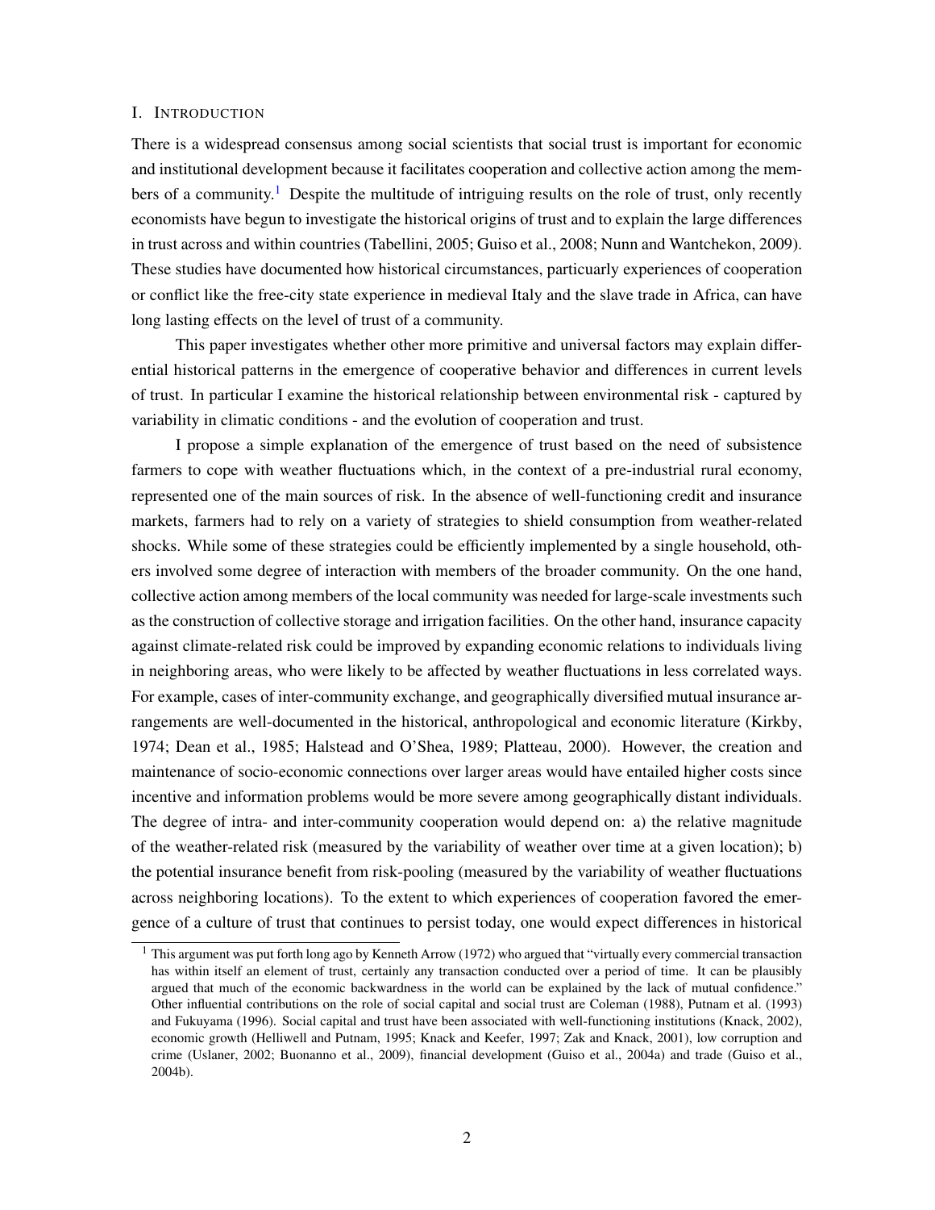## I. INTRODUCTION

There is a widespread consensus among social scientists that social trust is important for economic and institutional development because it facilitates cooperation and collective action among the members of a community.[1] Despite the multitude of intriguing results on the role of trust, only recently economists have begun to investigate the historical origins of trust and to explain the large differences in trust across and within countries (Tabellini, 2005; Guiso et al., 2008; Nunn and Wantchekon, 2009). These studies have documented how historical circumstances, particularly experiences of cooperation or conflict like the free-city state experience in medieval Italy and the slave trade in Africa, can have long lasting effects on the level of trust of a community.

This paper investigates whether other more primitive and universal factors may explain differential historical patterns in the emergence of cooperative behavior and differences in current levels of trust. In particular I examine the historical relationship between environmental risk - captured by variability in climatic conditions - and the evolution of cooperation and trust.

I propose a simple explanation of the emergence of trust based on the need of subsistence farmers to cope with weather fluctuations which, in the context of a pre-industrial rural economy, represented one of the main sources of risk. In the absence of well-functioning credit and insurance markets, farmers had to rely on a variety of strategies to shield consumption from weather-related shocks. While some of these strategies could be efficiently implemented by a single household, others involved some degree of interaction with members of the broader community. On the one hand, collective action among members of the local community was needed for large-scale investments such as the construction of collective storage and irrigation facilities. On the other hand, insurance capacity against climate-related risk could be improved by expanding economic relations to individuals living in neighboring areas, who were likely to be affected by weather fluctuations in less correlated ways. For example, cases of inter-community exchange, and geographically diversified mutual insurance arrangements are well-documented in the historical, anthropological and economic literature (Kirkby, 1974; Dean et al., 1985; Halstead and O'Shea, 1989; Platteau, 2000). However, the creation and maintenance of socio-economic connections over larger areas would have entailed higher costs since incentive and information problems would be more severe among geographically distant individuals. The degree of intra- and inter-community cooperation would depend on: a) the relative magnitude of the weather-related risk (measured by the variability of weather over time at a given location); b) the potential insurance benefit from risk-pooling (measured by the variability of weather fluctuations across neighboring locations). To the extent to which experiences of cooperation favored the emergence of a culture of trust that continues to persist today, one would expect differences in historical

[1] This argument was put forth long ago by Kenneth Arrow (1972) who argued that "virtually every commercial transaction has within itself an element of trust, certainly any transaction conducted over a period of time. It can be plausibly argued that much of the economic backwardness in the world can be explained by the lack of mutual confidence." Other influential contributions on the role of social capital and social trust are Coleman (1988), Putnam et al. (1993) and Fukuyama (1996). Social capital and trust have been associated with well-functioning institutions (Knack, 2002), economic growth (Helliwell and Putnam, 1995; Knack and Keefer, 1997; Zak and Knack, 2001), low corruption and crime (Uslaner, 2002; Buonanno et al., 2009), financial development (Guiso et al., 2004a) and trade (Guiso et al., 2004b).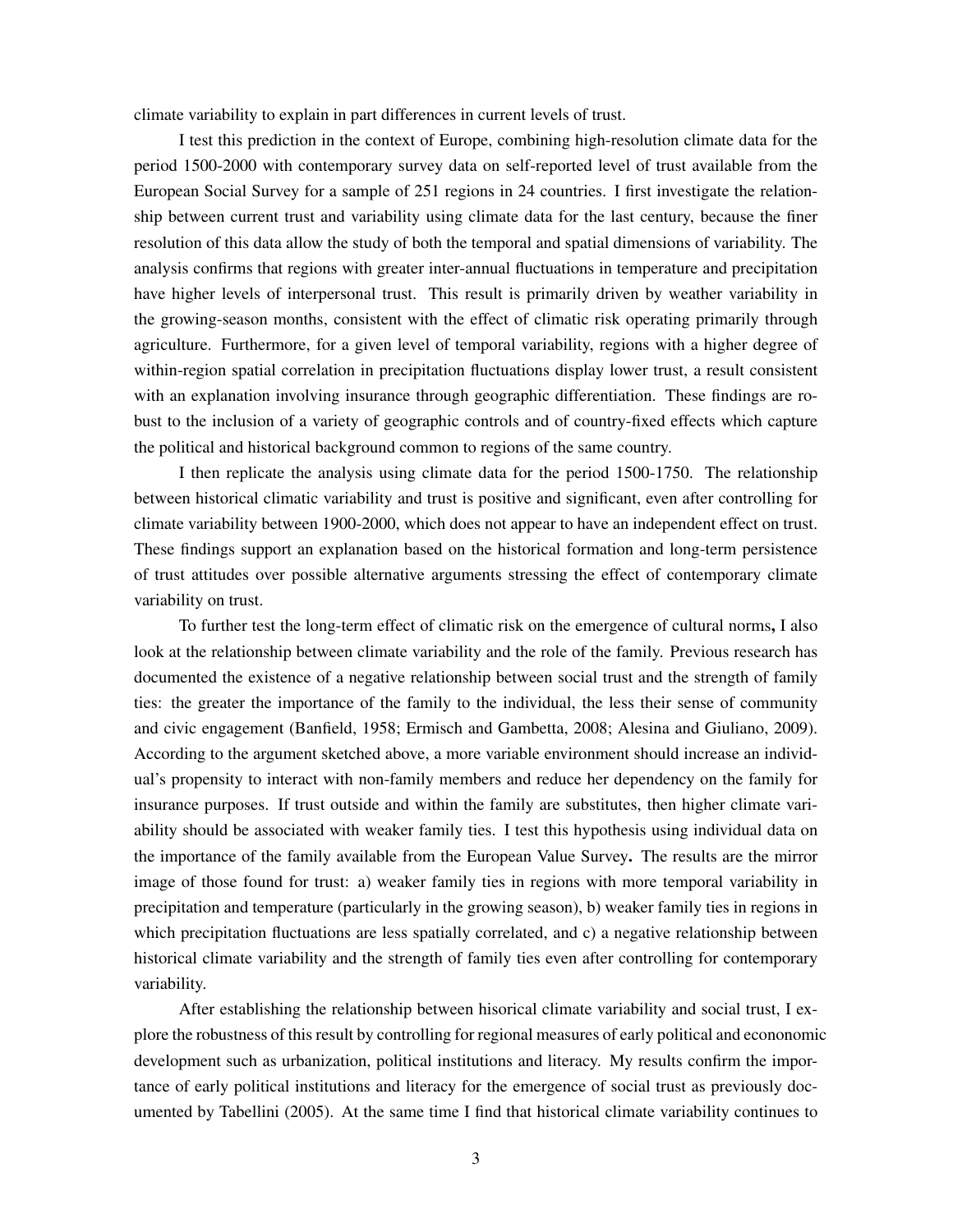climate variability to explain in part differences in current levels of trust.

I test this prediction in the context of Europe, combining high-resolution climate data for the period 1500-2000 with contemporary survey data on self-reported level of trust available from the European Social Survey for a sample of 251 regions in 24 countries. I first investigate the relationship between current trust and variability using climate data for the last century, because the finer resolution of this data allow the study of both the temporal and spatial dimensions of variability. The analysis confirms that regions with greater inter-annual fluctuations in temperature and precipitation have higher levels of interpersonal trust. This result is primarily driven by weather variability in the growing-season months, consistent with the effect of climatic risk operating primarily through agriculture. Furthermore, for a given level of temporal variability, regions with a higher degree of within-region spatial correlation in precipitation fluctuations display lower trust, a result consistent with an explanation involving insurance through geographic differentiation. These findings are robust to the inclusion of a variety of geographic controls and of country-fixed effects which capture the political and historical background common to regions of the same country.

I then replicate the analysis using climate data for the period 1500-1750. The relationship between historical climatic variability and trust is positive and significant, even after controlling for climate variability between 1900-2000, which does not appear to have an independent effect on trust. These findings support an explanation based on the historical formation and long-term persistence of trust attitudes over possible alternative arguments stressing the effect of contemporary climate variability on trust.

To further test the long-term effect of climatic risk on the emergence of cultural norms**,** I also look at the relationship between climate variability and the role of the family. Previous research has documented the existence of a negative relationship between social trust and the strength of family ties: the greater the importance of the family to the individual, the less their sense of community and civic engagement (Banfield, 1958; Ermisch and Gambetta, 2008; Alesina and Giuliano, 2009). According to the argument sketched above, a more variable environment should increase an individual's propensity to interact with non-family members and reduce her dependency on the family for insurance purposes. If trust outside and within the family are substitutes, then higher climate variability should be associated with weaker family ties. I test this hypothesis using individual data on the importance of the family available from the European Value Survey**.** The results are the mirror image of those found for trust: a) weaker family ties in regions with more temporal variability in precipitation and temperature (particularly in the growing season), b) weaker family ties in regions in which precipitation fluctuations are less spatially correlated, and c) a negative relationship between historical climate variability and the strength of family ties even after controlling for contemporary variability.

After establishing the relationship between hisorical climate variability and social trust, I explore the robustness of this result by controlling for regional measures of early political and econonomic development such as urbanization, political institutions and literacy. My results confirm the importance of early political institutions and literacy for the emergence of social trust as previously documented by Tabellini (2005). At the same time I find that historical climate variability continues to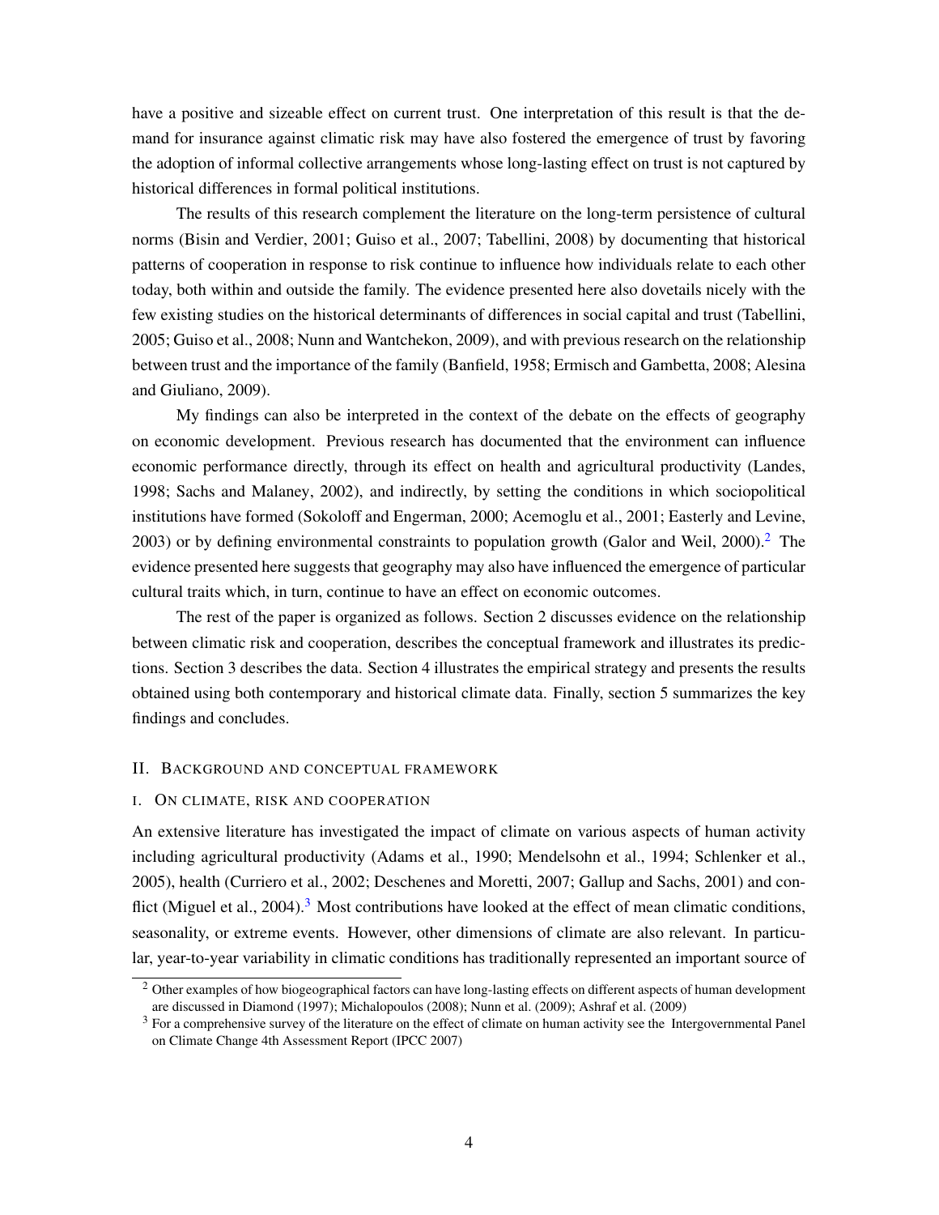have a positive and sizeable effect on current trust. One interpretation of this result is that the demand for insurance against climatic risk may have also fostered the emergence of trust by favoring the adoption of informal collective arrangements whose long-lasting effect on trust is not captured by historical differences in formal political institutions.

The results of this research complement the literature on the long-term persistence of cultural norms (Bisin and Verdier, 2001; Guiso et al., 2007; Tabellini, 2008) by documenting that historical patterns of cooperation in response to risk continue to influence how individuals relate to each other today, both within and outside the family. The evidence presented here also dovetails nicely with the few existing studies on the historical determinants of differences in social capital and trust (Tabellini, 2005; Guiso et al., 2008; Nunn and Wantchekon, 2009), and with previous research on the relationship between trust and the importance of the family (Banfield, 1958; Ermisch and Gambetta, 2008; Alesina and Giuliano, 2009).

My findings can also be interpreted in the context of the debate on the effects of geography on economic development. Previous research has documented that the environment can influence economic performance directly, through its effect on health and agricultural productivity (Landes, 1998; Sachs and Malaney, 2002), and indirectly, by setting the conditions in which sociopolitical institutions have formed (Sokoloff and Engerman, 2000; Acemoglu et al., 2001; Easterly and Levine, 2003) or by defining environmental constraints to population growth (Galor and Weil, 2000).[2] The evidence presented here suggests that geography may also have influenced the emergence of particular cultural traits which, in turn, continue to have an effect on economic outcomes.

The rest of the paper is organized as follows. Section 2 discusses evidence on the relationship between climatic risk and cooperation, describes the conceptual framework and illustrates its predictions. Section 3 describes the data. Section 4 illustrates the empirical strategy and presents the results obtained using both contemporary and historical climate data. Finally, section 5 summarizes the key findings and concludes.

## II. Background and conceptual framework

### i. On climate, risk and cooperation

An extensive literature has investigated the impact of climate on various aspects of human activity including agricultural productivity (Adams et al., 1990; Mendelsohn et al., 1994; Schlenker et al., 2005), health (Curriero et al., 2002; Deschenes and Moretti, 2007; Gallup and Sachs, 2001) and conflict (Miguel et al., 2004).[3] Most contributions have looked at the effect of mean climatic conditions, seasonality, or extreme events. However, other dimensions of climate are also relevant. In particular, year-to-year variability in climatic conditions has traditionally represented an important source of

---

[2] Other examples of how biogeographical factors can have long-lasting effects on different aspects of human development are discussed in Diamond (1997); Michalopoulos (2008); Nunn et al. (2009); Ashraf et al. (2009)

[3] For a comprehensive survey of the literature on the effect of climate on human activity see the Intergovernmental Panel on Climate Change 4th Assessment Report (IPCC 2007)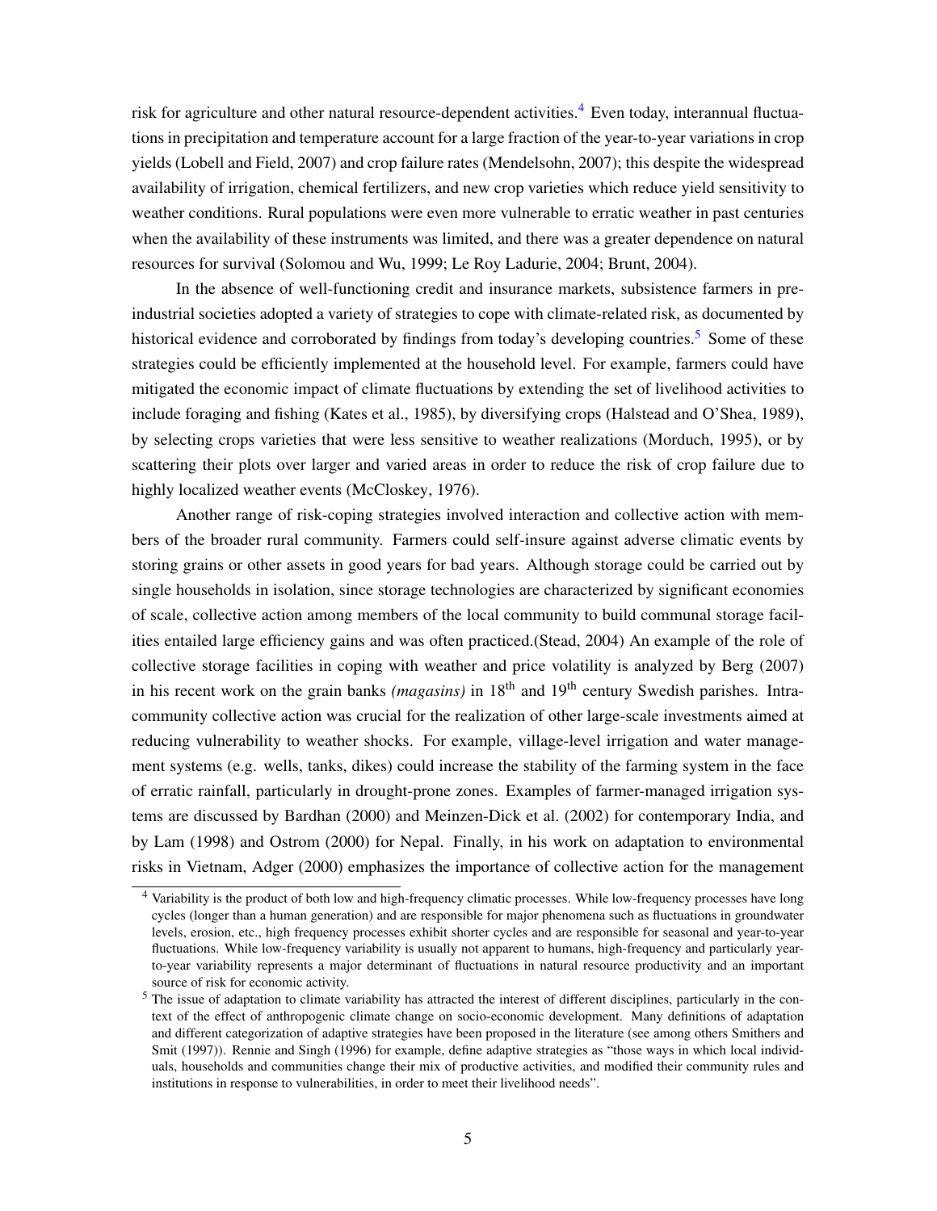risk for agriculture and other natural resource-dependent activities.[4] Even today, interannual fluctuations in precipitation and temperature account for a large fraction of the year-to-year variations in crop yields (Lobell and Field, 2007) and crop failure rates (Mendelsohn, 2007); this despite the widespread availability of irrigation, chemical fertilizers, and new crop varieties which reduce yield sensitivity to weather conditions. Rural populations were even more vulnerable to erratic weather in past centuries when the availability of these instruments was limited, and there was a greater dependence on natural resources for survival (Solomou and Wu, 1999; Le Roy Ladurie, 2004; Brunt, 2004).

In the absence of well-functioning credit and insurance markets, subsistence farmers in pre-industrial societies adopted a variety of strategies to cope with climate-related risk, as documented by historical evidence and corroborated by findings from today's developing countries.[5] Some of these strategies could be efficiently implemented at the household level. For example, farmers could have mitigated the economic impact of climate fluctuations by extending the set of livelihood activities to include foraging and fishing (Kates et al., 1985), by diversifying crops (Halstead and O'Shea, 1989), by selecting crops varieties that were less sensitive to weather realizations (Morduch, 1995), or by scattering their plots over larger and varied areas in order to reduce the risk of crop failure due to highly localized weather events (McCloskey, 1976).

Another range of risk-coping strategies involved interaction and collective action with members of the broader rural community. Farmers could self-insure against adverse climatic events by storing grains or other assets in good years for bad years. Although storage could be carried out by single households in isolation, since storage technologies are characterized by significant economies of scale, collective action among members of the local community to build communal storage facilities entailed large efficiency gains and was often practiced.(Stead, 2004) An example of the role of collective storage facilities in coping with weather and price volatility is analyzed by Berg (2007) in his recent work on the grain banks *(magasins)* in 18th and 19th century Swedish parishes. Intra-community collective action was crucial for the realization of other large-scale investments aimed at reducing vulnerability to weather shocks. For example, village-level irrigation and water management systems (e.g. wells, tanks, dikes) could increase the stability of the farming system in the face of erratic rainfall, particularly in drought-prone zones. Examples of farmer-managed irrigation systems are discussed by Bardhan (2000) and Meinzen-Dick et al. (2002) for contemporary India, and by Lam (1998) and Ostrom (2000) for Nepal. Finally, in his work on adaptation to environmental risks in Vietnam, Adger (2000) emphasizes the importance of collective action for the management

[4] Variability is the product of both low and high-frequency climatic processes. While low-frequency processes have long cycles (longer than a human generation) and are responsible for major phenomena such as fluctuations in groundwater levels, erosion, etc., high frequency processes exhibit shorter cycles and are responsible for seasonal and year-to-year fluctuations. While low-frequency variability is usually not apparent to humans, high-frequency and particularly year-to-year variability represents a major determinant of fluctuations in natural resource productivity and an important source of risk for economic activity.

[5] The issue of adaptation to climate variability has attracted the interest of different disciplines, particularly in the context of the effect of anthropogenic climate change on socio-economic development. Many definitions of adaptation and different categorization of adaptive strategies have been proposed in the literature (see among others Smithers and Smit (1997)). Rennie and Singh (1996) for example, define adaptive strategies as "those ways in which local individuals, households and communities change their mix of productive activities, and modified their community rules and institutions in response to vulnerabilities, in order to meet their livelihood needs".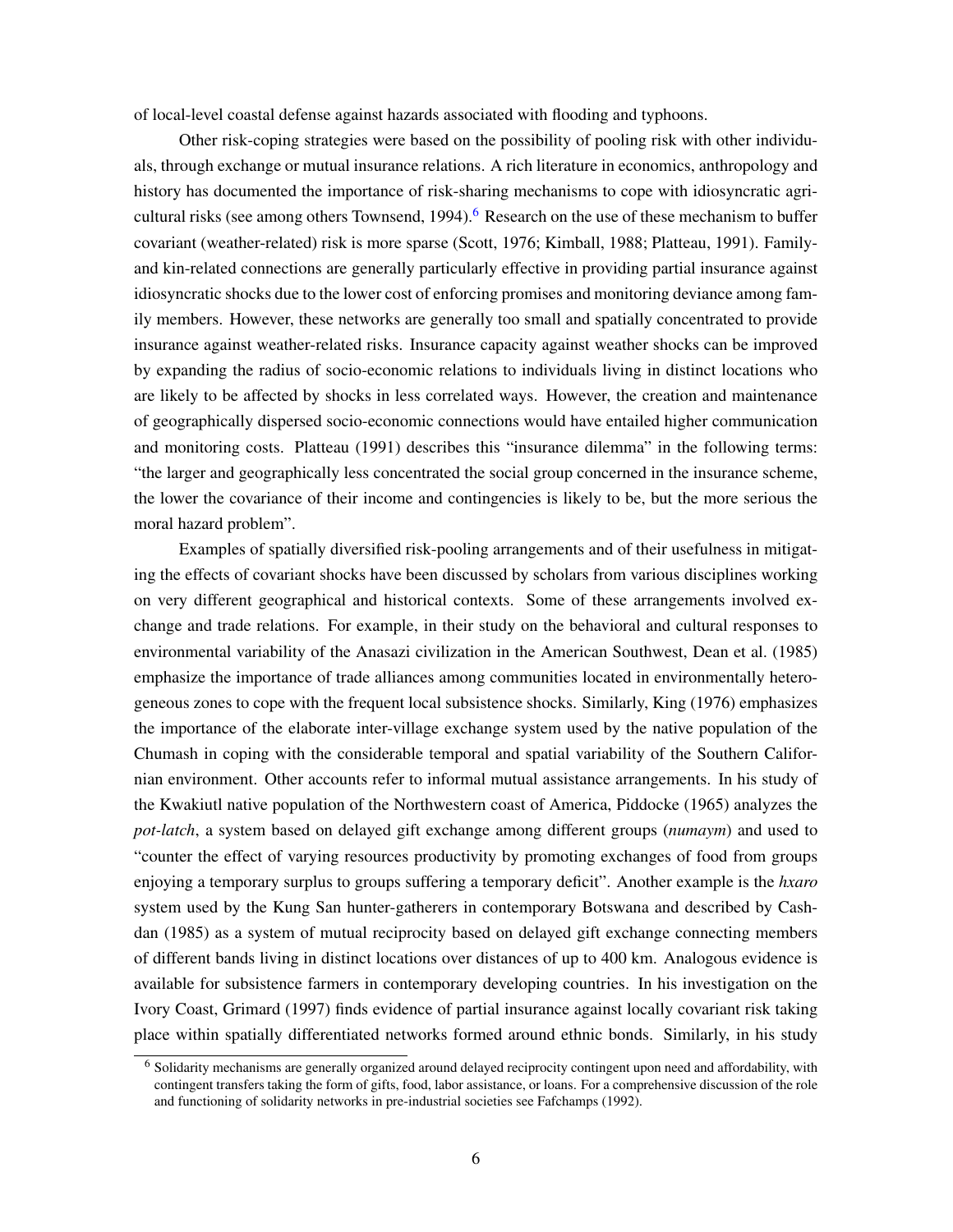of local-level coastal defense against hazards associated with flooding and typhoons.

Other risk-coping strategies were based on the possibility of pooling risk with other individuals, through exchange or mutual insurance relations. A rich literature in economics, anthropology and history has documented the importance of risk-sharing mechanisms to cope with idiosyncratic agricultural risks (see among others Townsend, 1994).[6] Research on the use of these mechanism to buffer covariant (weather-related) risk is more sparse (Scott, 1976; Kimball, 1988; Platteau, 1991). Family- and kin-related connections are generally particularly effective in providing partial insurance against idiosyncratic shocks due to the lower cost of enforcing promises and monitoring deviance among family members. However, these networks are generally too small and spatially concentrated to provide insurance against weather-related risks. Insurance capacity against weather shocks can be improved by expanding the radius of socio-economic relations to individuals living in distinct locations who are likely to be affected by shocks in less correlated ways. However, the creation and maintenance of geographically dispersed socio-economic connections would have entailed higher communication and monitoring costs. Platteau (1991) describes this "insurance dilemma" in the following terms: "the larger and geographically less concentrated the social group concerned in the insurance scheme, the lower the covariance of their income and contingencies is likely to be, but the more serious the moral hazard problem".

Examples of spatially diversified risk-pooling arrangements and of their usefulness in mitigating the effects of covariant shocks have been discussed by scholars from various disciplines working on very different geographical and historical contexts. Some of these arrangements involved exchange and trade relations. For example, in their study on the behavioral and cultural responses to environmental variability of the Anasazi civilization in the American Southwest, Dean et al. (1985) emphasize the importance of trade alliances among communities located in environmentally heterogeneous zones to cope with the frequent local subsistence shocks. Similarly, King (1976) emphasizes the importance of the elaborate inter-village exchange system used by the native population of the Chumash in coping with the considerable temporal and spatial variability of the Southern Californian environment. Other accounts refer to informal mutual assistance arrangements. In his study of the Kwakiutl native population of the Northwestern coast of America, Piddocke (1965) analyzes the *pot-latch*, a system based on delayed gift exchange among different groups (*numaym*) and used to "counter the effect of varying resources productivity by promoting exchanges of food from groups enjoying a temporary surplus to groups suffering a temporary deficit". Another example is the *hxaro* system used by the Kung San hunter-gatherers in contemporary Botswana and described by Cashdan (1985) as a system of mutual reciprocity based on delayed gift exchange connecting members of different bands living in distinct locations over distances of up to 400 km. Analogous evidence is available for subsistence farmers in contemporary developing countries. In his investigation on the Ivory Coast, Grimard (1997) finds evidence of partial insurance against locally covariant risk taking place within spatially differentiated networks formed around ethnic bonds. Similarly, in his study

[6] Solidarity mechanisms are generally organized around delayed reciprocity contingent upon need and affordability, with contingent transfers taking the form of gifts, food, labor assistance, or loans. For a comprehensive discussion of the role and functioning of solidarity networks in pre-industrial societies see Fafchamps (1992).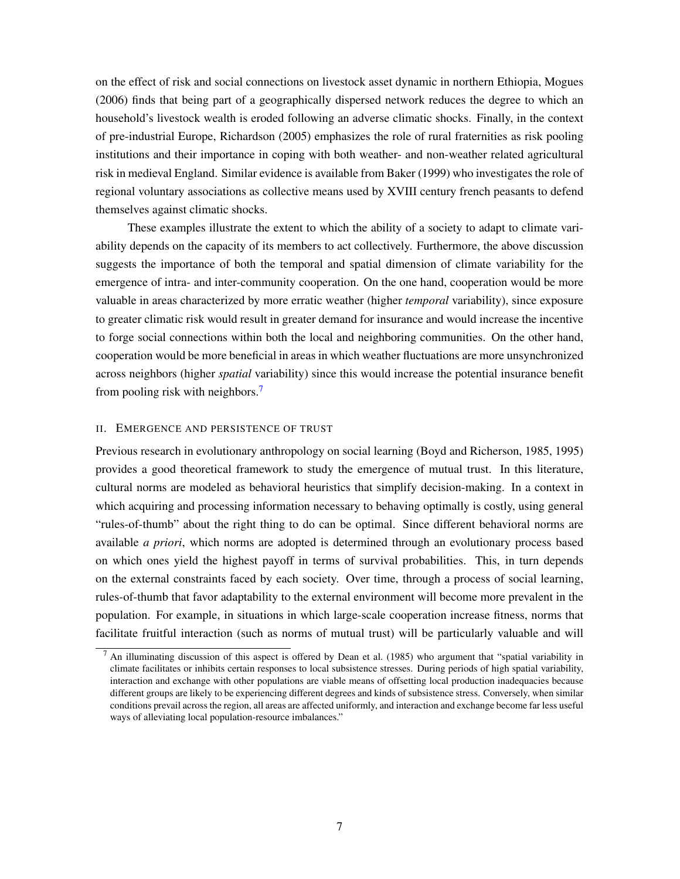on the effect of risk and social connections on livestock asset dynamic in northern Ethiopia, Mogues (2006) finds that being part of a geographically dispersed network reduces the degree to which an household's livestock wealth is eroded following an adverse climatic shocks. Finally, in the context of pre-industrial Europe, Richardson (2005) emphasizes the role of rural fraternities as risk pooling institutions and their importance in coping with both weather- and non-weather related agricultural risk in medieval England. Similar evidence is available from Baker (1999) who investigates the role of regional voluntary associations as collective means used by XVIII century french peasants to defend themselves against climatic shocks.

These examples illustrate the extent to which the ability of a society to adapt to climate variability depends on the capacity of its members to act collectively. Furthermore, the above discussion suggests the importance of both the temporal and spatial dimension of climate variability for the emergence of intra- and inter-community cooperation. On the one hand, cooperation would be more valuable in areas characterized by more erratic weather (higher *temporal* variability), since exposure to greater climatic risk would result in greater demand for insurance and would increase the incentive to forge social connections within both the local and neighboring communities. On the other hand, cooperation would be more beneficial in areas in which weather fluctuations are more unsynchronized across neighbors (higher *spatial* variability) since this would increase the potential insurance benefit from pooling risk with neighbors.[7]

## II. Emergence and persistence of trust

Previous research in evolutionary anthropology on social learning (Boyd and Richerson, 1985, 1995) provides a good theoretical framework to study the emergence of mutual trust. In this literature, cultural norms are modeled as behavioral heuristics that simplify decision-making. In a context in which acquiring and processing information necessary to behaving optimally is costly, using general "rules-of-thumb" about the right thing to do can be optimal. Since different behavioral norms are available *a priori*, which norms are adopted is determined through an evolutionary process based on which ones yield the highest payoff in terms of survival probabilities. This, in turn depends on the external constraints faced by each society. Over time, through a process of social learning, rules-of-thumb that favor adaptability to the external environment will become more prevalent in the population. For example, in situations in which large-scale cooperation increase fitness, norms that facilitate fruitful interaction (such as norms of mutual trust) will be particularly valuable and will

[7] An illuminating discussion of this aspect is offered by Dean et al. (1985) who argument that "spatial variability in climate facilitates or inhibits certain responses to local subsistence stresses. During periods of high spatial variability, interaction and exchange with other populations are viable means of offsetting local production inadequacies because different groups are likely to be experiencing different degrees and kinds of subsistence stress. Conversely, when similar conditions prevail across the region, all areas are affected uniformly, and interaction and exchange become far less useful ways of alleviating local population-resource imbalances."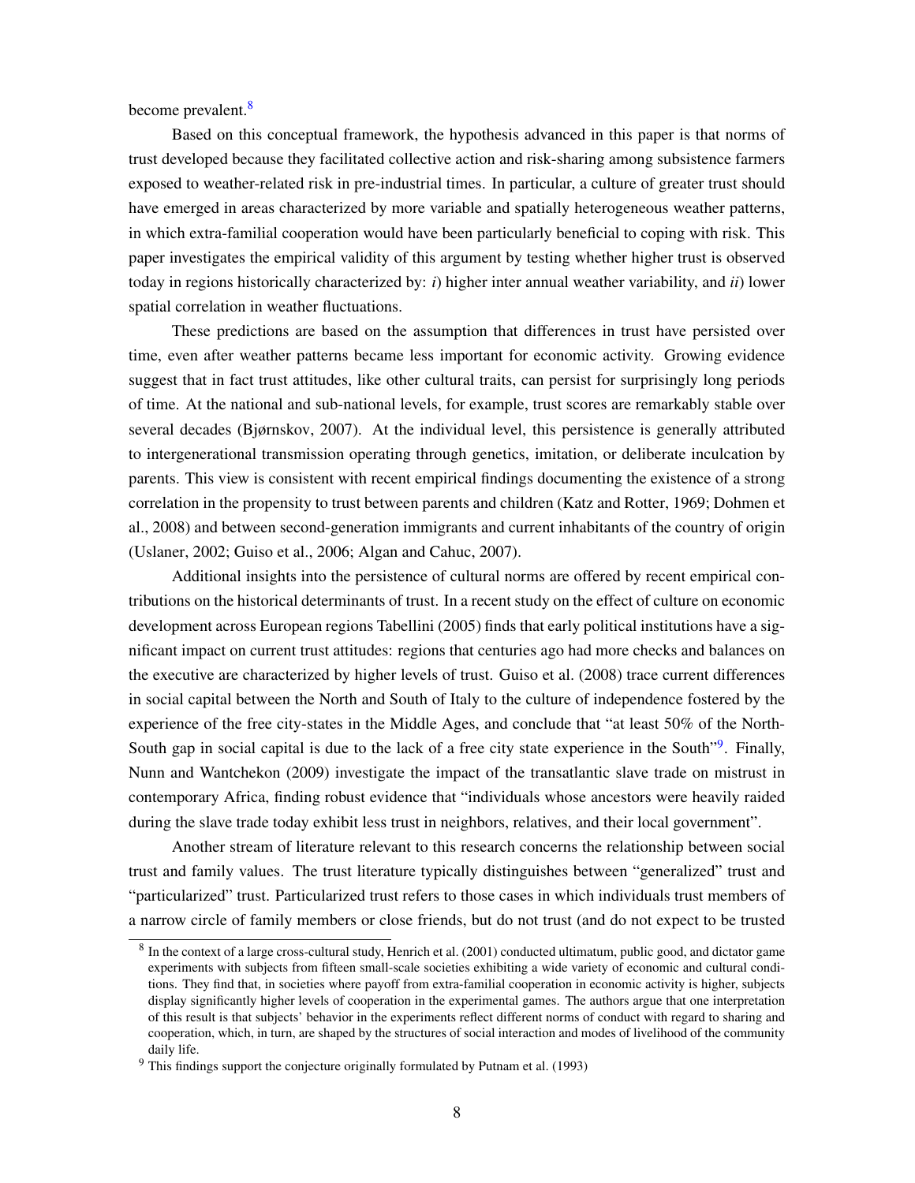become prevalent.[8]

Based on this conceptual framework, the hypothesis advanced in this paper is that norms of trust developed because they facilitated collective action and risk-sharing among subsistence farmers exposed to weather-related risk in pre-industrial times. In particular, a culture of greater trust should have emerged in areas characterized by more variable and spatially heterogeneous weather patterns, in which extra-familial cooperation would have been particularly beneficial to coping with risk. This paper investigates the empirical validity of this argument by testing whether higher trust is observed today in regions historically characterized by: *i*) higher inter annual weather variability, and *ii*) lower spatial correlation in weather fluctuations.

These predictions are based on the assumption that differences in trust have persisted over time, even after weather patterns became less important for economic activity. Growing evidence suggest that in fact trust attitudes, like other cultural traits, can persist for surprisingly long periods of time. At the national and sub-national levels, for example, trust scores are remarkably stable over several decades (Bjørnskov, 2007). At the individual level, this persistence is generally attributed to intergenerational transmission operating through genetics, imitation, or deliberate inculcation by parents. This view is consistent with recent empirical findings documenting the existence of a strong correlation in the propensity to trust between parents and children (Katz and Rotter, 1969; Dohmen et al., 2008) and between second-generation immigrants and current inhabitants of the country of origin (Uslaner, 2002; Guiso et al., 2006; Algan and Cahuc, 2007).

Additional insights into the persistence of cultural norms are offered by recent empirical contributions on the historical determinants of trust. In a recent study on the effect of culture on economic development across European regions Tabellini (2005) finds that early political institutions have a significant impact on current trust attitudes: regions that centuries ago had more checks and balances on the executive are characterized by higher levels of trust. Guiso et al. (2008) trace current differences in social capital between the North and South of Italy to the culture of independence fostered by the experience of the free city-states in the Middle Ages, and conclude that "at least 50% of the North-South gap in social capital is due to the lack of a free city state experience in the South"[9]. Finally, Nunn and Wantchekon (2009) investigate the impact of the transatlantic slave trade on mistrust in contemporary Africa, finding robust evidence that "individuals whose ancestors were heavily raided during the slave trade today exhibit less trust in neighbors, relatives, and their local government".

Another stream of literature relevant to this research concerns the relationship between social trust and family values. The trust literature typically distinguishes between "generalized" trust and "particularized" trust. Particularized trust refers to those cases in which individuals trust members of a narrow circle of family members or close friends, but do not trust (and do not expect to be trusted

[8] In the context of a large cross-cultural study, Henrich et al. (2001) conducted ultimatum, public good, and dictator game experiments with subjects from fifteen small-scale societies exhibiting a wide variety of economic and cultural conditions. They find that, in societies where payoff from extra-familial cooperation in economic activity is higher, subjects display significantly higher levels of cooperation in the experimental games. The authors argue that one interpretation of this result is that subjects' behavior in the experiments reflect different norms of conduct with regard to sharing and cooperation, which, in turn, are shaped by the structures of social interaction and modes of livelihood of the community daily life.

[9] This findings support the conjecture originally formulated by Putnam et al. (1993)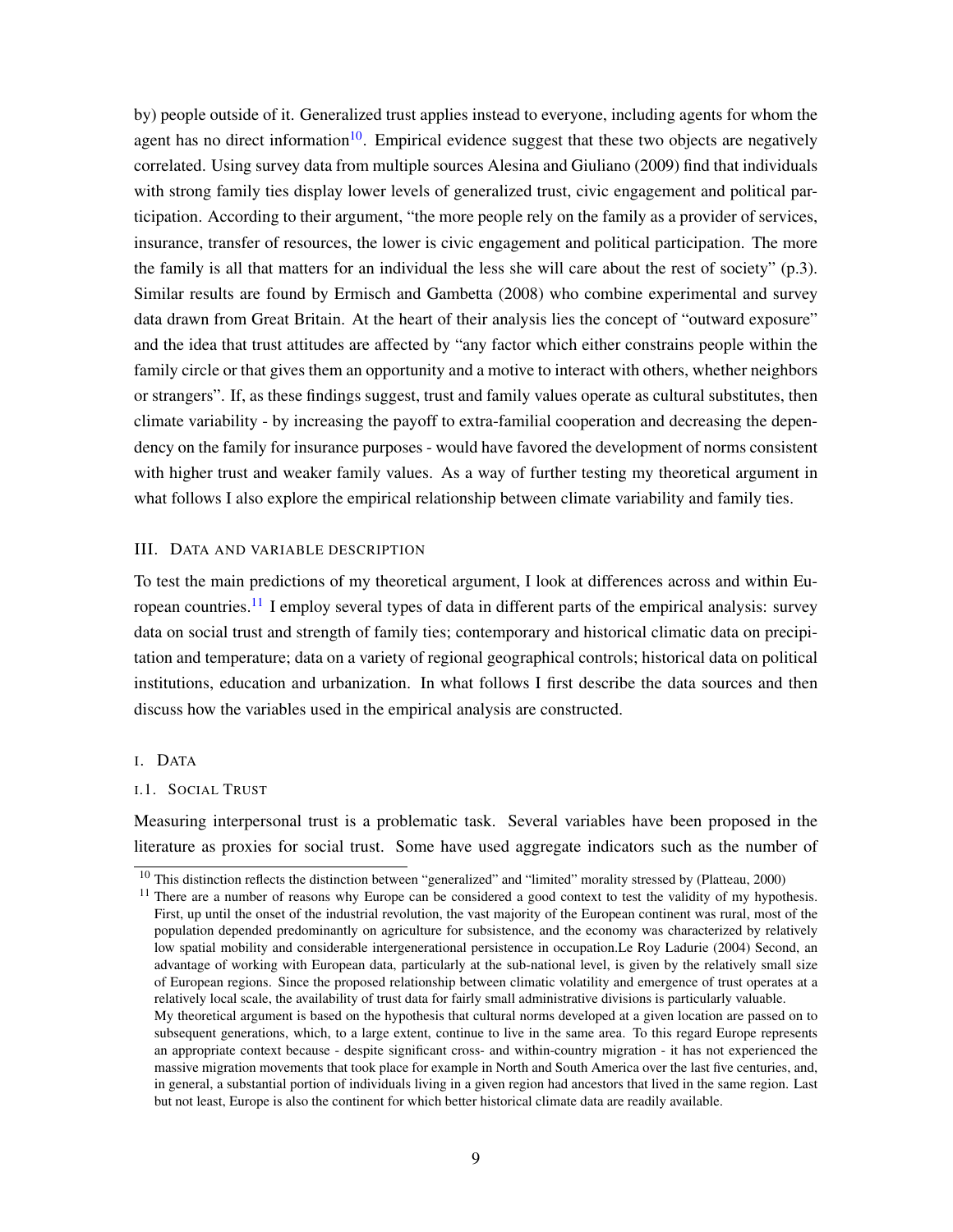by) people outside of it. Generalized trust applies instead to everyone, including agents for whom the agent has no direct information[10]. Empirical evidence suggest that these two objects are negatively correlated. Using survey data from multiple sources Alesina and Giuliano (2009) find that individuals with strong family ties display lower levels of generalized trust, civic engagement and political participation. According to their argument, "the more people rely on the family as a provider of services, insurance, transfer of resources, the lower is civic engagement and political participation. The more the family is all that matters for an individual the less she will care about the rest of society" (p.3). Similar results are found by Ermisch and Gambetta (2008) who combine experimental and survey data drawn from Great Britain. At the heart of their analysis lies the concept of "outward exposure" and the idea that trust attitudes are affected by "any factor which either constrains people within the family circle or that gives them an opportunity and a motive to interact with others, whether neighbors or strangers". If, as these findings suggest, trust and family values operate as cultural substitutes, then climate variability - by increasing the payoff to extra-familial cooperation and decreasing the dependency on the family for insurance purposes - would have favored the development of norms consistent with higher trust and weaker family values. As a way of further testing my theoretical argument in what follows I also explore the empirical relationship between climate variability and family ties.

## III. Data and variable description

To test the main predictions of my theoretical argument, I look at differences across and within European countries.[11] I employ several types of data in different parts of the empirical analysis: survey data on social trust and strength of family ties; contemporary and historical climatic data on precipitation and temperature; data on a variety of regional geographical controls; historical data on political institutions, education and urbanization. In what follows I first describe the data sources and then discuss how the variables used in the empirical analysis are constructed.

### i. Data

#### i.1. Social Trust

Measuring interpersonal trust is a problematic task. Several variables have been proposed in the literature as proxies for social trust. Some have used aggregate indicators such as the number of

---

[10] This distinction reflects the distinction between "generalized" and "limited" morality stressed by (Platteau, 2000)

[11] There are a number of reasons why Europe can be considered a good context to test the validity of my hypothesis. First, up until the onset of the industrial revolution, the vast majority of the European continent was rural, most of the population depended predominantly on agriculture for subsistence, and the economy was characterized by relatively low spatial mobility and considerable intergenerational persistence in occupation.Le Roy Ladurie (2004) Second, an advantage of working with European data, particularly at the sub-national level, is given by the relatively small size of European regions. Since the proposed relationship between climatic volatility and emergence of trust operates at a relatively local scale, the availability of trust data for fairly small administrative divisions is particularly valuable.
My theoretical argument is based on the hypothesis that cultural norms developed at a given location are passed on to subsequent generations, which, to a large extent, continue to live in the same area. To this regard Europe represents an appropriate context because - despite significant cross- and within-country migration - it has not experienced the massive migration movements that took place for example in North and South America over the last five centuries, and, in general, a substantial portion of individuals living in a given region had ancestors that lived in the same region. Last but not least, Europe is also the continent for which better historical climate data are readily available.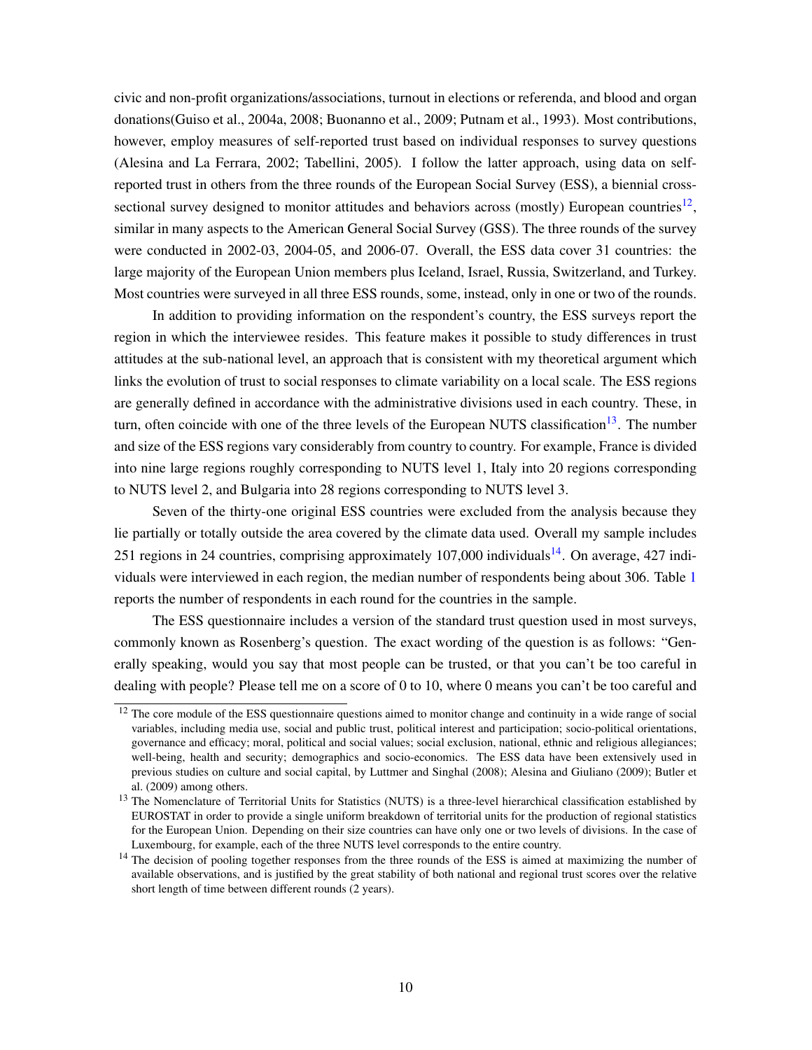civic and non-profit organizations/associations, turnout in elections or referenda, and blood and organ donations(Guiso et al., 2004a, 2008; Buonanno et al., 2009; Putnam et al., 1993). Most contributions, however, employ measures of self-reported trust based on individual responses to survey questions (Alesina and La Ferrara, 2002; Tabellini, 2005). I follow the latter approach, using data on self-reported trust in others from the three rounds of the European Social Survey (ESS), a biennial cross-sectional survey designed to monitor attitudes and behaviors across (mostly) European countries[12], similar in many aspects to the American General Social Survey (GSS). The three rounds of the survey were conducted in 2002-03, 2004-05, and 2006-07. Overall, the ESS data cover 31 countries: the large majority of the European Union members plus Iceland, Israel, Russia, Switzerland, and Turkey. Most countries were surveyed in all three ESS rounds, some, instead, only in one or two of the rounds.

In addition to providing information on the respondent's country, the ESS surveys report the region in which the interviewee resides. This feature makes it possible to study differences in trust attitudes at the sub-national level, an approach that is consistent with my theoretical argument which links the evolution of trust to social responses to climate variability on a local scale. The ESS regions are generally defined in accordance with the administrative divisions used in each country. These, in turn, often coincide with one of the three levels of the European NUTS classification[13]. The number and size of the ESS regions vary considerably from country to country. For example, France is divided into nine large regions roughly corresponding to NUTS level 1, Italy into 20 regions corresponding to NUTS level 2, and Bulgaria into 28 regions corresponding to NUTS level 3.

Seven of the thirty-one original ESS countries were excluded from the analysis because they lie partially or totally outside the area covered by the climate data used. Overall my sample includes 251 regions in 24 countries, comprising approximately 107,000 individuals[14]. On average, 427 individuals were interviewed in each region, the median number of respondents being about 306. Table 1 reports the number of respondents in each round for the countries in the sample.

The ESS questionnaire includes a version of the standard trust question used in most surveys, commonly known as Rosenberg's question. The exact wording of the question is as follows: "Generally speaking, would you say that most people can be trusted, or that you can't be too careful in dealing with people? Please tell me on a score of 0 to 10, where 0 means you can't be too careful and

---

[12] The core module of the ESS questionnaire questions aimed to monitor change and continuity in a wide range of social variables, including media use, social and public trust, political interest and participation; socio-political orientations, governance and efficacy; moral, political and social values; social exclusion, national, ethnic and religious allegiances; well-being, health and security; demographics and socio-economics. The ESS data have been extensively used in previous studies on culture and social capital, by Luttmer and Singhal (2008); Alesina and Giuliano (2009); Butler et al. (2009) among others.

[13] The Nomenclature of Territorial Units for Statistics (NUTS) is a three-level hierarchical classification established by EUROSTAT in order to provide a single uniform breakdown of territorial units for the production of regional statistics for the European Union. Depending on their size countries can have only one or two levels of divisions. In the case of Luxembourg, for example, each of the three NUTS level corresponds to the entire country.

[14] The decision of pooling together responses from the three rounds of the ESS is aimed at maximizing the number of available observations, and is justified by the great stability of both national and regional trust scores over the relative short length of time between different rounds (2 years).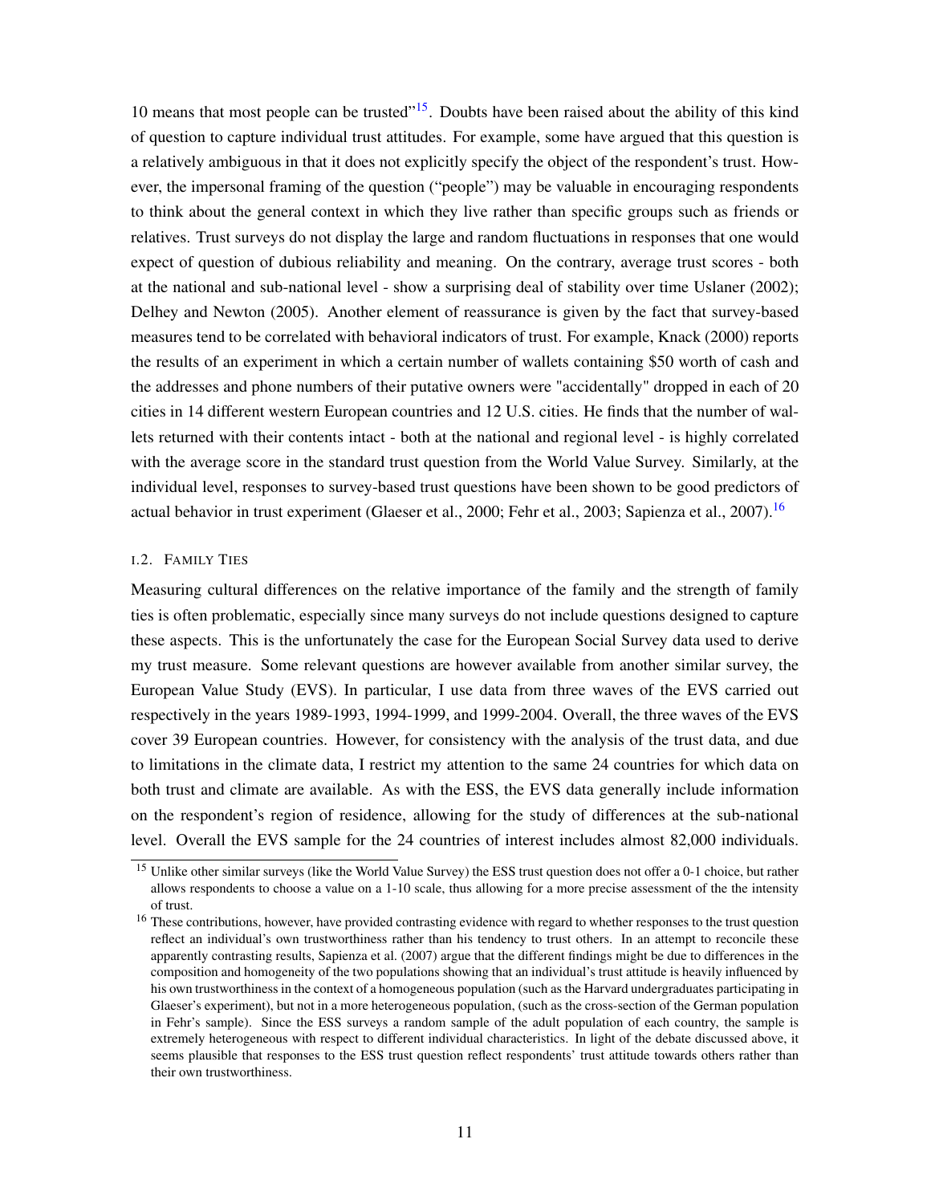10 means that most people can be trusted"[15]. Doubts have been raised about the ability of this kind of question to capture individual trust attitudes. For example, some have argued that this question is a relatively ambiguous in that it does not explicitly specify the object of the respondent's trust. However, the impersonal framing of the question ("people") may be valuable in encouraging respondents to think about the general context in which they live rather than specific groups such as friends or relatives. Trust surveys do not display the large and random fluctuations in responses that one would expect of question of dubious reliability and meaning. On the contrary, average trust scores - both at the national and sub-national level - show a surprising deal of stability over time Uslaner (2002); Delhey and Newton (2005). Another element of reassurance is given by the fact that survey-based measures tend to be correlated with behavioral indicators of trust. For example, Knack (2000) reports the results of an experiment in which a certain number of wallets containing $50 worth of cash and the addresses and phone numbers of their putative owners were "accidentally" dropped in each of 20 cities in 14 different western European countries and 12 U.S. cities. He finds that the number of wallets returned with their contents intact - both at the national and regional level - is highly correlated with the average score in the standard trust question from the World Value Survey. Similarly, at the individual level, responses to survey-based trust questions have been shown to be good predictors of actual behavior in trust experiment (Glaeser et al., 2000; Fehr et al., 2003; Sapienza et al., 2007).[16]

### I.2. Family Ties

Measuring cultural differences on the relative importance of the family and the strength of family ties is often problematic, especially since many surveys do not include questions designed to capture these aspects. This is the unfortunately the case for the European Social Survey data used to derive my trust measure. Some relevant questions are however available from another similar survey, the European Value Study (EVS). In particular, I use data from three waves of the EVS carried out respectively in the years 1989-1993, 1994-1999, and 1999-2004. Overall, the three waves of the EVS cover 39 European countries. However, for consistency with the analysis of the trust data, and due to limitations in the climate data, I restrict my attention to the same 24 countries for which data on both trust and climate are available. As with the ESS, the EVS data generally include information on the respondent's region of residence, allowing for the study of differences at the sub-national level. Overall the EVS sample for the 24 countries of interest includes almost 82,000 individuals.

[15] Unlike other similar surveys (like the World Value Survey) the ESS trust question does not offer a 0-1 choice, but rather allows respondents to choose a value on a 1-10 scale, thus allowing for a more precise assessment of the the intensity of trust.

[16] These contributions, however, have provided contrasting evidence with regard to whether responses to the trust question reflect an individual's own trustworthiness rather than his tendency to trust others. In an attempt to reconcile these apparently contrasting results, Sapienza et al. (2007) argue that the different findings might be due to differences in the composition and homogeneity of the two populations showing that an individual's trust attitude is heavily influenced by his own trustworthiness in the context of a homogeneous population (such as the Harvard undergraduates participating in Glaeser's experiment), but not in a more heterogeneous population, (such as the cross-section of the German population in Fehr's sample). Since the ESS surveys a random sample of the adult population of each country, the sample is extremely heterogeneous with respect to different individual characteristics. In light of the debate discussed above, it seems plausible that responses to the ESS trust question reflect respondents' trust attitude towards others rather than their own trustworthiness.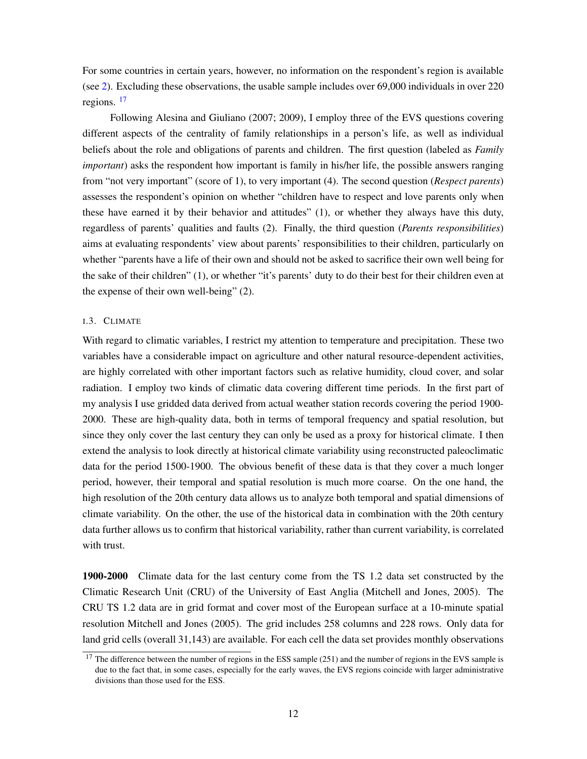For some countries in certain years, however, no information on the respondent's region is available (see 2). Excluding these observations, the usable sample includes over 69,000 individuals in over 220 regions. [17]

Following Alesina and Giuliano (2007; 2009), I employ three of the EVS questions covering different aspects of the centrality of family relationships in a person's life, as well as individual beliefs about the role and obligations of parents and children. The first question (labeled as *Family important*) asks the respondent how important is family in his/her life, the possible answers ranging from "not very important" (score of 1), to very important (4). The second question (*Respect parents*) assesses the respondent's opinion on whether "children have to respect and love parents only when these have earned it by their behavior and attitudes" (1), or whether they always have this duty, regardless of parents' qualities and faults (2). Finally, the third question (*Parents responsibilities*) aims at evaluating respondents' view about parents' responsibilities to their children, particularly on whether "parents have a life of their own and should not be asked to sacrifice their own well being for the sake of their children" (1), or whether "it's parents' duty to do their best for their children even at the expense of their own well-being" (2).

### I.3. Climate

With regard to climatic variables, I restrict my attention to temperature and precipitation. These two variables have a considerable impact on agriculture and other natural resource-dependent activities, are highly correlated with other important factors such as relative humidity, cloud cover, and solar radiation. I employ two kinds of climatic data covering different time periods. In the first part of my analysis I use gridded data derived from actual weather station records covering the period 1900-2000. These are high-quality data, both in terms of temporal frequency and spatial resolution, but since they only cover the last century they can only be used as a proxy for historical climate. I then extend the analysis to look directly at historical climate variability using reconstructed paleoclimatic data for the period 1500-1900. The obvious benefit of these data is that they cover a much longer period, however, their temporal and spatial resolution is much more coarse. On the one hand, the high resolution of the 20th century data allows us to analyze both temporal and spatial dimensions of climate variability. On the other, the use of the historical data in combination with the 20th century data further allows us to confirm that historical variability, rather than current variability, is correlated with trust.

**1900-2000** Climate data for the last century come from the TS 1.2 data set constructed by the Climatic Research Unit (CRU) of the University of East Anglia (Mitchell and Jones, 2005). The CRU TS 1.2 data are in grid format and cover most of the European surface at a 10-minute spatial resolution Mitchell and Jones (2005). The grid includes 258 columns and 228 rows. Only data for land grid cells (overall 31,143) are available. For each cell the data set provides monthly observations

[17] The difference between the number of regions in the ESS sample (251) and the number of regions in the EVS sample is due to the fact that, in some cases, especially for the early waves, the EVS regions coincide with larger administrative divisions than those used for the ESS.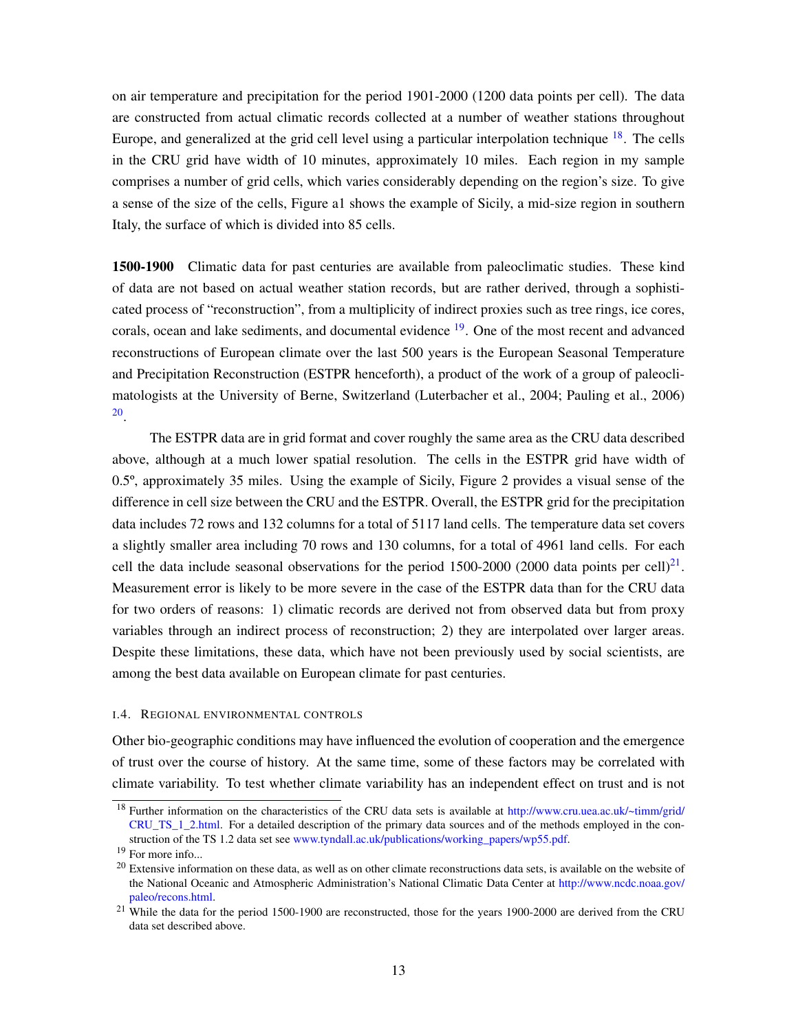on air temperature and precipitation for the period 1901-2000 (1200 data points per cell). The data are constructed from actual climatic records collected at a number of weather stations throughout Europe, and generalized at the grid cell level using a particular interpolation technique [18]. The cells in the CRU grid have width of 10 minutes, approximately 10 miles. Each region in my sample comprises a number of grid cells, which varies considerably depending on the region's size. To give a sense of the size of the cells, Figure a1 shows the example of Sicily, a mid-size region in southern Italy, the surface of which is divided into 85 cells.

**1500-1900** Climatic data for past centuries are available from paleoclimatic studies. These kind of data are not based on actual weather station records, but are rather derived, through a sophisticated process of "reconstruction", from a multiplicity of indirect proxies such as tree rings, ice cores, corals, ocean and lake sediments, and documental evidence [19]. One of the most recent and advanced reconstructions of European climate over the last 500 years is the European Seasonal Temperature and Precipitation Reconstruction (ESTPR henceforth), a product of the work of a group of paleoclimatologists at the University of Berne, Switzerland (Luterbacher et al., 2004; Pauling et al., 2006) [20].

The ESTPR data are in grid format and cover roughly the same area as the CRU data described above, although at a much lower spatial resolution. The cells in the ESTPR grid have width of 0.5º, approximately 35 miles. Using the example of Sicily, Figure 2 provides a visual sense of the difference in cell size between the CRU and the ESTPR. Overall, the ESTPR grid for the precipitation data includes 72 rows and 132 columns for a total of 5117 land cells. The temperature data set covers a slightly smaller area including 70 rows and 130 columns, for a total of 4961 land cells. For each cell the data include seasonal observations for the period 1500-2000 (2000 data points per cell)[21]. Measurement error is likely to be more severe in the case of the ESTPR data than for the CRU data for two orders of reasons: 1) climatic records are derived not from observed data but from proxy variables through an indirect process of reconstruction; 2) they are interpolated over larger areas. Despite these limitations, these data, which have not been previously used by social scientists, are among the best data available on European climate for past centuries.

### I.4. Regional environmental controls

Other bio-geographic conditions may have influenced the evolution of cooperation and the emergence of trust over the course of history. At the same time, some of these factors may be correlated with climate variability. To test whether climate variability has an independent effect on trust and is not

---

[18] Further information on the characteristics of the CRU data sets is available at http://www.cru.uea.ac.uk/~timm/grid/CRU_TS_1_2.html. For a detailed description of the primary data sources and of the methods employed in the construction of the TS 1.2 data set see www.tyndall.ac.uk/publications/working_papers/wp55.pdf.

[19] For more info...

[20] Extensive information on these data, as well as on other climate reconstructions data sets, is available on the website of the National Oceanic and Atmospheric Administration's National Climatic Data Center at http://www.ncdc.noaa.gov/paleo/recons.html.

[21] While the data for the period 1500-1900 are reconstructed, those for the years 1900-2000 are derived from the CRU data set described above.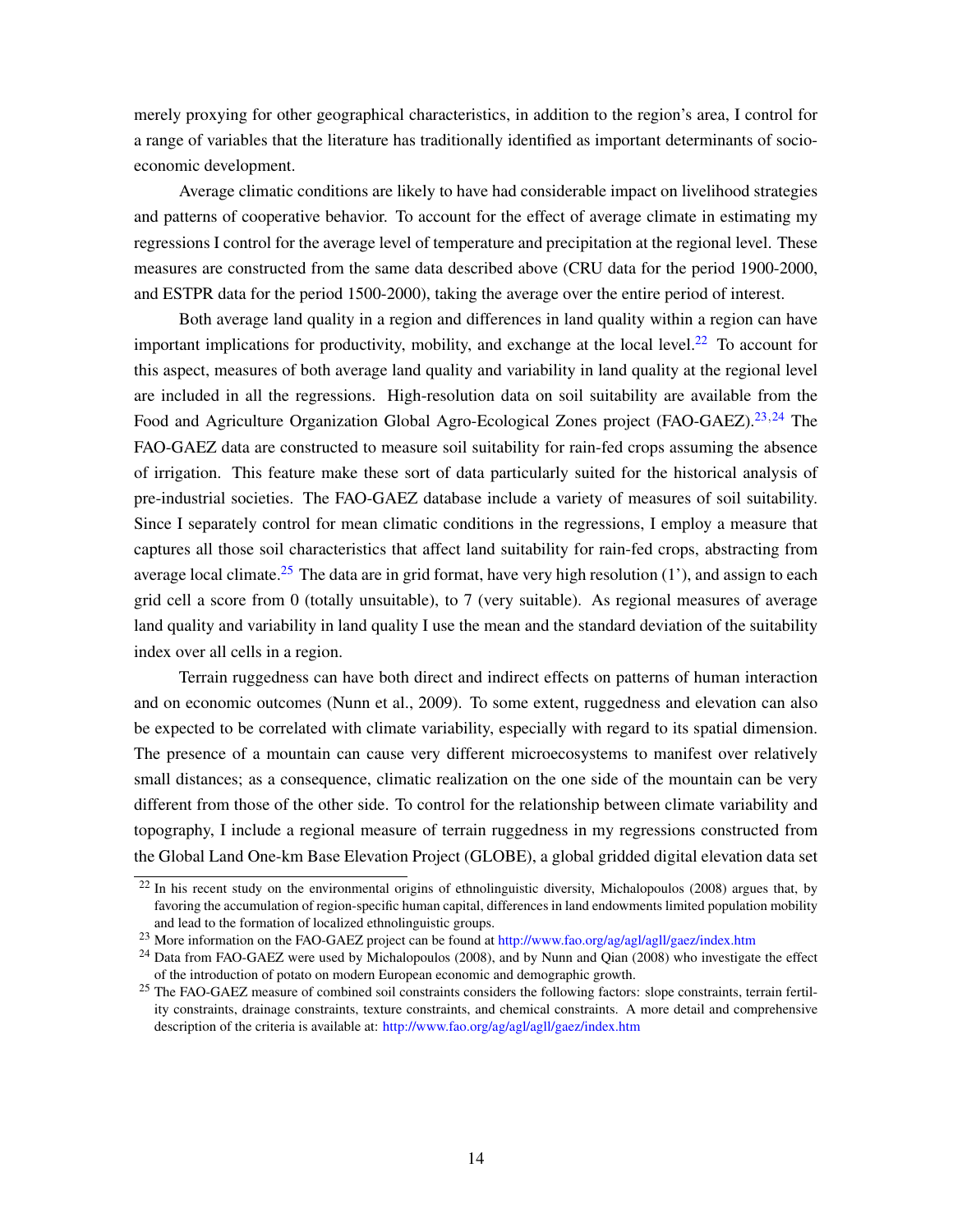merely proxying for other geographical characteristics, in addition to the region's area, I control for a range of variables that the literature has traditionally identified as important determinants of socio-economic development.

Average climatic conditions are likely to have had considerable impact on livelihood strategies and patterns of cooperative behavior. To account for the effect of average climate in estimating my regressions I control for the average level of temperature and precipitation at the regional level. These measures are constructed from the same data described above (CRU data for the period 1900-2000, and ESTPR data for the period 1500-2000), taking the average over the entire period of interest.

Both average land quality in a region and differences in land quality within a region can have important implications for productivity, mobility, and exchange at the local level.[22] To account for this aspect, measures of both average land quality and variability in land quality at the regional level are included in all the regressions. High-resolution data on soil suitability are available from the Food and Agriculture Organization Global Agro-Ecological Zones project (FAO-GAEZ).[23,24] The FAO-GAEZ data are constructed to measure soil suitability for rain-fed crops assuming the absence of irrigation. This feature make these sort of data particularly suited for the historical analysis of pre-industrial societies. The FAO-GAEZ database include a variety of measures of soil suitability. Since I separately control for mean climatic conditions in the regressions, I employ a measure that captures all those soil characteristics that affect land suitability for rain-fed crops, abstracting from average local climate.[25] The data are in grid format, have very high resolution (1'), and assign to each grid cell a score from 0 (totally unsuitable), to 7 (very suitable). As regional measures of average land quality and variability in land quality I use the mean and the standard deviation of the suitability index over all cells in a region.

Terrain ruggedness can have both direct and indirect effects on patterns of human interaction and on economic outcomes (Nunn et al., 2009). To some extent, ruggedness and elevation can also be expected to be correlated with climate variability, especially with regard to its spatial dimension. The presence of a mountain can cause very different microecosystems to manifest over relatively small distances; as a consequence, climatic realization on the one side of the mountain can be very different from those of the other side. To control for the relationship between climate variability and topography, I include a regional measure of terrain ruggedness in my regressions constructed from the Global Land One-km Base Elevation Project (GLOBE), a global gridded digital elevation data set

---

[22] In his recent study on the environmental origins of ethnolinguistic diversity, Michalopoulos (2008) argues that, by favoring the accumulation of region-specific human capital, differences in land endowments limited population mobility and lead to the formation of localized ethnolinguistic groups.

[23] More information on the FAO-GAEZ project can be found at http://www.fao.org/ag/agl/agll/gaez/index.htm

[24] Data from FAO-GAEZ were used by Michalopoulos (2008), and by Nunn and Qian (2008) who investigate the effect of the introduction of potato on modern European economic and demographic growth.

[25] The FAO-GAEZ measure of combined soil constraints considers the following factors: slope constraints, terrain fertility constraints, drainage constraints, texture constraints, and chemical constraints. A more detail and comprehensive description of the criteria is available at: http://www.fao.org/ag/agl/agll/gaez/index.htm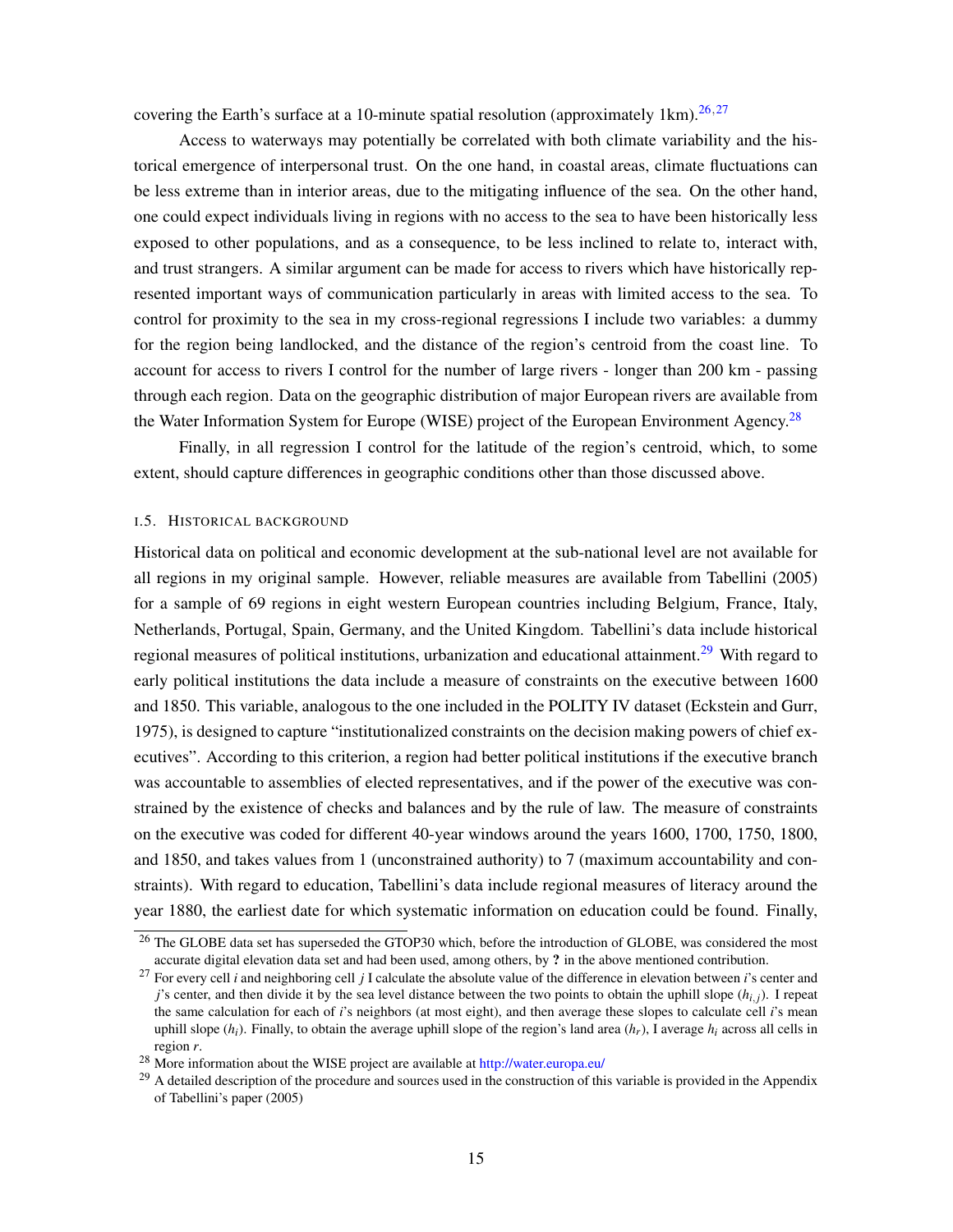covering the Earth's surface at a 10-minute spatial resolution (approximately 1km).[26,27]

Access to waterways may potentially be correlated with both climate variability and the historical emergence of interpersonal trust. On the one hand, in coastal areas, climate fluctuations can be less extreme than in interior areas, due to the mitigating influence of the sea. On the other hand, one could expect individuals living in regions with no access to the sea to have been historically less exposed to other populations, and as a consequence, to be less inclined to relate to, interact with, and trust strangers. A similar argument can be made for access to rivers which have historically represented important ways of communication particularly in areas with limited access to the sea. To control for proximity to the sea in my cross-regional regressions I include two variables: a dummy for the region being landlocked, and the distance of the region's centroid from the coast line. To account for access to rivers I control for the number of large rivers - longer than 200 km - passing through each region. Data on the geographic distribution of major European rivers are available from the Water Information System for Europe (WISE) project of the European Environment Agency.[28]

Finally, in all regression I control for the latitude of the region's centroid, which, to some extent, should capture differences in geographic conditions other than those discussed above.

### I.5. Historical background

Historical data on political and economic development at the sub-national level are not available for all regions in my original sample. However, reliable measures are available from Tabellini (2005) for a sample of 69 regions in eight western European countries including Belgium, France, Italy, Netherlands, Portugal, Spain, Germany, and the United Kingdom. Tabellini's data include historical regional measures of political institutions, urbanization and educational attainment.[29] With regard to early political institutions the data include a measure of constraints on the executive between 1600 and 1850. This variable, analogous to the one included in the POLITY IV dataset (Eckstein and Gurr, 1975), is designed to capture "institutionalized constraints on the decision making powers of chief executives". According to this criterion, a region had better political institutions if the executive branch was accountable to assemblies of elected representatives, and if the power of the executive was constrained by the existence of checks and balances and by the rule of law. The measure of constraints on the executive was coded for different 40-year windows around the years 1600, 1700, 1750, 1800, and 1850, and takes values from 1 (unconstrained authority) to 7 (maximum accountability and constraints). With regard to education, Tabellini's data include regional measures of literacy around the year 1880, the earliest date for which systematic information on education could be found. Finally,

---

[26] The GLOBE data set has superseded the GTOP30 which, before the introduction of GLOBE, was considered the most accurate digital elevation data set and had been used, among others, by **?** in the above mentioned contribution.

[27] For every cell $i$ and neighboring cell $j$ I calculate the absolute value of the difference in elevation between $i$'s center and $j$'s center, and then divide it by the sea level distance between the two points to obtain the uphill slope ($h_{i,j}$). I repeat the same calculation for each of $i$'s neighbors (at most eight), and then average these slopes to calculate cell $i$'s mean uphill slope ($h_i$). Finally, to obtain the average uphill slope of the region's land area ($h_r$), I average $h_i$ across all cells in region $r$.

[28] More information about the WISE project are available at http://water.europa.eu/

[29] A detailed description of the procedure and sources used in the construction of this variable is provided in the Appendix of Tabellini's paper (2005)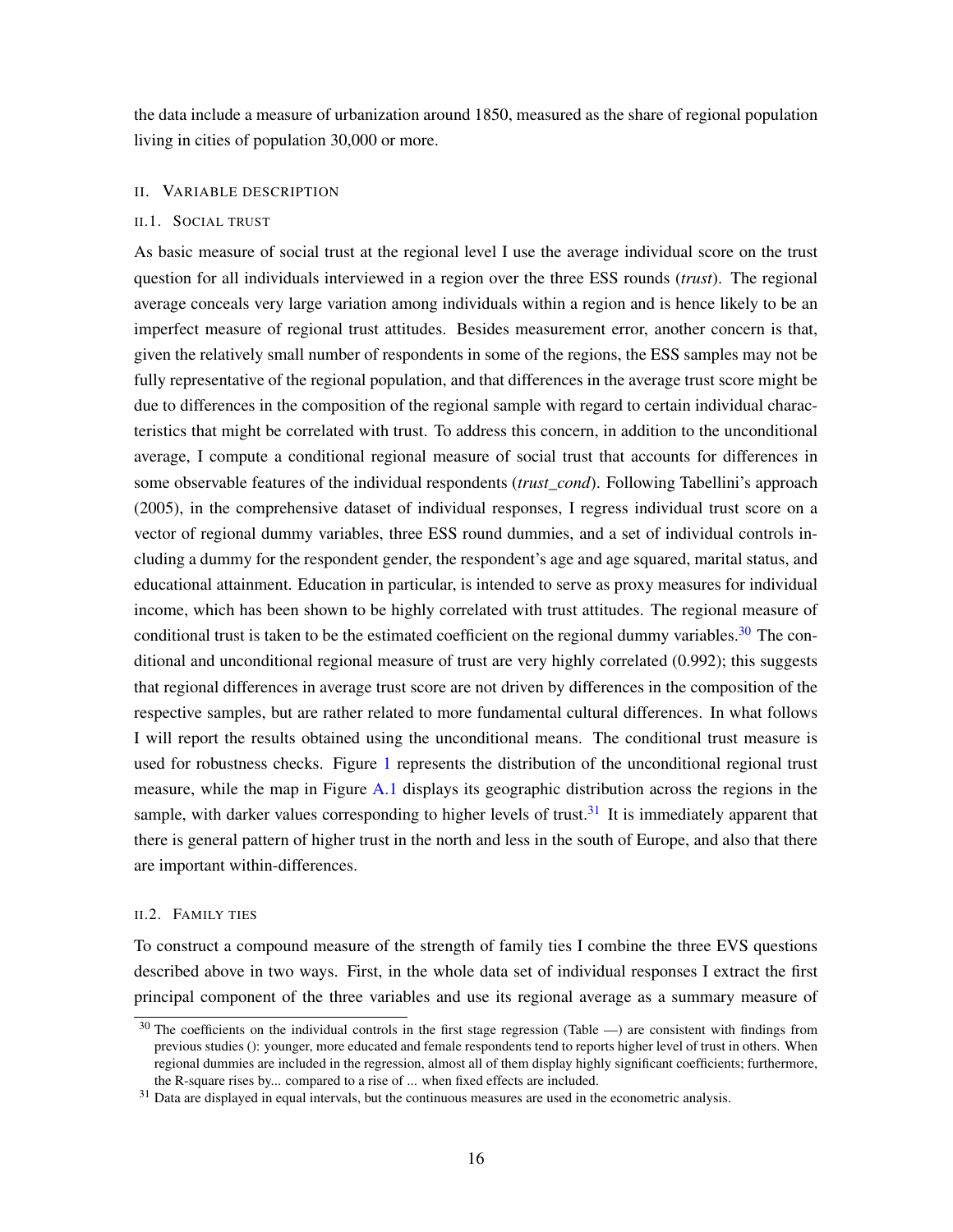the data include a measure of urbanization around 1850, measured as the share of regional population living in cities of population 30,000 or more.

## II. Variable description

### II.1. Social trust

As basic measure of social trust at the regional level I use the average individual score on the trust question for all individuals interviewed in a region over the three ESS rounds (*trust*). The regional average conceals very large variation among individuals within a region and is hence likely to be an imperfect measure of regional trust attitudes. Besides measurement error, another concern is that, given the relatively small number of respondents in some of the regions, the ESS samples may not be fully representative of the regional population, and that differences in the average trust score might be due to differences in the composition of the regional sample with regard to certain individual characteristics that might be correlated with trust. To address this concern, in addition to the unconditional average, I compute a conditional regional measure of social trust that accounts for differences in some observable features of the individual respondents (*trust_cond*). Following Tabellini's approach (2005), in the comprehensive dataset of individual responses, I regress individual trust score on a vector of regional dummy variables, three ESS round dummies, and a set of individual controls including a dummy for the respondent gender, the respondent's age and age squared, marital status, and educational attainment. Education in particular, is intended to serve as proxy measures for individual income, which has been shown to be highly correlated with trust attitudes. The regional measure of conditional trust is taken to be the estimated coefficient on the regional dummy variables.[30] The conditional and unconditional regional measure of trust are very highly correlated (0.992); this suggests that regional differences in average trust score are not driven by differences in the composition of the respective samples, but are rather related to more fundamental cultural differences. In what follows I will report the results obtained using the unconditional means. The conditional trust measure is used for robustness checks. Figure 1 represents the distribution of the unconditional regional trust measure, while the map in Figure A.1 displays its geographic distribution across the regions in the sample, with darker values corresponding to higher levels of trust.[31] It is immediately apparent that there is general pattern of higher trust in the north and less in the south of Europe, and also that there are important within-differences.

### II.2. Family ties

To construct a compound measure of the strength of family ties I combine the three EVS questions described above in two ways. First, in the whole data set of individual responses I extract the first principal component of the three variables and use its regional average as a summary measure of

---

[30] The coefficients on the individual controls in the first stage regression (Table —) are consistent with findings from previous studies (): younger, more educated and female respondents tend to reports higher level of trust in others. When regional dummies are included in the regression, almost all of them display highly significant coefficients; furthermore, the R-square rises by... compared to a rise of ... when fixed effects are included.

[31] Data are displayed in equal intervals, but the continuous measures are used in the econometric analysis.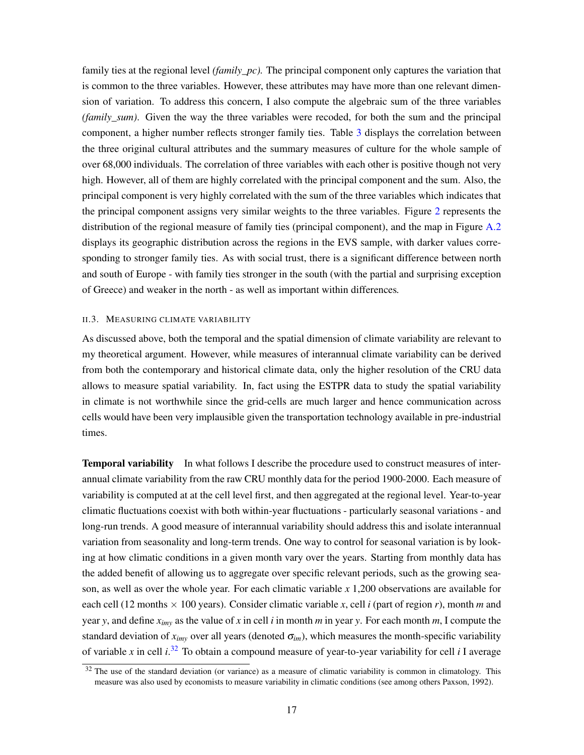family ties at the regional level *(family_pc)*. The principal component only captures the variation that is common to the three variables. However, these attributes may have more than one relevant dimension of variation. To address this concern, I also compute the algebraic sum of the three variables *(family_sum)*. Given the way the three variables were recoded, for both the sum and the principal component, a higher number reflects stronger family ties. Table 3 displays the correlation between the three original cultural attributes and the summary measures of culture for the whole sample of over 68,000 individuals. The correlation of three variables with each other is positive though not very high. However, all of them are highly correlated with the principal component and the sum. Also, the principal component is very highly correlated with the sum of the three variables which indicates that the principal component assigns very similar weights to the three variables. Figure 2 represents the distribution of the regional measure of family ties (principal component), and the map in Figure A.2 displays its geographic distribution across the regions in the EVS sample, with darker values corresponding to stronger family ties. As with social trust, there is a significant difference between north and south of Europe - with family ties stronger in the south (with the partial and surprising exception of Greece) and weaker in the north - as well as important within differences.

### II.3. Measuring climate variability

As discussed above, both the temporal and the spatial dimension of climate variability are relevant to my theoretical argument. However, while measures of interannual climate variability can be derived from both the contemporary and historical climate data, only the higher resolution of the CRU data allows to measure spatial variability. In, fact using the ESTPR data to study the spatial variability in climate is not worthwhile since the grid-cells are much larger and hence communication across cells would have been very implausible given the transportation technology available in pre-industrial times.

**Temporal variability** In what follows I describe the procedure used to construct measures of interannual climate variability from the raw CRU monthly data for the period 1900-2000. Each measure of variability is computed at at the cell level first, and then aggregated at the regional level. Year-to-year climatic fluctuations coexist with both within-year fluctuations - particularly seasonal variations - and long-run trends. A good measure of interannual variability should address this and isolate interannual variation from seasonality and long-term trends. One way to control for seasonal variation is by looking at how climatic conditions in a given month vary over the years. Starting from monthly data has the added benefit of allowing us to aggregate over specific relevant periods, such as the growing season, as well as over the whole year. For each climatic variable $x$ 1,200 observations are available for each cell (12 months $\times$ 100 years). Consider climatic variable $x$, cell $i$ (part of region $r$), month $m$ and year $y$, and define $x_{imy}$ as the value of $x$ in cell $i$ in month $m$ in year $y$. For each month $m$, I compute the standard deviation of $x_{imy}$ over all years (denoted $\sigma_{im}$), which measures the month-specific variability of variable $x$ in cell $i$.[32] To obtain a compound measure of year-to-year variability for cell $i$ I average

[32] The use of the standard deviation (or variance) as a measure of climatic variability is common in climatology. This measure was also used by economists to measure variability in climatic conditions (see among others Paxson, 1992).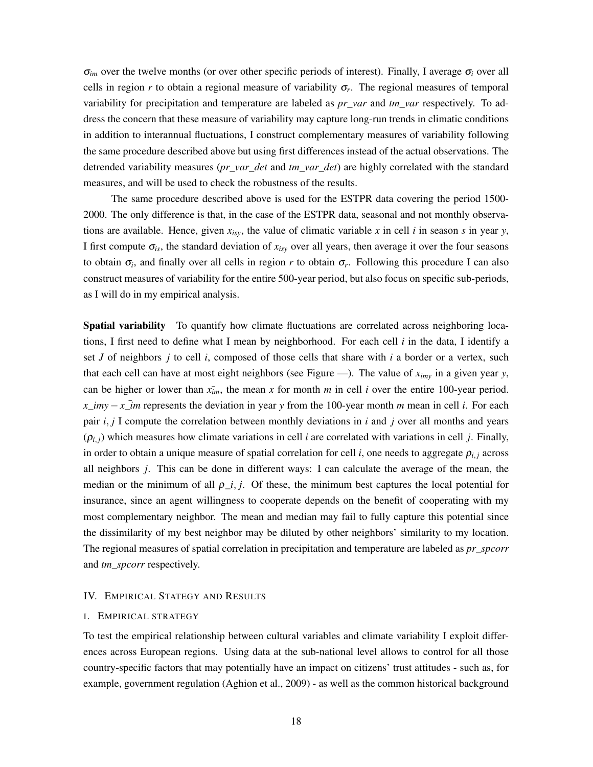$\sigma_{im}$ over the twelve months (or over other specific periods of interest). Finally, I average $\sigma_i$ over all cells in region $r$ to obtain a regional measure of variability $\sigma_r$. The regional measures of temporal variability for precipitation and temperature are labeled as *pr_var* and *tm_var* respectively. To address the concern that these measure of variability may capture long-run trends in climatic conditions in addition to interannual fluctuations, I construct complementary measures of variability following the same procedure described above but using first differences instead of the actual observations. The detrended variability measures (*pr_var_det* and *tm_var_det*) are highly correlated with the standard measures, and will be used to check the robustness of the results.

The same procedure described above is used for the ESTPR data covering the period 1500-2000. The only difference is that, in the case of the ESTPR data, seasonal and not monthly observations are available. Hence, given $x_{isy}$, the value of climatic variable $x$ in cell $i$ in season $s$ in year $y$, I first compute $\sigma_{is}$, the standard deviation of $x_{isy}$ over all years, then average it over the four seasons to obtain $\sigma_i$, and finally over all cells in region $r$ to obtain $\sigma_r$. Following this procedure I can also construct measures of variability for the entire 500-year period, but also focus on specific sub-periods, as I will do in my empirical analysis.

**Spatial variability** To quantify how climate fluctuations are correlated across neighboring locations, I first need to define what I mean by neighborhood. For each cell $i$ in the data, I identify a set $J$ of neighbors $j$ to cell $i$, composed of those cells that share with $i$ a border or a vertex, such that each cell can have at most eight neighbors (see Figure —). The value of $x_{imy}$ in a given year $y$, can be higher or lower than $\bar{x_{im}}$, the mean $x$ for month $m$ in cell $i$ over the entire 100-year period. $x\_imy - x\_\bar{i}m$ represents the deviation in year $y$ from the 100-year month $m$ mean in cell $i$. For each pair $i, j$ I compute the correlation between monthly deviations in $i$ and $j$ over all months and years ($\rho_{i,j}$) which measures how climate variations in cell $i$ are correlated with variations in cell $j$. Finally, in order to obtain a unique measure of spatial correlation for cell $i$, one needs to aggregate $\rho_{i,j}$ across all neighbors $j$. This can be done in different ways: I can calculate the average of the mean, the median or the minimum of all $\rho\_i, j$. Of these, the minimum best captures the local potential for insurance, since an agent willingness to cooperate depends on the benefit of cooperating with my most complementary neighbor. The mean and median may fail to fully capture this potential since the dissimilarity of my best neighbor may be diluted by other neighbors' similarity to my location. The regional measures of spatial correlation in precipitation and temperature are labeled as *pr_spcorr* and *tm_spcorr* respectively.

## IV. Empirical Stategy and Results

### i. Empirical strategy

To test the empirical relationship between cultural variables and climate variability I exploit differences across European regions. Using data at the sub-national level allows to control for all those country-specific factors that may potentially have an impact on citizens' trust attitudes - such as, for example, government regulation (Aghion et al., 2009) - as well as the common historical background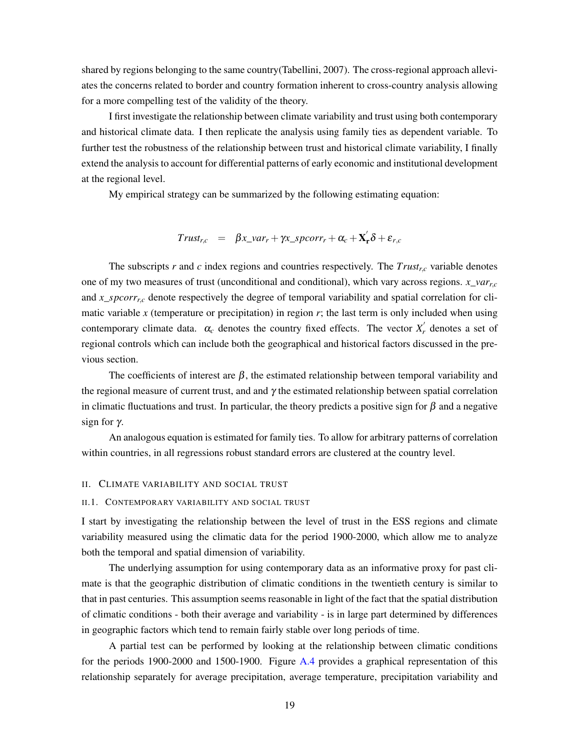shared by regions belonging to the same country(Tabellini, 2007). The cross-regional approach alleviates the concerns related to border and country formation inherent to cross-country analysis allowing for a more compelling test of the validity of the theory.

I first investigate the relationship between climate variability and trust using both contemporary and historical climate data. I then replicate the analysis using family ties as dependent variable. To further test the robustness of the relationship between trust and historical climate variability, I finally extend the analysis to account for differential patterns of early economic and institutional development at the regional level.

My empirical strategy can be summarized by the following estimating equation:

$$Trust_{r,c} \quad = \quad \beta x\_var_r + \gamma x\_spcorr_r + \alpha_c + \mathbf{X}_{\mathbf{r}}^{'}\delta + \varepsilon_{r,c}$$

The subscripts $r$ and $c$ index regions and countries respectively. The $Trust_{r,c}$ variable denotes one of my two measures of trust (unconditional and conditional), which vary across regions. $x\_var_{r,c}$ and $x\_spcorr_{r,c}$ denote respectively the degree of temporal variability and spatial correlation for climatic variable $x$ (temperature or precipitation) in region $r$; the last term is only included when using contemporary climate data. $\alpha_c$ denotes the country fixed effects. The vector $X_r^{'}$ denotes a set of regional controls which can include both the geographical and historical factors discussed in the previous section.

The coefficients of interest are $\beta$, the estimated relationship between temporal variability and the regional measure of current trust, and and $\gamma$ the estimated relationship between spatial correlation in climatic fluctuations and trust. In particular, the theory predicts a positive sign for $\beta$ and a negative sign for $\gamma$.

An analogous equation is estimated for family ties. To allow for arbitrary patterns of correlation within countries, in all regressions robust standard errors are clustered at the country level.

## II. Climate variability and social trust

### II.1. Contemporary variability and social trust

I start by investigating the relationship between the level of trust in the ESS regions and climate variability measured using the climatic data for the period 1900-2000, which allow me to analyze both the temporal and spatial dimension of variability.

The underlying assumption for using contemporary data as an informative proxy for past climate is that the geographic distribution of climatic conditions in the twentieth century is similar to that in past centuries. This assumption seems reasonable in light of the fact that the spatial distribution of climatic conditions - both their average and variability - is in large part determined by differences in geographic factors which tend to remain fairly stable over long periods of time.

A partial test can be performed by looking at the relationship between climatic conditions for the periods 1900-2000 and 1500-1900. Figure A.4 provides a graphical representation of this relationship separately for average precipitation, average temperature, precipitation variability and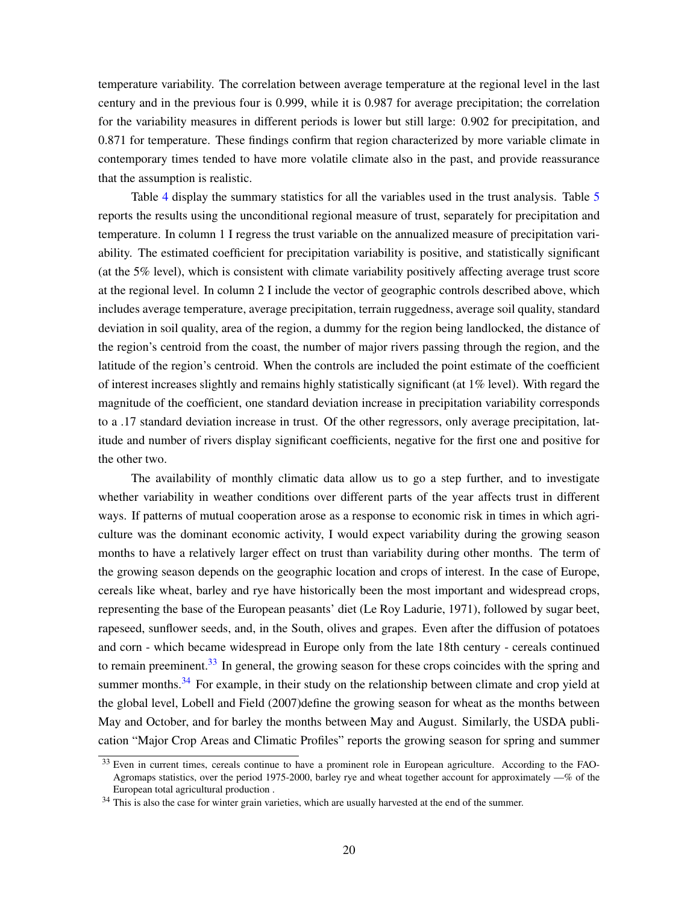temperature variability. The correlation between average temperature at the regional level in the last century and in the previous four is 0.999, while it is 0.987 for average precipitation; the correlation for the variability measures in different periods is lower but still large: 0.902 for precipitation, and 0.871 for temperature. These findings confirm that region characterized by more variable climate in contemporary times tended to have more volatile climate also in the past, and provide reassurance that the assumption is realistic.

Table 4 display the summary statistics for all the variables used in the trust analysis. Table 5 reports the results using the unconditional regional measure of trust, separately for precipitation and temperature. In column 1 I regress the trust variable on the annualized measure of precipitation variability. The estimated coefficient for precipitation variability is positive, and statistically significant (at the 5% level), which is consistent with climate variability positively affecting average trust score at the regional level. In column 2 I include the vector of geographic controls described above, which includes average temperature, average precipitation, terrain ruggedness, average soil quality, standard deviation in soil quality, area of the region, a dummy for the region being landlocked, the distance of the region's centroid from the coast, the number of major rivers passing through the region, and the latitude of the region's centroid. When the controls are included the point estimate of the coefficient of interest increases slightly and remains highly statistically significant (at 1% level). With regard the magnitude of the coefficient, one standard deviation increase in precipitation variability corresponds to a .17 standard deviation increase in trust. Of the other regressors, only average precipitation, latitude and number of rivers display significant coefficients, negative for the first one and positive for the other two.

The availability of monthly climatic data allow us to go a step further, and to investigate whether variability in weather conditions over different parts of the year affects trust in different ways. If patterns of mutual cooperation arose as a response to economic risk in times in which agriculture was the dominant economic activity, I would expect variability during the growing season months to have a relatively larger effect on trust than variability during other months. The term of the growing season depends on the geographic location and crops of interest. In the case of Europe, cereals like wheat, barley and rye have historically been the most important and widespread crops, representing the base of the European peasants' diet (Le Roy Ladurie, 1971), followed by sugar beet, rapeseed, sunflower seeds, and, in the South, olives and grapes. Even after the diffusion of potatoes and corn - which became widespread in Europe only from the late 18th century - cereals continued to remain preeminent.[33] In general, the growing season for these crops coincides with the spring and summer months.[34] For example, in their study on the relationship between climate and crop yield at the global level, Lobell and Field (2007)define the growing season for wheat as the months between May and October, and for barley the months between May and August. Similarly, the USDA publication "Major Crop Areas and Climatic Profiles" reports the growing season for spring and summer

[33] Even in current times, cereals continue to have a prominent role in European agriculture. According to the FAO-Agromaps statistics, over the period 1975-2000, barley rye and wheat together account for approximately —% of the European total agricultural production .

[34] This is also the case for winter grain varieties, which are usually harvested at the end of the summer.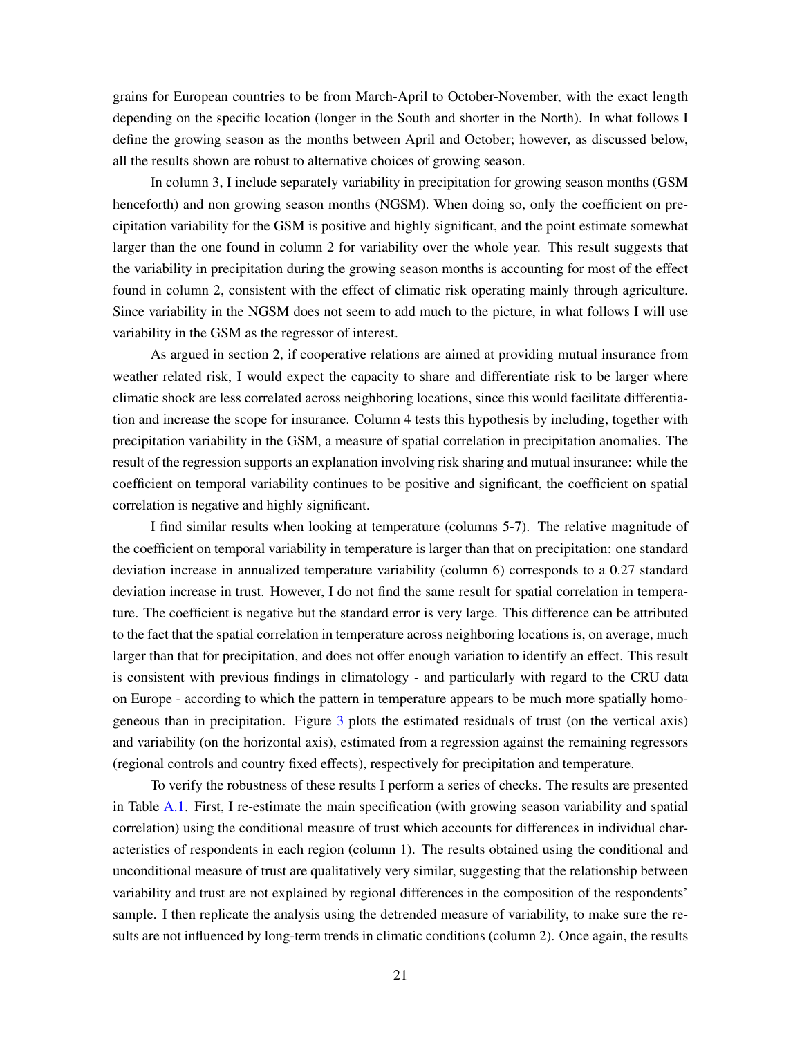grains for European countries to be from March-April to October-November, with the exact length depending on the specific location (longer in the South and shorter in the North). In what follows I define the growing season as the months between April and October; however, as discussed below, all the results shown are robust to alternative choices of growing season.

In column 3, I include separately variability in precipitation for growing season months (GSM henceforth) and non growing season months (NGSM). When doing so, only the coefficient on precipitation variability for the GSM is positive and highly significant, and the point estimate somewhat larger than the one found in column 2 for variability over the whole year. This result suggests that the variability in precipitation during the growing season months is accounting for most of the effect found in column 2, consistent with the effect of climatic risk operating mainly through agriculture. Since variability in the NGSM does not seem to add much to the picture, in what follows I will use variability in the GSM as the regressor of interest.

As argued in section 2, if cooperative relations are aimed at providing mutual insurance from weather related risk, I would expect the capacity to share and differentiate risk to be larger where climatic shock are less correlated across neighboring locations, since this would facilitate differentiation and increase the scope for insurance. Column 4 tests this hypothesis by including, together with precipitation variability in the GSM, a measure of spatial correlation in precipitation anomalies. The result of the regression supports an explanation involving risk sharing and mutual insurance: while the coefficient on temporal variability continues to be positive and significant, the coefficient on spatial correlation is negative and highly significant.

I find similar results when looking at temperature (columns 5-7). The relative magnitude of the coefficient on temporal variability in temperature is larger than that on precipitation: one standard deviation increase in annualized temperature variability (column 6) corresponds to a 0.27 standard deviation increase in trust. However, I do not find the same result for spatial correlation in temperature. The coefficient is negative but the standard error is very large. This difference can be attributed to the fact that the spatial correlation in temperature across neighboring locations is, on average, much larger than that for precipitation, and does not offer enough variation to identify an effect. This result is consistent with previous findings in climatology - and particularly with regard to the CRU data on Europe - according to which the pattern in temperature appears to be much more spatially homogeneous than in precipitation. Figure 3 plots the estimated residuals of trust (on the vertical axis) and variability (on the horizontal axis), estimated from a regression against the remaining regressors (regional controls and country fixed effects), respectively for precipitation and temperature.

To verify the robustness of these results I perform a series of checks. The results are presented in Table A.1. First, I re-estimate the main specification (with growing season variability and spatial correlation) using the conditional measure of trust which accounts for differences in individual characteristics of respondents in each region (column 1). The results obtained using the conditional and unconditional measure of trust are qualitatively very similar, suggesting that the relationship between variability and trust are not explained by regional differences in the composition of the respondents' sample. I then replicate the analysis using the detrended measure of variability, to make sure the results are not influenced by long-term trends in climatic conditions (column 2). Once again, the results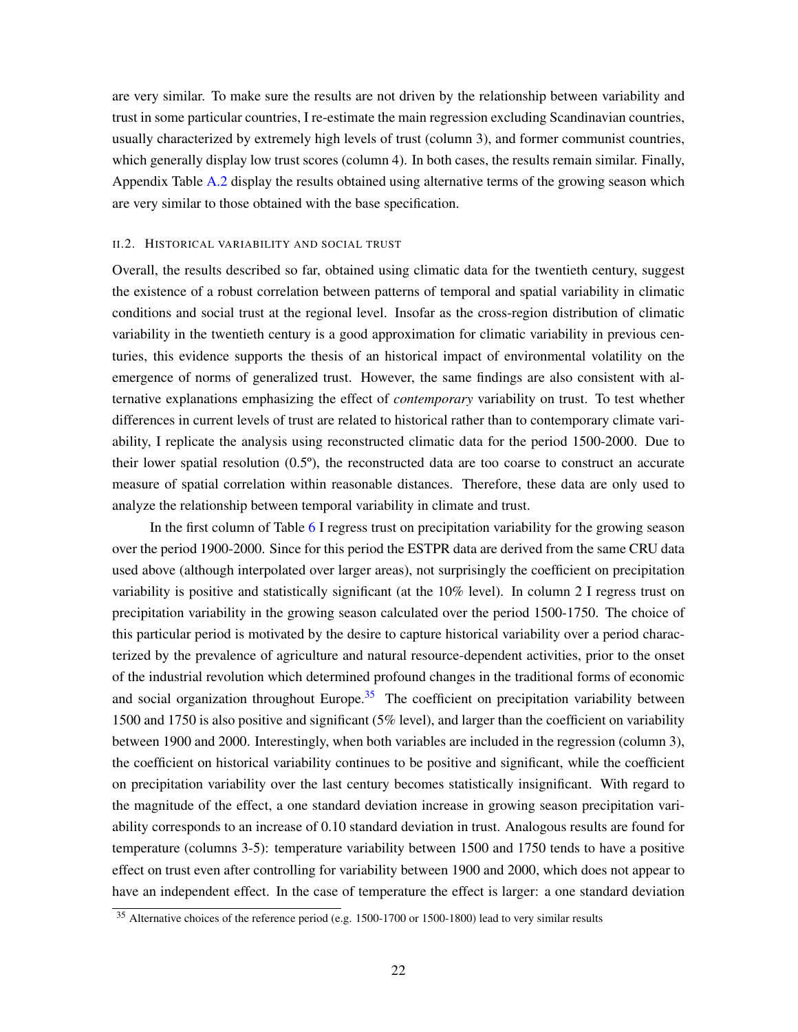are very similar. To make sure the results are not driven by the relationship between variability and trust in some particular countries, I re-estimate the main regression excluding Scandinavian countries, usually characterized by extremely high levels of trust (column 3), and former communist countries, which generally display low trust scores (column 4). In both cases, the results remain similar. Finally, Appendix Table A.2 display the results obtained using alternative terms of the growing season which are very similar to those obtained with the base specification.

### II.2. Historical variability and social trust

Overall, the results described so far, obtained using climatic data for the twentieth century, suggest the existence of a robust correlation between patterns of temporal and spatial variability in climatic conditions and social trust at the regional level. Insofar as the cross-region distribution of climatic variability in the twentieth century is a good approximation for climatic variability in previous centuries, this evidence supports the thesis of an historical impact of environmental volatility on the emergence of norms of generalized trust. However, the same findings are also consistent with alternative explanations emphasizing the effect of *contemporary* variability on trust. To test whether differences in current levels of trust are related to historical rather than to contemporary climate variability, I replicate the analysis using reconstructed climatic data for the period 1500-2000. Due to their lower spatial resolution (0.5º), the reconstructed data are too coarse to construct an accurate measure of spatial correlation within reasonable distances. Therefore, these data are only used to analyze the relationship between temporal variability in climate and trust.

In the first column of Table 6 I regress trust on precipitation variability for the growing season over the period 1900-2000. Since for this period the ESTPR data are derived from the same CRU data used above (although interpolated over larger areas), not surprisingly the coefficient on precipitation variability is positive and statistically significant (at the 10% level). In column 2 I regress trust on precipitation variability in the growing season calculated over the period 1500-1750. The choice of this particular period is motivated by the desire to capture historical variability over a period characterized by the prevalence of agriculture and natural resource-dependent activities, prior to the onset of the industrial revolution which determined profound changes in the traditional forms of economic and social organization throughout Europe.[35] The coefficient on precipitation variability between 1500 and 1750 is also positive and significant (5% level), and larger than the coefficient on variability between 1900 and 2000. Interestingly, when both variables are included in the regression (column 3), the coefficient on historical variability continues to be positive and significant, while the coefficient on precipitation variability over the last century becomes statistically insignificant. With regard to the magnitude of the effect, a one standard deviation increase in growing season precipitation variability corresponds to an increase of 0.10 standard deviation in trust. Analogous results are found for temperature (columns 3-5): temperature variability between 1500 and 1750 tends to have a positive effect on trust even after controlling for variability between 1900 and 2000, which does not appear to have an independent effect. In the case of temperature the effect is larger: a one standard deviation

[35] Alternative choices of the reference period (e.g. 1500-1700 or 1500-1800) lead to very similar results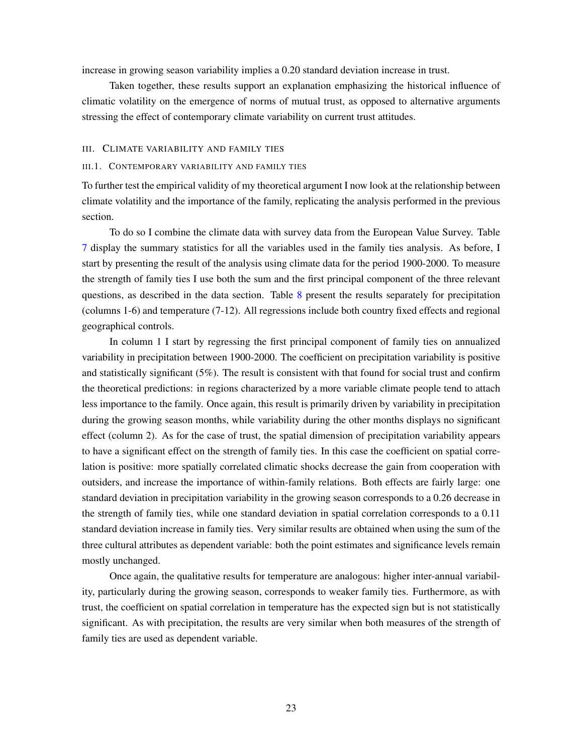increase in growing season variability implies a 0.20 standard deviation increase in trust.

Taken together, these results support an explanation emphasizing the historical influence of climatic volatility on the emergence of norms of mutual trust, as opposed to alternative arguments stressing the effect of contemporary climate variability on current trust attitudes.

## III. Climate variability and family ties

### III.1. Contemporary variability and family ties

To further test the empirical validity of my theoretical argument I now look at the relationship between climate volatility and the importance of the family, replicating the analysis performed in the previous section.

To do so I combine the climate data with survey data from the European Value Survey. Table 7 display the summary statistics for all the variables used in the family ties analysis. As before, I start by presenting the result of the analysis using climate data for the period 1900-2000. To measure the strength of family ties I use both the sum and the first principal component of the three relevant questions, as described in the data section. Table 8 present the results separately for precipitation (columns 1-6) and temperature (7-12). All regressions include both country fixed effects and regional geographical controls.

In column 1 I start by regressing the first principal component of family ties on annualized variability in precipitation between 1900-2000. The coefficient on precipitation variability is positive and statistically significant (5%). The result is consistent with that found for social trust and confirm the theoretical predictions: in regions characterized by a more variable climate people tend to attach less importance to the family. Once again, this result is primarily driven by variability in precipitation during the growing season months, while variability during the other months displays no significant effect (column 2). As for the case of trust, the spatial dimension of precipitation variability appears to have a significant effect on the strength of family ties. In this case the coefficient on spatial correlation is positive: more spatially correlated climatic shocks decrease the gain from cooperation with outsiders, and increase the importance of within-family relations. Both effects are fairly large: one standard deviation in precipitation variability in the growing season corresponds to a 0.26 decrease in the strength of family ties, while one standard deviation in spatial correlation corresponds to a 0.11 standard deviation increase in family ties. Very similar results are obtained when using the sum of the three cultural attributes as dependent variable: both the point estimates and significance levels remain mostly unchanged.

Once again, the qualitative results for temperature are analogous: higher inter-annual variability, particularly during the growing season, corresponds to weaker family ties. Furthermore, as with trust, the coefficient on spatial correlation in temperature has the expected sign but is not statistically significant. As with precipitation, the results are very similar when both measures of the strength of family ties are used as dependent variable.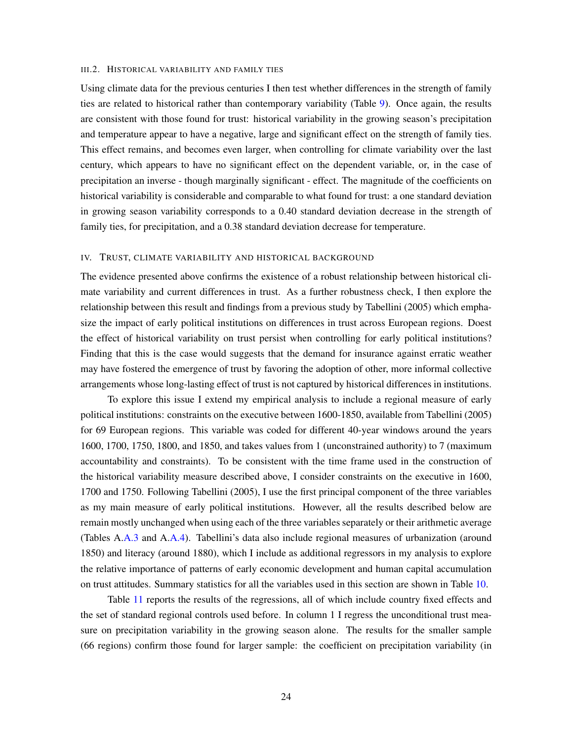### III.2. Historical variability and family ties

Using climate data for the previous centuries I then test whether differences in the strength of family ties are related to historical rather than contemporary variability (Table 9). Once again, the results are consistent with those found for trust: historical variability in the growing season's precipitation and temperature appear to have a negative, large and significant effect on the strength of family ties. This effect remains, and becomes even larger, when controlling for climate variability over the last century, which appears to have no significant effect on the dependent variable, or, in the case of precipitation an inverse - though marginally significant - effect. The magnitude of the coefficients on historical variability is considerable and comparable to what found for trust: a one standard deviation in growing season variability corresponds to a 0.40 standard deviation decrease in the strength of family ties, for precipitation, and a 0.38 standard deviation decrease for temperature.

## IV. Trust, climate variability and historical background

The evidence presented above confirms the existence of a robust relationship between historical climate variability and current differences in trust. As a further robustness check, I then explore the relationship between this result and findings from a previous study by Tabellini (2005) which emphasize the impact of early political institutions on differences in trust across European regions. Doest the effect of historical variability on trust persist when controlling for early political institutions? Finding that this is the case would suggests that the demand for insurance against erratic weather may have fostered the emergence of trust by favoring the adoption of other, more informal collective arrangements whose long-lasting effect of trust is not captured by historical differences in institutions.

To explore this issue I extend my empirical analysis to include a regional measure of early political institutions: constraints on the executive between 1600-1850, available from Tabellini (2005) for 69 European regions. This variable was coded for different 40-year windows around the years 1600, 1700, 1750, 1800, and 1850, and takes values from 1 (unconstrained authority) to 7 (maximum accountability and constraints). To be consistent with the time frame used in the construction of the historical variability measure described above, I consider constraints on the executive in 1600, 1700 and 1750. Following Tabellini (2005), I use the first principal component of the three variables as my main measure of early political institutions. However, all the results described below are remain mostly unchanged when using each of the three variables separately or their arithmetic average (Tables A.A.3 and A.A.4). Tabellini's data also include regional measures of urbanization (around 1850) and literacy (around 1880), which I include as additional regressors in my analysis to explore the relative importance of patterns of early economic development and human capital accumulation on trust attitudes. Summary statistics for all the variables used in this section are shown in Table 10.

Table 11 reports the results of the regressions, all of which include country fixed effects and the set of standard regional controls used before. In column 1 I regress the unconditional trust measure on precipitation variability in the growing season alone. The results for the smaller sample (66 regions) confirm those found for larger sample: the coefficient on precipitation variability (in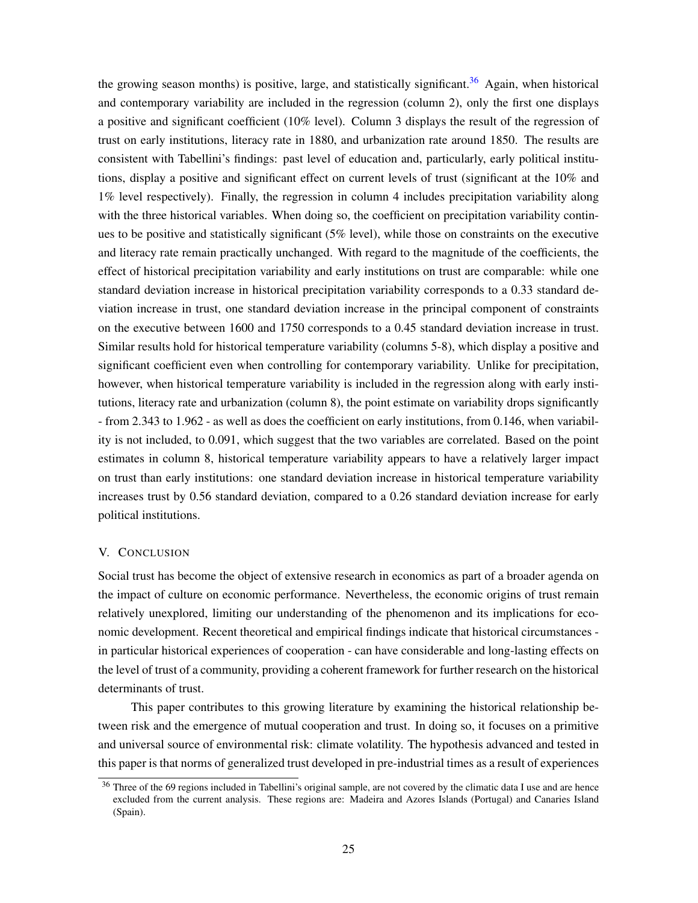the growing season months) is positive, large, and statistically significant.[36] Again, when historical and contemporary variability are included in the regression (column 2), only the first one displays a positive and significant coefficient (10% level). Column 3 displays the result of the regression of trust on early institutions, literacy rate in 1880, and urbanization rate around 1850. The results are consistent with Tabellini's findings: past level of education and, particularly, early political institutions, display a positive and significant effect on current levels of trust (significant at the 10% and 1% level respectively). Finally, the regression in column 4 includes precipitation variability along with the three historical variables. When doing so, the coefficient on precipitation variability continues to be positive and statistically significant (5% level), while those on constraints on the executive and literacy rate remain practically unchanged. With regard to the magnitude of the coefficients, the effect of historical precipitation variability and early institutions on trust are comparable: while one standard deviation increase in historical precipitation variability corresponds to a 0.33 standard deviation increase in trust, one standard deviation increase in the principal component of constraints on the executive between 1600 and 1750 corresponds to a 0.45 standard deviation increase in trust. Similar results hold for historical temperature variability (columns 5-8), which display a positive and significant coefficient even when controlling for contemporary variability. Unlike for precipitation, however, when historical temperature variability is included in the regression along with early institutions, literacy rate and urbanization (column 8), the point estimate on variability drops significantly - from 2.343 to 1.962 - as well as does the coefficient on early institutions, from 0.146, when variability is not included, to 0.091, which suggest that the two variables are correlated. Based on the point estimates in column 8, historical temperature variability appears to have a relatively larger impact on trust than early institutions: one standard deviation increase in historical temperature variability increases trust by 0.56 standard deviation, compared to a 0.26 standard deviation increase for early political institutions.

## V. Conclusion

Social trust has become the object of extensive research in economics as part of a broader agenda on the impact of culture on economic performance. Nevertheless, the economic origins of trust remain relatively unexplored, limiting our understanding of the phenomenon and its implications for economic development. Recent theoretical and empirical findings indicate that historical circumstances - in particular historical experiences of cooperation - can have considerable and long-lasting effects on the level of trust of a community, providing a coherent framework for further research on the historical determinants of trust.

This paper contributes to this growing literature by examining the historical relationship between risk and the emergence of mutual cooperation and trust. In doing so, it focuses on a primitive and universal source of environmental risk: climate volatility. The hypothesis advanced and tested in this paper is that norms of generalized trust developed in pre-industrial times as a result of experiences

[36] Three of the 69 regions included in Tabellini's original sample, are not covered by the climatic data I use and are hence excluded from the current analysis. These regions are: Madeira and Azores Islands (Portugal) and Canaries Island (Spain).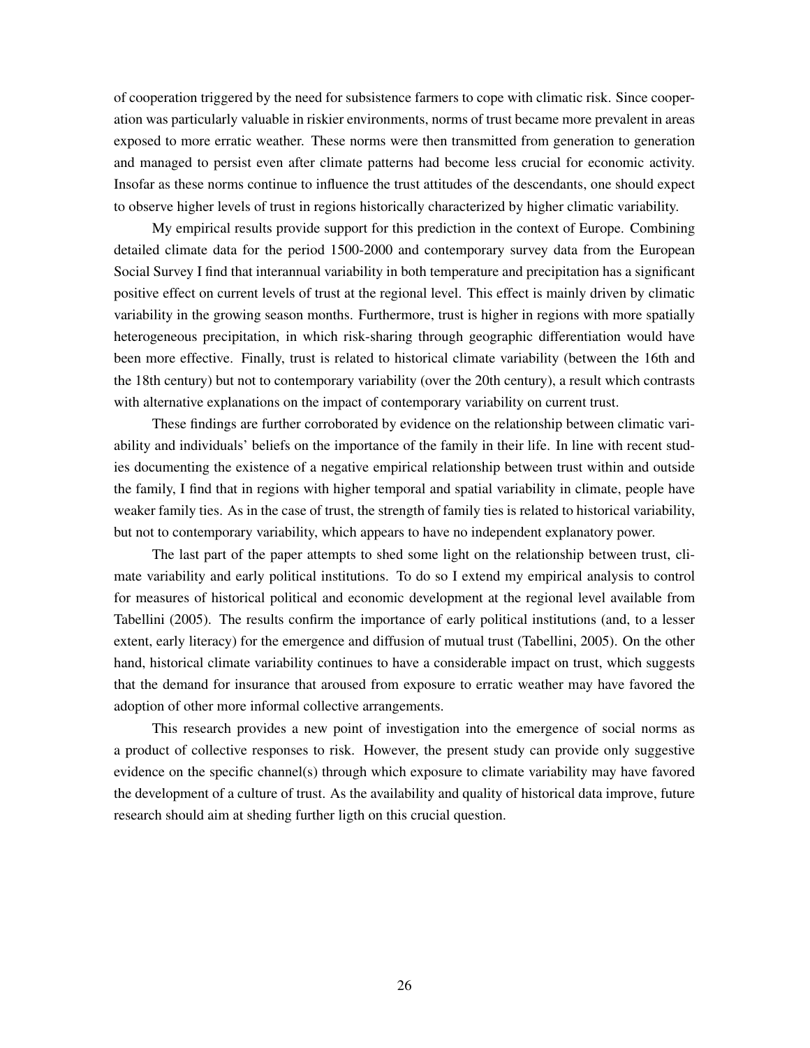of cooperation triggered by the need for subsistence farmers to cope with climatic risk. Since cooperation was particularly valuable in riskier environments, norms of trust became more prevalent in areas exposed to more erratic weather. These norms were then transmitted from generation to generation and managed to persist even after climate patterns had become less crucial for economic activity. Insofar as these norms continue to influence the trust attitudes of the descendants, one should expect to observe higher levels of trust in regions historically characterized by higher climatic variability.

My empirical results provide support for this prediction in the context of Europe. Combining detailed climate data for the period 1500-2000 and contemporary survey data from the European Social Survey I find that interannual variability in both temperature and precipitation has a significant positive effect on current levels of trust at the regional level. This effect is mainly driven by climatic variability in the growing season months. Furthermore, trust is higher in regions with more spatially heterogeneous precipitation, in which risk-sharing through geographic differentiation would have been more effective. Finally, trust is related to historical climate variability (between the 16th and the 18th century) but not to contemporary variability (over the 20th century), a result which contrasts with alternative explanations on the impact of contemporary variability on current trust.

These findings are further corroborated by evidence on the relationship between climatic variability and individuals' beliefs on the importance of the family in their life. In line with recent studies documenting the existence of a negative empirical relationship between trust within and outside the family, I find that in regions with higher temporal and spatial variability in climate, people have weaker family ties. As in the case of trust, the strength of family ties is related to historical variability, but not to contemporary variability, which appears to have no independent explanatory power.

The last part of the paper attempts to shed some light on the relationship between trust, climate variability and early political institutions. To do so I extend my empirical analysis to control for measures of historical political and economic development at the regional level available from Tabellini (2005). The results confirm the importance of early political institutions (and, to a lesser extent, early literacy) for the emergence and diffusion of mutual trust (Tabellini, 2005). On the other hand, historical climate variability continues to have a considerable impact on trust, which suggests that the demand for insurance that aroused from exposure to erratic weather may have favored the adoption of other more informal collective arrangements.

This research provides a new point of investigation into the emergence of social norms as a product of collective responses to risk. However, the present study can provide only suggestive evidence on the specific channel(s) through which exposure to climate variability may have favored the development of a culture of trust. As the availability and quality of historical data improve, future research should aim at sheding further ligth on this crucial question.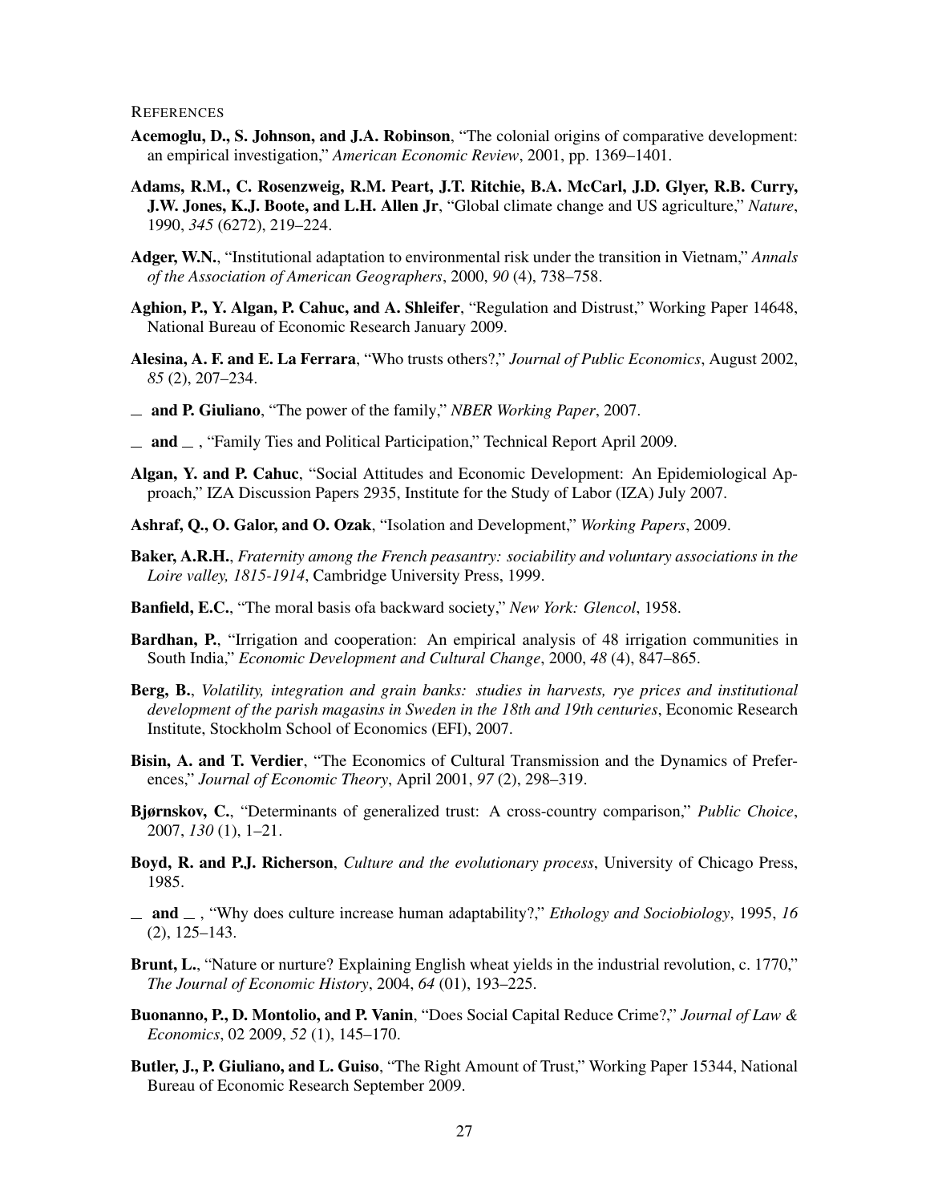References

**Acemoglu, D., S. Johnson, and J.A. Robinson**, "The colonial origins of comparative development: an empirical investigation," *American Economic Review*, 2001, pp. 1369–1401.

**Adams, R.M., C. Rosenzweig, R.M. Peart, J.T. Ritchie, B.A. McCarl, J.D. Glyer, R.B. Curry, J.W. Jones, K.J. Boote, and L.H. Allen Jr**, "Global climate change and US agriculture," *Nature*, 1990, *345* (6272), 219–224.

**Adger, W.N.**, "Institutional adaptation to environmental risk under the transition in Vietnam," *Annals of the Association of American Geographers*, 2000, *90* (4), 738–758.

**Aghion, P., Y. Algan, P. Cahuc, and A. Shleifer**, "Regulation and Distrust," Working Paper 14648, National Bureau of Economic Research January 2009.

**Alesina, A. F. and E. La Ferrara**, "Who trusts others?," *Journal of Public Economics*, August 2002, *85* (2), 207–234.

**_ and P. Giuliano**, "The power of the family," *NBER Working Paper*, 2007.

**_ and _** , "Family Ties and Political Participation," Technical Report April 2009.

**Algan, Y. and P. Cahuc**, "Social Attitudes and Economic Development: An Epidemiological Approach," IZA Discussion Papers 2935, Institute for the Study of Labor (IZA) July 2007.

**Ashraf, Q., O. Galor, and O. Ozak**, "Isolation and Development," *Working Papers*, 2009.

**Baker, A.R.H.**, *Fraternity among the French peasantry: sociability and voluntary associations in the Loire valley, 1815-1914*, Cambridge University Press, 1999.

**Banfield, E.C.**, "The moral basis ofa backward society," *New York: Glencol*, 1958.

**Bardhan, P.**, "Irrigation and cooperation: An empirical analysis of 48 irrigation communities in South India," *Economic Development and Cultural Change*, 2000, *48* (4), 847–865.

**Berg, B.**, *Volatility, integration and grain banks: studies in harvests, rye prices and institutional development of the parish magasins in Sweden in the 18th and 19th centuries*, Economic Research Institute, Stockholm School of Economics (EFI), 2007.

**Bisin, A. and T. Verdier**, "The Economics of Cultural Transmission and the Dynamics of Preferences," *Journal of Economic Theory*, April 2001, *97* (2), 298–319.

**Bjørnskov, C.**, "Determinants of generalized trust: A cross-country comparison," *Public Choice*, 2007, *130* (1), 1–21.

**Boyd, R. and P.J. Richerson**, *Culture and the evolutionary process*, University of Chicago Press, 1985.

**_ and _** , "Why does culture increase human adaptability?," *Ethology and Sociobiology*, 1995, *16* (2), 125–143.

**Brunt, L.**, "Nature or nurture? Explaining English wheat yields in the industrial revolution, c. 1770," *The Journal of Economic History*, 2004, *64* (01), 193–225.

**Buonanno, P., D. Montolio, and P. Vanin**, "Does Social Capital Reduce Crime?," *Journal of Law & Economics*, 02 2009, *52* (1), 145–170.

**Butler, J., P. Giuliano, and L. Guiso**, "The Right Amount of Trust," Working Paper 15344, National Bureau of Economic Research September 2009.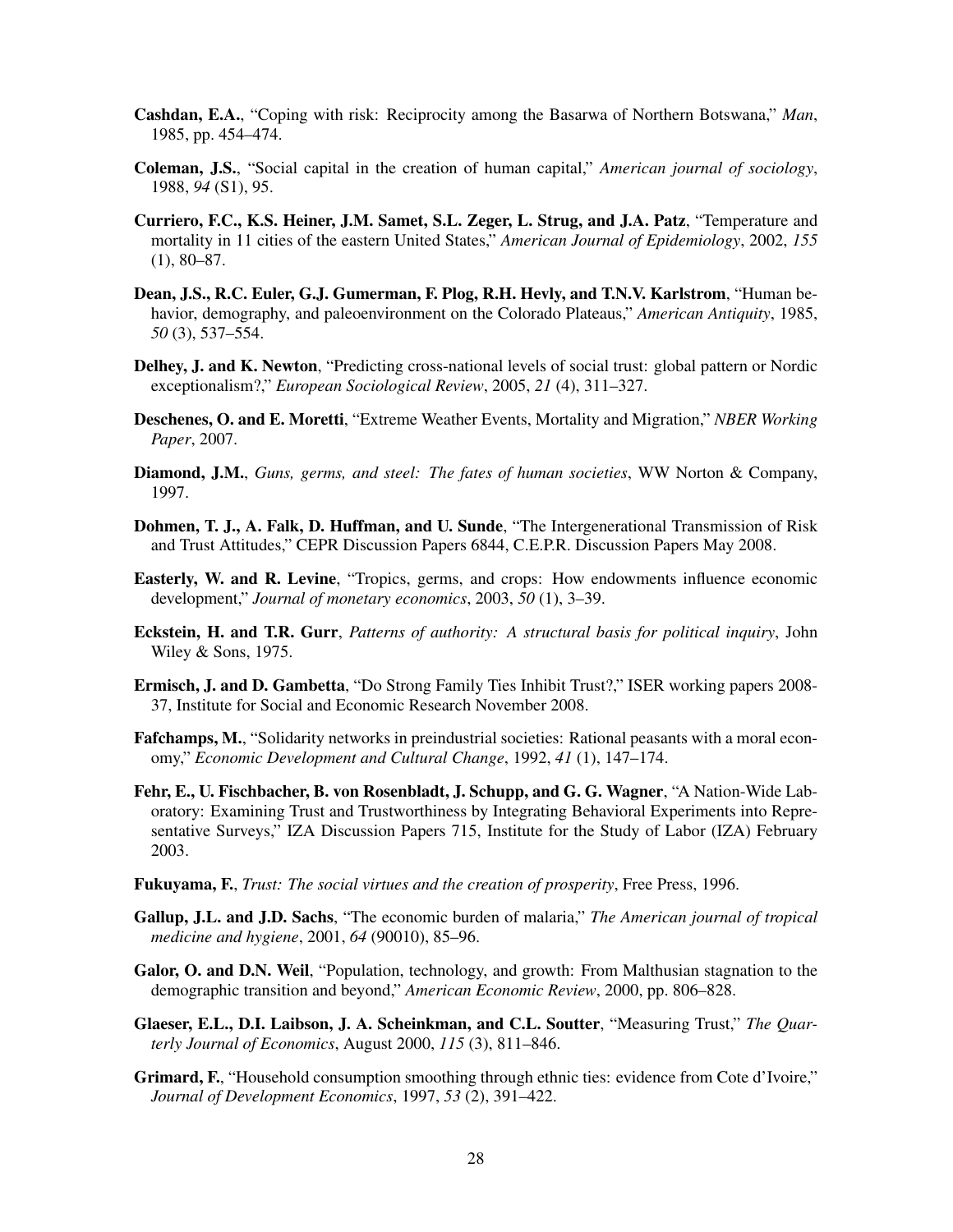**Cashdan, E.A.**, "Coping with risk: Reciprocity among the Basarwa of Northern Botswana," *Man*, 1985, pp. 454–474.

**Coleman, J.S.**, "Social capital in the creation of human capital," *American journal of sociology*, 1988, *94* (S1), 95.

**Curriero, F.C., K.S. Heiner, J.M. Samet, S.L. Zeger, L. Strug, and J.A. Patz**, "Temperature and mortality in 11 cities of the eastern United States," *American Journal of Epidemiology*, 2002, *155* (1), 80–87.

**Dean, J.S., R.C. Euler, G.J. Gumerman, F. Plog, R.H. Hevly, and T.N.V. Karlstrom**, "Human behavior, demography, and paleoenvironment on the Colorado Plateaus," *American Antiquity*, 1985, *50* (3), 537–554.

**Delhey, J. and K. Newton**, "Predicting cross-national levels of social trust: global pattern or Nordic exceptionalism?," *European Sociological Review*, 2005, *21* (4), 311–327.

**Deschenes, O. and E. Moretti**, "Extreme Weather Events, Mortality and Migration," *NBER Working Paper*, 2007.

**Diamond, J.M.**, *Guns, germs, and steel: The fates of human societies*, WW Norton & Company, 1997.

**Dohmen, T. J., A. Falk, D. Huffman, and U. Sunde**, "The Intergenerational Transmission of Risk and Trust Attitudes," CEPR Discussion Papers 6844, C.E.P.R. Discussion Papers May 2008.

**Easterly, W. and R. Levine**, "Tropics, germs, and crops: How endowments influence economic development," *Journal of monetary economics*, 2003, *50* (1), 3–39.

**Eckstein, H. and T.R. Gurr**, *Patterns of authority: A structural basis for political inquiry*, John Wiley & Sons, 1975.

**Ermisch, J. and D. Gambetta**, "Do Strong Family Ties Inhibit Trust?," ISER working papers 2008-37, Institute for Social and Economic Research November 2008.

**Fafchamps, M.**, "Solidarity networks in preindustrial societies: Rational peasants with a moral economy," *Economic Development and Cultural Change*, 1992, *41* (1), 147–174.

**Fehr, E., U. Fischbacher, B. von Rosenbladt, J. Schupp, and G. G. Wagner**, "A Nation-Wide Laboratory: Examining Trust and Trustworthiness by Integrating Behavioral Experiments into Representative Surveys," IZA Discussion Papers 715, Institute for the Study of Labor (IZA) February 2003.

**Fukuyama, F.**, *Trust: The social virtues and the creation of prosperity*, Free Press, 1996.

**Gallup, J.L. and J.D. Sachs**, "The economic burden of malaria," *The American journal of tropical medicine and hygiene*, 2001, *64* (90010), 85–96.

**Galor, O. and D.N. Weil**, "Population, technology, and growth: From Malthusian stagnation to the demographic transition and beyond," *American Economic Review*, 2000, pp. 806–828.

**Glaeser, E.L., D.I. Laibson, J. A. Scheinkman, and C.L. Soutter**, "Measuring Trust," *The Quarterly Journal of Economics*, August 2000, *115* (3), 811–846.

**Grimard, F.**, "Household consumption smoothing through ethnic ties: evidence from Cote d'Ivoire," *Journal of Development Economics*, 1997, *53* (2), 391–422.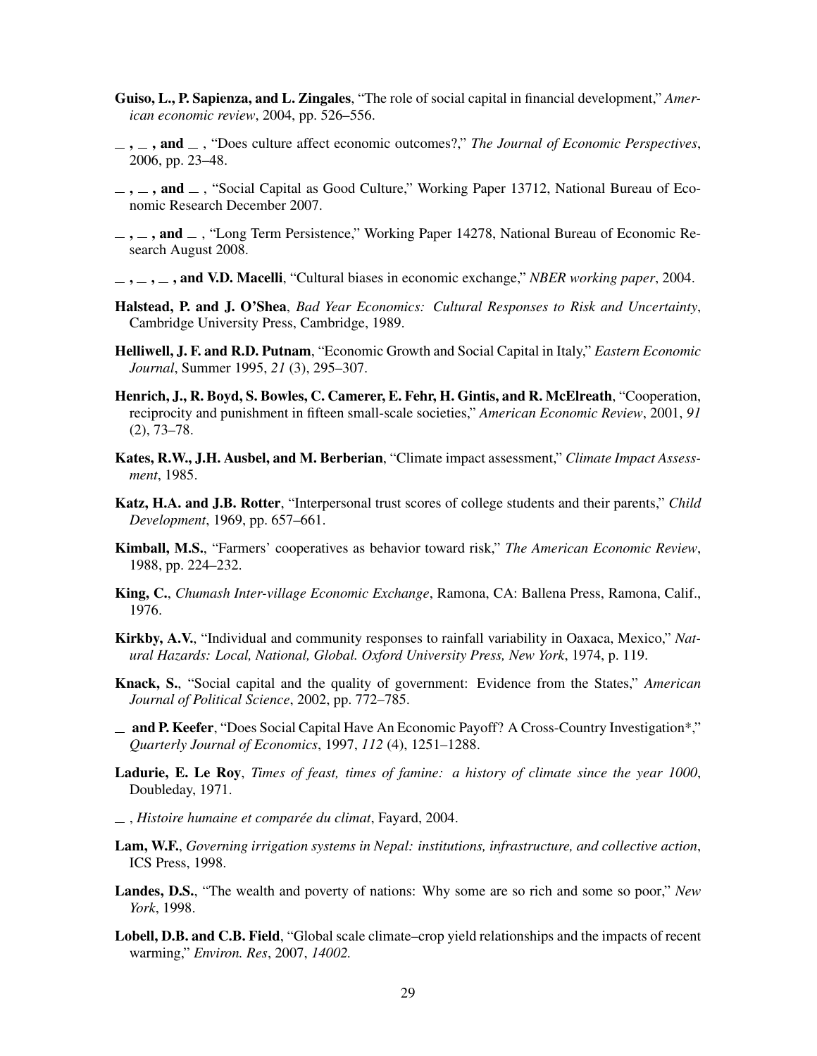**Guiso, L., P. Sapienza, and L. Zingales**, "The role of social capital in financial development," *American economic review*, 2004, pp. 526–556.

_ , _ , **and** _ , "Does culture affect economic outcomes?," *The Journal of Economic Perspectives*, 2006, pp. 23–48.

_ , _ , **and** _ , "Social Capital as Good Culture," Working Paper 13712, National Bureau of Economic Research December 2007.

_ , _ , **and** _ , "Long Term Persistence," Working Paper 14278, National Bureau of Economic Research August 2008.

_ , _ , _ , **and V.D. Macelli**, "Cultural biases in economic exchange," *NBER working paper*, 2004.

**Halstead, P. and J. O'Shea**, *Bad Year Economics: Cultural Responses to Risk and Uncertainty*, Cambridge University Press, Cambridge, 1989.

**Helliwell, J. F. and R.D. Putnam**, "Economic Growth and Social Capital in Italy," *Eastern Economic Journal*, Summer 1995, *21* (3), 295–307.

**Henrich, J., R. Boyd, S. Bowles, C. Camerer, E. Fehr, H. Gintis, and R. McElreath**, "Cooperation, reciprocity and punishment in fifteen small-scale societies," *American Economic Review*, 2001, *91* (2), 73–78.

**Kates, R.W., J.H. Ausbel, and M. Berberian**, "Climate impact assessment," *Climate Impact Assessment*, 1985.

**Katz, H.A. and J.B. Rotter**, "Interpersonal trust scores of college students and their parents," *Child Development*, 1969, pp. 657–661.

**Kimball, M.S.**, "Farmers' cooperatives as behavior toward risk," *The American Economic Review*, 1988, pp. 224–232.

**King, C.**, *Chumash Inter-village Economic Exchange*, Ramona, CA: Ballena Press, Ramona, Calif., 1976.

**Kirkby, A.V.**, "Individual and community responses to rainfall variability in Oaxaca, Mexico," *Natural Hazards: Local, National, Global. Oxford University Press, New York*, 1974, p. 119.

**Knack, S.**, "Social capital and the quality of government: Evidence from the States," *American Journal of Political Science*, 2002, pp. 772–785.

_ **and P. Keefer**, "Does Social Capital Have An Economic Payoff? A Cross-Country Investigation*," *Quarterly Journal of Economics*, 1997, *112* (4), 1251–1288.

**Ladurie, E. Le Roy**, *Times of feast, times of famine: a history of climate since the year 1000*, Doubleday, 1971.

_ , *Histoire humaine et comparée du climat*, Fayard, 2004.

**Lam, W.F.**, *Governing irrigation systems in Nepal: institutions, infrastructure, and collective action*, ICS Press, 1998.

**Landes, D.S.**, "The wealth and poverty of nations: Why some are so rich and some so poor," *New York*, 1998.

**Lobell, D.B. and C.B. Field**, "Global scale climate–crop yield relationships and the impacts of recent warming," *Environ. Res*, 2007, *14002.*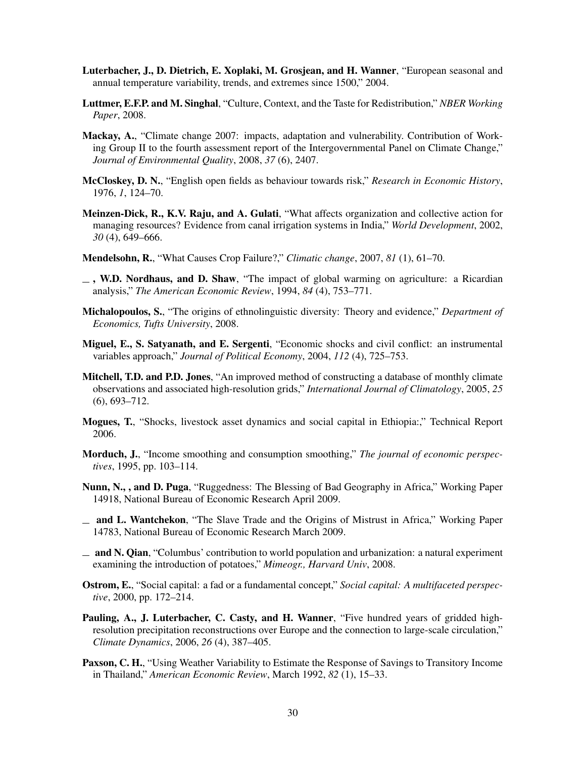**Luterbacher, J., D. Dietrich, E. Xoplaki, M. Grosjean, and H. Wanner**, "European seasonal and annual temperature variability, trends, and extremes since 1500," 2004.

**Luttmer, E.F.P. and M. Singhal**, "Culture, Context, and the Taste for Redistribution," *NBER Working Paper*, 2008.

**Mackay, A.**, "Climate change 2007: impacts, adaptation and vulnerability. Contribution of Working Group II to the fourth assessment report of the Intergovernmental Panel on Climate Change," *Journal of Environmental Quality*, 2008, *37* (6), 2407.

**McCloskey, D. N.**, "English open fields as behaviour towards risk," *Research in Economic History*, 1976, *1*, 124–70.

**Meinzen-Dick, R., K.V. Raju, and A. Gulati**, "What affects organization and collective action for managing resources? Evidence from canal irrigation systems in India," *World Development*, 2002, *30* (4), 649–666.

**Mendelsohn, R.**, "What Causes Crop Failure?," *Climatic change*, 2007, *81* (1), 61–70.

**\_, W.D. Nordhaus, and D. Shaw**, "The impact of global warming on agriculture: a Ricardian analysis," *The American Economic Review*, 1994, *84* (4), 753–771.

**Michalopoulos, S.**, "The origins of ethnolinguistic diversity: Theory and evidence," *Department of Economics, Tufts University*, 2008.

**Miguel, E., S. Satyanath, and E. Sergenti**, "Economic shocks and civil conflict: an instrumental variables approach," *Journal of Political Economy*, 2004, *112* (4), 725–753.

**Mitchell, T.D. and P.D. Jones**, "An improved method of constructing a database of monthly climate observations and associated high-resolution grids," *International Journal of Climatology*, 2005, *25* (6), 693–712.

**Mogues, T.**, "Shocks, livestock asset dynamics and social capital in Ethiopia:," Technical Report 2006.

**Morduch, J.**, "Income smoothing and consumption smoothing," *The journal of economic perspectives*, 1995, pp. 103–114.

**Nunn, N., , and D. Puga**, "Ruggedness: The Blessing of Bad Geography in Africa," Working Paper 14918, National Bureau of Economic Research April 2009.

**\_ and L. Wantchekon**, "The Slave Trade and the Origins of Mistrust in Africa," Working Paper 14783, National Bureau of Economic Research March 2009.

**\_ and N. Qian**, "Columbus' contribution to world population and urbanization: a natural experiment examining the introduction of potatoes," *Mimeogr., Harvard Univ*, 2008.

**Ostrom, E.**, "Social capital: a fad or a fundamental concept," *Social capital: A multifaceted perspective*, 2000, pp. 172–214.

**Pauling, A., J. Luterbacher, C. Casty, and H. Wanner**, "Five hundred years of gridded high-resolution precipitation reconstructions over Europe and the connection to large-scale circulation," *Climate Dynamics*, 2006, *26* (4), 387–405.

**Paxson, C. H.**, "Using Weather Variability to Estimate the Response of Savings to Transitory Income in Thailand," *American Economic Review*, March 1992, *82* (1), 15–33.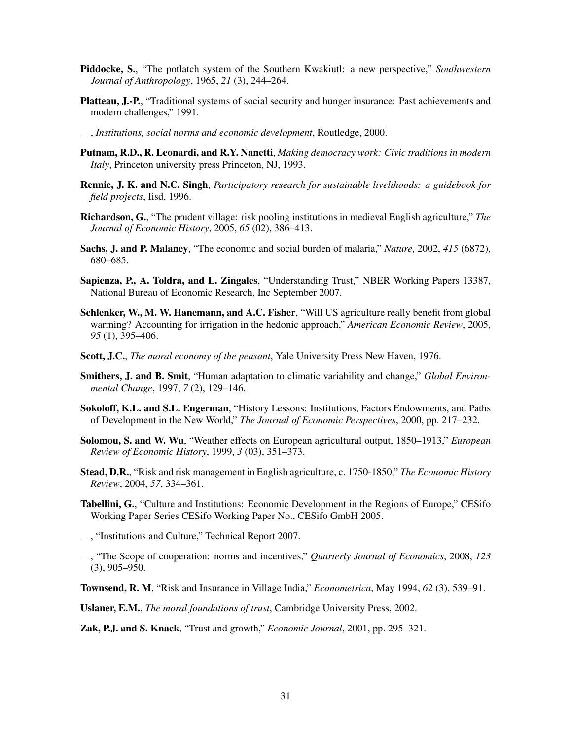**Piddocke, S.**, "The potlatch system of the Southern Kwakiutl: a new perspective," *Southwestern Journal of Anthropology*, 1965, *21* (3), 244–264.

**Platteau, J.-P.**, "Traditional systems of social security and hunger insurance: Past achievements and modern challenges," 1991.

_ , *Institutions, social norms and economic development*, Routledge, 2000.

**Putnam, R.D., R. Leonardi, and R.Y. Nanetti**, *Making democracy work: Civic traditions in modern Italy*, Princeton university press Princeton, NJ, 1993.

**Rennie, J. K. and N.C. Singh**, *Participatory research for sustainable livelihoods: a guidebook for field projects*, Iisd, 1996.

**Richardson, G.**, "The prudent village: risk pooling institutions in medieval English agriculture," *The Journal of Economic History*, 2005, *65* (02), 386–413.

**Sachs, J. and P. Malaney**, "The economic and social burden of malaria," *Nature*, 2002, *415* (6872), 680–685.

**Sapienza, P., A. Toldra, and L. Zingales**, "Understanding Trust," NBER Working Papers 13387, National Bureau of Economic Research, Inc September 2007.

**Schlenker, W., M. W. Hanemann, and A.C. Fisher**, "Will US agriculture really benefit from global warming? Accounting for irrigation in the hedonic approach," *American Economic Review*, 2005, *95* (1), 395–406.

**Scott, J.C.**, *The moral economy of the peasant*, Yale University Press New Haven, 1976.

**Smithers, J. and B. Smit**, "Human adaptation to climatic variability and change," *Global Environmental Change*, 1997, *7* (2), 129–146.

**Sokoloff, K.L. and S.L. Engerman**, "History Lessons: Institutions, Factors Endowments, and Paths of Development in the New World," *The Journal of Economic Perspectives*, 2000, pp. 217–232.

**Solomou, S. and W. Wu**, "Weather effects on European agricultural output, 1850–1913," *European Review of Economic History*, 1999, *3* (03), 351–373.

**Stead, D.R.**, "Risk and risk management in English agriculture, c. 1750-1850," *The Economic History Review*, 2004, *57*, 334–361.

**Tabellini, G.**, "Culture and Institutions: Economic Development in the Regions of Europe," CESifo Working Paper Series CESifo Working Paper No., CESifo GmbH 2005.

_ , "Institutions and Culture," Technical Report 2007.

_ , "The Scope of cooperation: norms and incentives," *Quarterly Journal of Economics*, 2008, *123* (3), 905–950.

**Townsend, R. M**, "Risk and Insurance in Village India," *Econometrica*, May 1994, *62* (3), 539–91.

**Uslaner, E.M.**, *The moral foundations of trust*, Cambridge University Press, 2002.

**Zak, P.J. and S. Knack**, "Trust and growth," *Economic Journal*, 2001, pp. 295–321.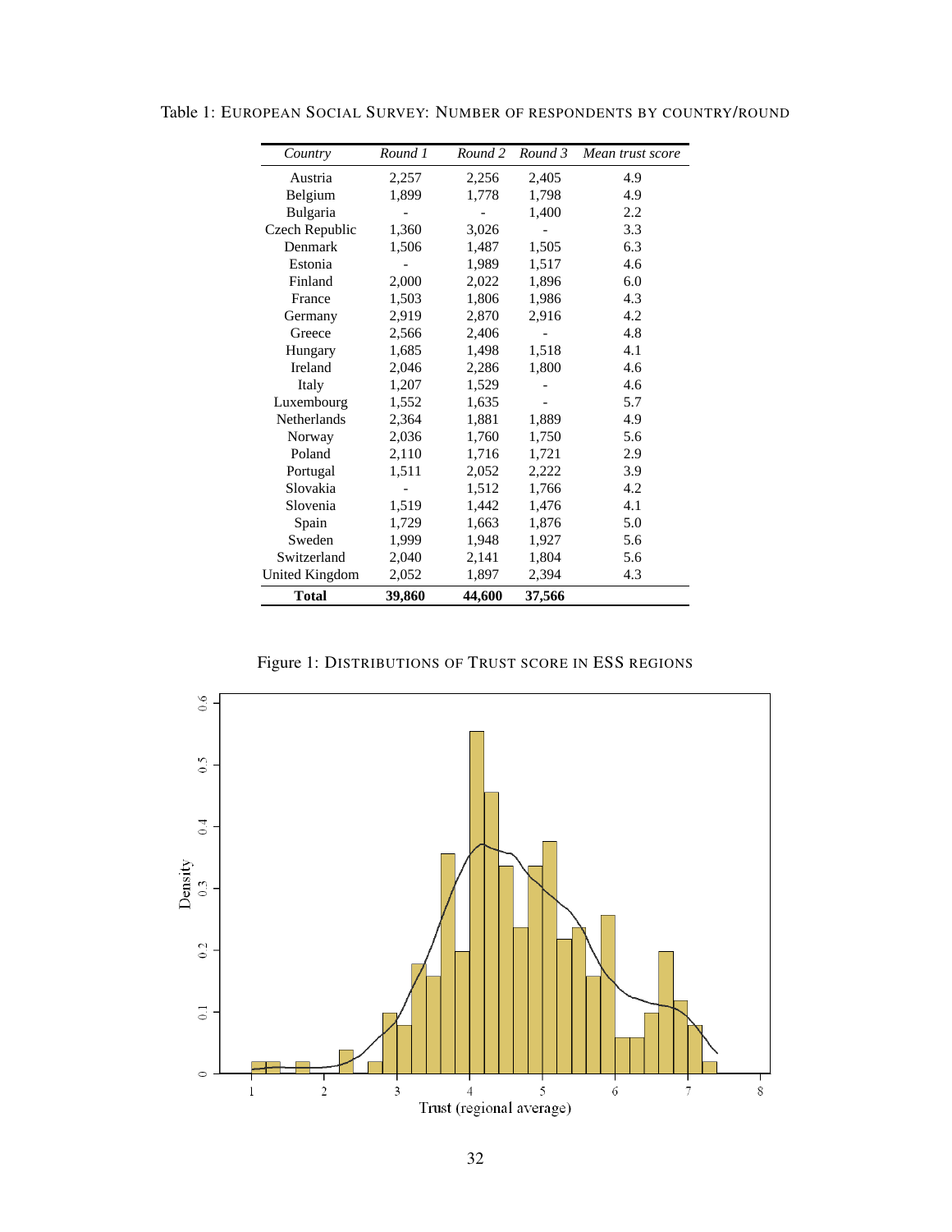Table 1: EUROPEAN SOCIAL SURVEY: NUMBER OF RESPONDENTS BY COUNTRY/ROUND

| *Country* | *Round 1* | *Round 2* | *Round 3* | *Mean trust score* |
|---|---|---|---|---|
| Austria | 2,257 | 2,256 | 2,405 | 4.9 |
| Belgium | 1,899 | 1,778 | 1,798 | 4.9 |
| Bulgaria | - | - | 1,400 | 2.2 |
| Czech Republic | 1,360 | 3,026 | - | 3.3 |
| Denmark | 1,506 | 1,487 | 1,505 | 6.3 |
| Estonia | - | 1,989 | 1,517 | 4.6 |
| Finland | 2,000 | 2,022 | 1,896 | 6.0 |
| France | 1,503 | 1,806 | 1,986 | 4.3 |
| Germany | 2,919 | 2,870 | 2,916 | 4.2 |
| Greece | 2,566 | 2,406 | - | 4.8 |
| Hungary | 1,685 | 1,498 | 1,518 | 4.1 |
| Ireland | 2,046 | 2,286 | 1,800 | 4.6 |
| Italy | 1,207 | 1,529 | - | 4.6 |
| Luxembourg | 1,552 | 1,635 | - | 5.7 |
| Netherlands | 2,364 | 1,881 | 1,889 | 4.9 |
| Norway | 2,036 | 1,760 | 1,750 | 5.6 |
| Poland | 2,110 | 1,716 | 1,721 | 2.9 |
| Portugal | 1,511 | 2,052 | 2,222 | 3.9 |
| Slovakia | - | 1,512 | 1,766 | 4.2 |
| Slovenia | 1,519 | 1,442 | 1,476 | 4.1 |
| Spain | 1,729 | 1,663 | 1,876 | 5.0 |
| Sweden | 1,999 | 1,948 | 1,927 | 5.6 |
| Switzerland | 2,040 | 2,141 | 1,804 | 5.6 |
| United Kingdom | 2,052 | 1,897 | 2,394 | 4.3 |
| **Total** | **39,860** | **44,600** | **37,566** | |

Figure 1: DISTRIBUTIONS OF TRUST SCORE IN ESS REGIONS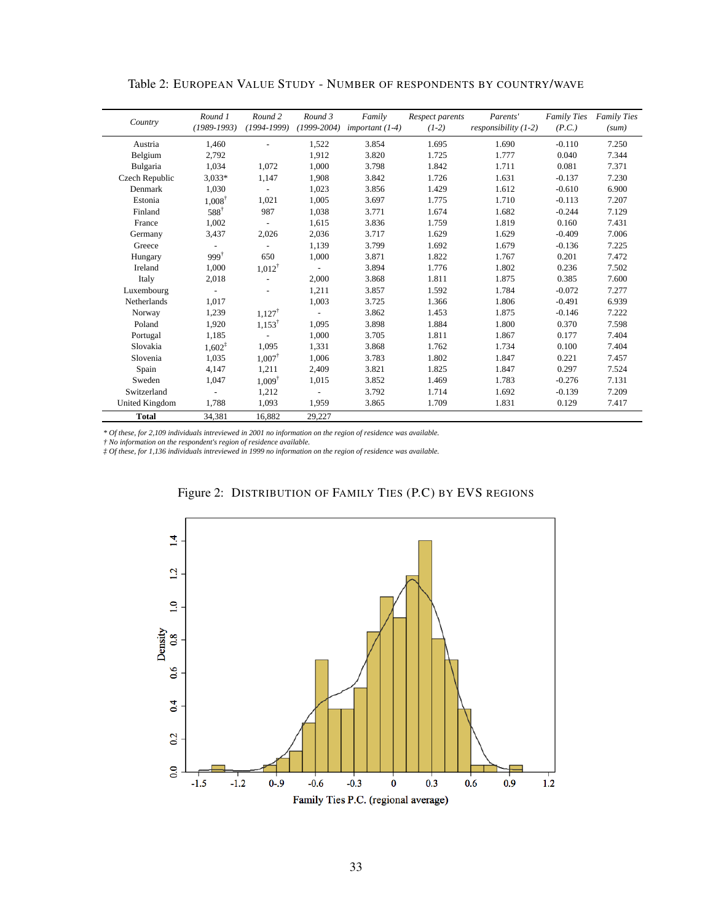Table 2: EUROPEAN VALUE STUDY - NUMBER OF RESPONDENTS BY COUNTRY/WAVE

| *Country* | *Round 1 (1989-1993)* | *Round 2 (1994-1999)* | *Round 3 (1999-2004)* | *Family important (1-4)* | *Respect parents (1-2)* | *Parents' responsibility (1-2)* | *Family Ties (P.C.)* | *Family Ties (sum)* |
|---|---|---|---|---|---|---|---|---|
| Austria | 1,460 | - | 1,522 | 3.854 | 1.695 | 1.690 | -0.110 | 7.250 |
| Belgium | 2,792 | | 1,912 | 3.820 | 1.725 | 1.777 | 0.040 | 7.344 |
| Bulgaria | 1,034 | 1,072 | 1,000 | 3.798 | 1.842 | 1.711 | 0.081 | 7.371 |
| Czech Republic | 3,033* | 1,147 | 1,908 | 3.842 | 1.726 | 1.631 | -0.137 | 7.230 |
| Denmark | 1,030 | - | 1,023 | 3.856 | 1.429 | 1.612 | -0.610 | 6.900 |
| Estonia | 1,008† | 1,021 | 1,005 | 3.697 | 1.775 | 1.710 | -0.113 | 7.207 |
| Finland | 588† | 987 | 1,038 | 3.771 | 1.674 | 1.682 | -0.244 | 7.129 |
| France | 1,002 | - | 1,615 | 3.836 | 1.759 | 1.819 | 0.160 | 7.431 |
| Germany | 3,437 | 2,026 | 2,036 | 3.717 | 1.629 | 1.629 | -0.409 | 7.006 |
| Greece | - | - | 1,139 | 3.799 | 1.692 | 1.679 | -0.136 | 7.225 |
| Hungary | 999† | 650 | 1,000 | 3.871 | 1.822 | 1.767 | 0.201 | 7.472 |
| Ireland | 1,000 | 1,012† | - | 3.894 | 1.776 | 1.802 | 0.236 | 7.502 |
| Italy | 2,018 | - | 2,000 | 3.868 | 1.811 | 1.875 | 0.385 | 7.600 |
| Luxembourg | - | - | 1,211 | 3.857 | 1.592 | 1.784 | -0.072 | 7.277 |
| Netherlands | 1,017 | | 1,003 | 3.725 | 1.366 | 1.806 | -0.491 | 6.939 |
| Norway | 1,239 | 1,127† | - | 3.862 | 1.453 | 1.875 | -0.146 | 7.222 |
| Poland | 1,920 | 1,153† | 1,095 | 3.898 | 1.884 | 1.800 | 0.370 | 7.598 |
| Portugal | 1,185 | - | 1,000 | 3.705 | 1.811 | 1.867 | 0.177 | 7.404 |
| Slovakia | 1,602‡ | 1,095 | 1,331 | 3.868 | 1.762 | 1.734 | 0.100 | 7.404 |
| Slovenia | 1,035 | 1,007† | 1,006 | 3.783 | 1.802 | 1.847 | 0.221 | 7.457 |
| Spain | 4,147 | 1,211 | 2,409 | 3.821 | 1.825 | 1.847 | 0.297 | 7.524 |
| Sweden | 1,047 | 1,009† | 1,015 | 3.852 | 1.469 | 1.783 | -0.276 | 7.131 |
| Switzerland | - | 1,212 | - | 3.792 | 1.714 | 1.692 | -0.139 | 7.209 |
| United Kingdom | 1,788 | 1,093 | 1,959 | 3.865 | 1.709 | 1.831 | 0.129 | 7.417 |
| **Total** | 34,381 | 16,882 | 29,227 | | | | | |

*\* Of these, for 2,109 individuals intreviewed in 2001 no information on the region of residence was available.*
*† No information on the respondent's region of residence available.*
*‡ Of these, for 1,136 individuals intreviewed in 1999 no information on the region of residence was available.*

Figure 2: DISTRIBUTION OF FAMILY TIES (P.C) BY EVS REGIONS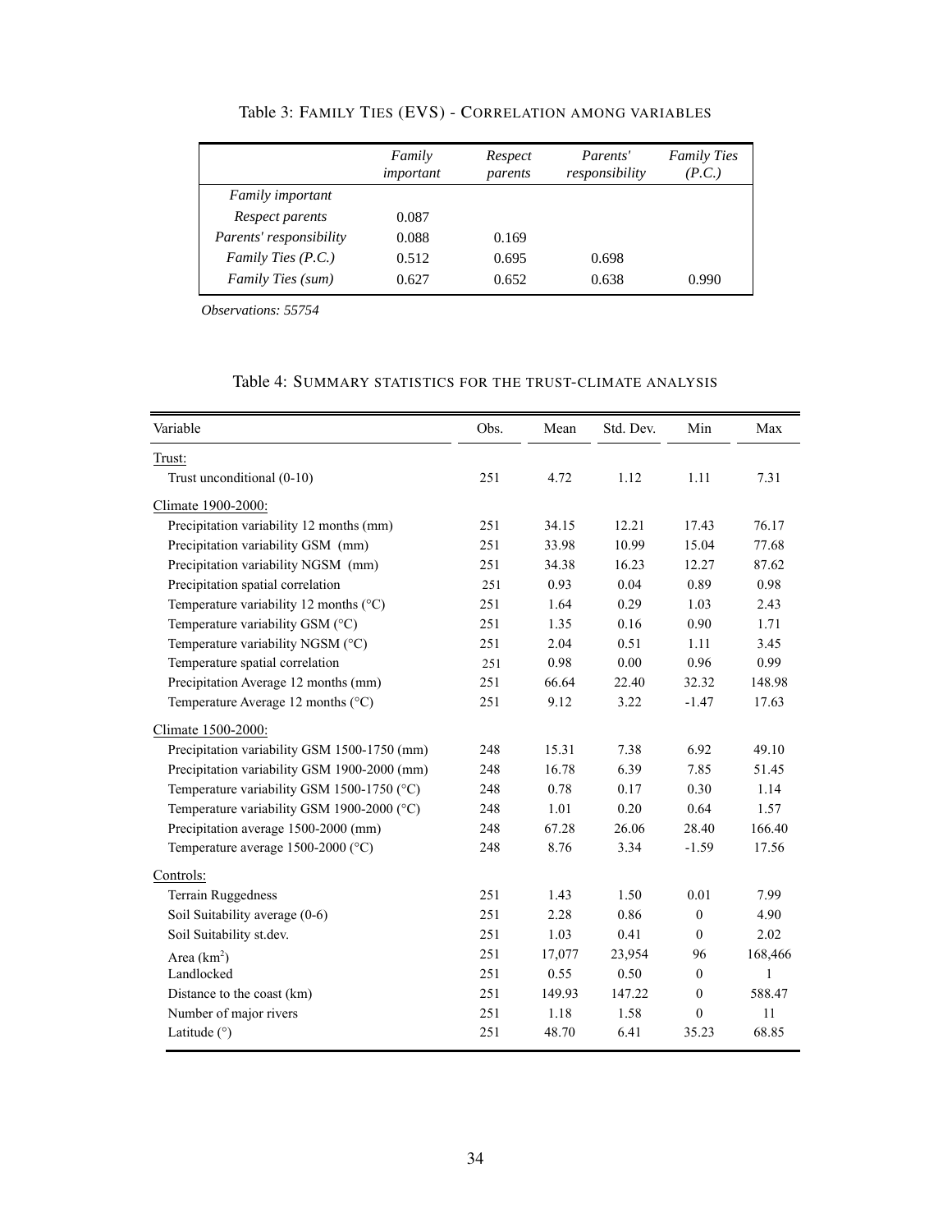Table 3: FAMILY TIES (EVS) - CORRELATION AMONG VARIABLES

| | *Family important* | *Respect parents* | *Parents' responsibility* | *Family Ties (P.C.)* |
|---|---|---|---|---|
| *Family important* | | | | |
| *Respect parents* | 0.087 | | | |
| *Parents' responsibility* | 0.088 | 0.169 | | |
| *Family Ties (P.C.)* | 0.512 | 0.695 | 0.698 | |
| *Family Ties (sum)* | 0.627 | 0.652 | 0.638 | 0.990 |

*Observations: 55754*

Table 4: SUMMARY STATISTICS FOR THE TRUST-CLIMATE ANALYSIS

| Variable | Obs. | Mean | Std. Dev. | Min | Max |
|---|---|---|---|---|---|
| Trust: | | | | | |
| Trust unconditional (0-10) | 251 | 4.72 | 1.12 | 1.11 | 7.31 |
| Climate 1900-2000: | | | | | |
| Precipitation variability 12 months (mm) | 251 | 34.15 | 12.21 | 17.43 | 76.17 |
| Precipitation variability GSM (mm) | 251 | 33.98 | 10.99 | 15.04 | 77.68 |
| Precipitation variability NGSM (mm) | 251 | 34.38 | 16.23 | 12.27 | 87.62 |
| Precipitation spatial correlation | 251 | 0.93 | 0.04 | 0.89 | 0.98 |
| Temperature variability 12 months (°C) | 251 | 1.64 | 0.29 | 1.03 | 2.43 |
| Temperature variability GSM (°C) | 251 | 1.35 | 0.16 | 0.90 | 1.71 |
| Temperature variability NGSM (°C) | 251 | 2.04 | 0.51 | 1.11 | 3.45 |
| Temperature spatial correlation | 251 | 0.98 | 0.00 | 0.96 | 0.99 |
| Precipitation Average 12 months (mm) | 251 | 66.64 | 22.40 | 32.32 | 148.98 |
| Temperature Average 12 months (°C) | 251 | 9.12 | 3.22 | -1.47 | 17.63 |
| Climate 1500-2000: | | | | | |
| Precipitation variability GSM 1500-1750 (mm) | 248 | 15.31 | 7.38 | 6.92 | 49.10 |
| Precipitation variability GSM 1900-2000 (mm) | 248 | 16.78 | 6.39 | 7.85 | 51.45 |
| Temperature variability GSM 1500-1750 (°C) | 248 | 0.78 | 0.17 | 0.30 | 1.14 |
| Temperature variability GSM 1900-2000 (°C) | 248 | 1.01 | 0.20 | 0.64 | 1.57 |
| Precipitation average 1500-2000 (mm) | 248 | 67.28 | 26.06 | 28.40 | 166.40 |
| Temperature average 1500-2000 (°C) | 248 | 8.76 | 3.34 | -1.59 | 17.56 |
| Controls: | | | | | |
| Terrain Ruggedness | 251 | 1.43 | 1.50 | 0.01 | 7.99 |
| Soil Suitability average (0-6) | 251 | 2.28 | 0.86 | 0 | 4.90 |
| Soil Suitability st.dev. | 251 | 1.03 | 0.41 | 0 | 2.02 |
| Area ($km^2$) | 251 | 17,077 | 23,954 | 96 | 168,466 |
| Landlocked | 251 | 0.55 | 0.50 | 0 | 1 |
| Distance to the coast (km) | 251 | 149.93 | 147.22 | 0 | 588.47 |
| Number of major rivers | 251 | 1.18 | 1.58 | 0 | 11 |
| Latitude (°) | 251 | 48.70 | 6.41 | 35.23 | 68.85 |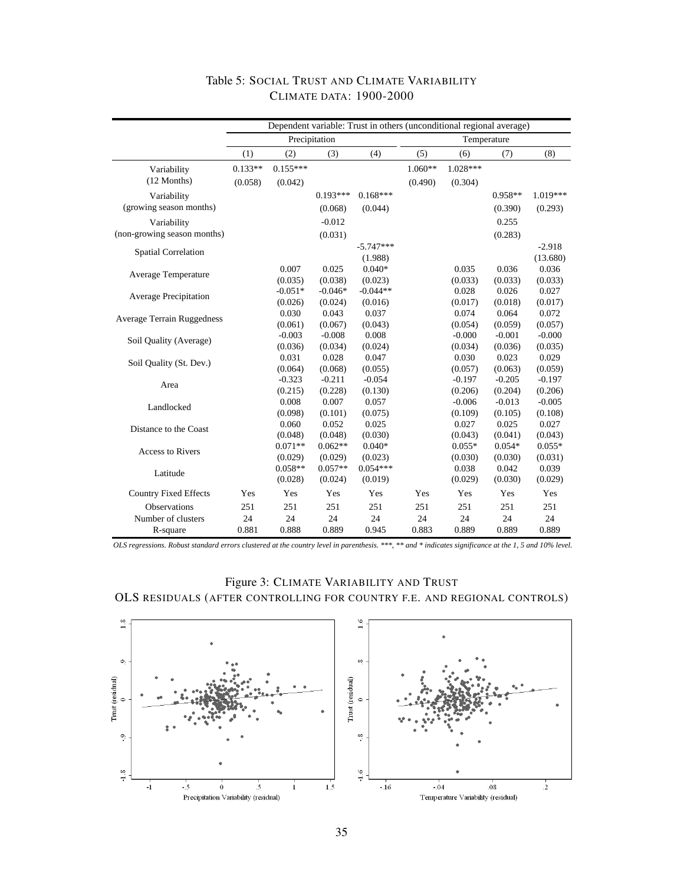Table 5: SOCIAL TRUST AND CLIMATE VARIABILITY
CLIMATE DATA: 1900-2000

| | Dependent variable: Trust in others (unconditional regional average) | | | | | | | |
|---|---|---|---|---|---|---|---|---|
| | Precipitation | | | | Temperature | | | |
| | (1) | (2) | (3) | (4) | (5) | (6) | (7) | (8) |
| Variability (12 Months) | 0.133** | 0.155*** | | | 1.060** | 1.028*** | | |
| | (0.058) | (0.042) | | | (0.490) | (0.304) | | |
| Variability (growing season months) | | | 0.193*** | 0.168*** | | | 0.958** | 1.019*** |
| | | | (0.068) | (0.044) | | | (0.390) | (0.293) |
| Variability (non-growing season months) | | | -0.012 | | | | 0.255 | |
| | | | (0.031) | | | | (0.283) | |
| Spatial Correlation | | | | -5.747*** | | | | -2.918 |
| | | | | (1.988) | | | | (13.680) |
| Average Temperature | | 0.007 | 0.025 | 0.040* | | 0.035 | 0.036 | 0.036 |
| | | (0.035) | (0.038) | (0.023) | | (0.033) | (0.033) | (0.033) |
| Average Precipitation | | -0.051* | -0.046* | -0.044** | | 0.028 | 0.026 | 0.027 |
| | | (0.026) | (0.024) | (0.016) | | (0.017) | (0.018) | (0.017) |
| Average Terrain Ruggedness | | 0.030 | 0.043 | 0.037 | | 0.074 | 0.064 | 0.072 |
| | | (0.061) | (0.067) | (0.043) | | (0.054) | (0.059) | (0.057) |
| Soil Quality (Average) | | -0.003 | -0.008 | 0.008 | | -0.000 | -0.001 | -0.000 |
| | | (0.036) | (0.034) | (0.024) | | (0.034) | (0.036) | (0.035) |
| Soil Quality (St. Dev.) | | 0.031 | 0.028 | 0.047 | | 0.030 | 0.023 | 0.029 |
| | | (0.064) | (0.068) | (0.055) | | (0.057) | (0.063) | (0.059) |
| Area | | -0.323 | -0.211 | -0.054 | | -0.197 | -0.205 | -0.197 |
| | | (0.215) | (0.228) | (0.130) | | (0.206) | (0.204) | (0.206) |
| Landlocked | | 0.008 | 0.007 | 0.057 | | -0.006 | -0.013 | -0.005 |
| | | (0.098) | (0.101) | (0.075) | | (0.109) | (0.105) | (0.108) |
| Distance to the Coast | | 0.060 | 0.052 | 0.025 | | 0.027 | 0.025 | 0.027 |
| | | (0.048) | (0.048) | (0.030) | | (0.043) | (0.041) | (0.043) |
| Access to Rivers | | 0.071** | 0.062** | 0.040* | | 0.055* | 0.054* | 0.055* |
| | | (0.029) | (0.029) | (0.023) | | (0.030) | (0.030) | (0.031) |
| Latitude | | 0.058** | 0.057** | 0.054*** | | 0.038 | 0.042 | 0.039 |
| | | (0.028) | (0.024) | (0.019) | | (0.029) | (0.030) | (0.029) |
| Country Fixed Effects | Yes | Yes | Yes | Yes | Yes | Yes | Yes | Yes |
| Observations | 251 | 251 | 251 | 251 | 251 | 251 | 251 | 251 |
| Number of clusters | 24 | 24 | 24 | 24 | 24 | 24 | 24 | 24 |
| R-square | 0.881 | 0.888 | 0.889 | 0.945 | 0.883 | 0.889 | 0.889 | 0.889 |

*OLS regressions. Robust standard errors clustered at the country level in parenthesis. \*\*\*, \*\* and \* indicates significance at the 1, 5 and 10% level.*

Figure 3: CLIMATE VARIABILITY AND TRUST
OLS RESIDUALS (AFTER CONTROLLING FOR COUNTRY F.E. AND REGIONAL CONTROLS)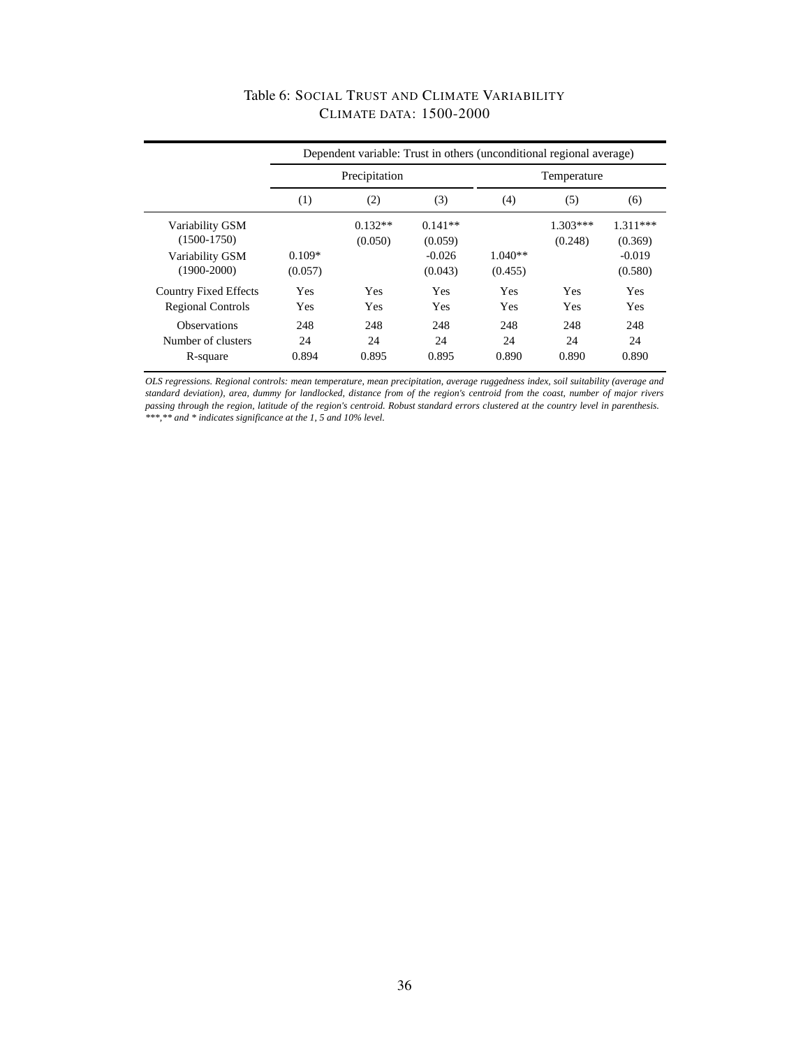Table 6: SOCIAL TRUST AND CLIMATE VARIABILITY
CLIMATE DATA: 1500-2000

| | Dependent variable: Trust in others (unconditional regional average) | | | | | |
|---|---|---|---|---|---|---|
| | Precipitation | | | Temperature | | |
| | (1) | (2) | (3) | (4) | (5) | (6) |
| Variability GSM (1500-1750) | | 0.132** | 0.141** | | 1.303*** | 1.311*** |
| | | (0.050) | (0.059) | | (0.248) | (0.369) |
| Variability GSM (1900-2000) | 0.109* | | -0.026 | 1.040** | | -0.019 |
| | (0.057) | | (0.043) | (0.455) | | (0.580) |
| Country Fixed Effects | Yes | Yes | Yes | Yes | Yes | Yes |
| Regional Controls | Yes | Yes | Yes | Yes | Yes | Yes |
| Observations | 248 | 248 | 248 | 248 | 248 | 248 |
| Number of clusters | 24 | 24 | 24 | 24 | 24 | 24 |
| R-square | 0.894 | 0.895 | 0.895 | 0.890 | 0.890 | 0.890 |

*OLS regressions. Regional controls: mean temperature, mean precipitation, average ruggedness index, soil suitability (average and standard deviation), area, dummy for landlocked, distance from of the region's centroid from the coast, number of major rivers passing through the region, latitude of the region's centroid. Robust standard errors clustered at the country level in parenthesis. ***,** and * indicates significance at the 1, 5 and 10% level.*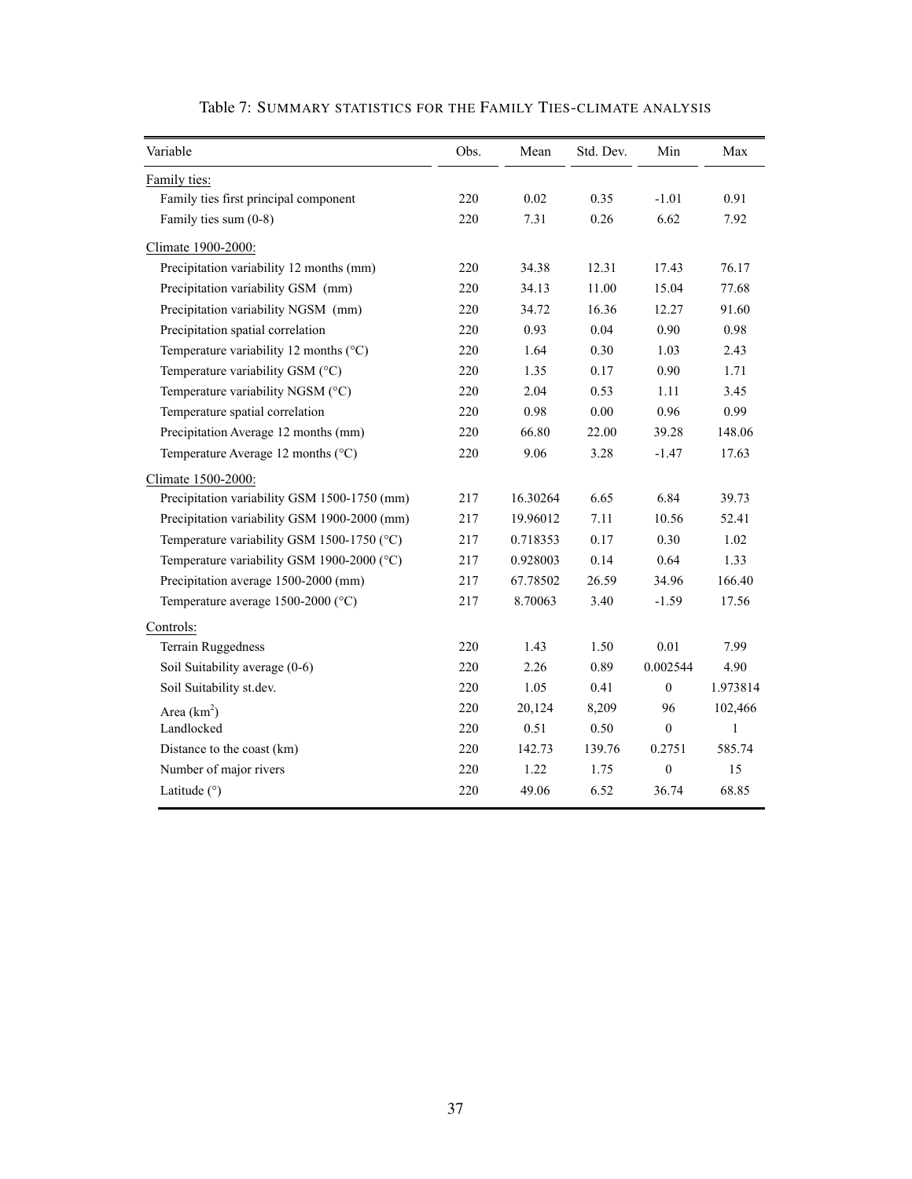Table 7: SUMMARY STATISTICS FOR THE FAMILY TIES-CLIMATE ANALYSIS

| Variable | Obs. | Mean | Std. Dev. | Min | Max |
|---|---|---|---|---|---|
| Family ties: | | | | | |
| Family ties first principal component | 220 | 0.02 | 0.35 | -1.01 | 0.91 |
| Family ties sum (0-8) | 220 | 7.31 | 0.26 | 6.62 | 7.92 |
| Climate 1900-2000: | | | | | |
| Precipitation variability 12 months (mm) | 220 | 34.38 | 12.31 | 17.43 | 76.17 |
| Precipitation variability GSM (mm) | 220 | 34.13 | 11.00 | 15.04 | 77.68 |
| Precipitation variability NGSM (mm) | 220 | 34.72 | 16.36 | 12.27 | 91.60 |
| Precipitation spatial correlation | 220 | 0.93 | 0.04 | 0.90 | 0.98 |
| Temperature variability 12 months (°C) | 220 | 1.64 | 0.30 | 1.03 | 2.43 |
| Temperature variability GSM (°C) | 220 | 1.35 | 0.17 | 0.90 | 1.71 |
| Temperature variability NGSM (°C) | 220 | 2.04 | 0.53 | 1.11 | 3.45 |
| Temperature spatial correlation | 220 | 0.98 | 0.00 | 0.96 | 0.99 |
| Precipitation Average 12 months (mm) | 220 | 66.80 | 22.00 | 39.28 | 148.06 |
| Temperature Average 12 months (°C) | 220 | 9.06 | 3.28 | -1.47 | 17.63 |
| Climate 1500-2000: | | | | | |
| Precipitation variability GSM 1500-1750 (mm) | 217 | 16.30264 | 6.65 | 6.84 | 39.73 |
| Precipitation variability GSM 1900-2000 (mm) | 217 | 19.96012 | 7.11 | 10.56 | 52.41 |
| Temperature variability GSM 1500-1750 (°C) | 217 | 0.718353 | 0.17 | 0.30 | 1.02 |
| Temperature variability GSM 1900-2000 (°C) | 217 | 0.928003 | 0.14 | 0.64 | 1.33 |
| Precipitation average 1500-2000 (mm) | 217 | 67.78502 | 26.59 | 34.96 | 166.40 |
| Temperature average 1500-2000 (°C) | 217 | 8.70063 | 3.40 | -1.59 | 17.56 |
| Controls: | | | | | |
| Terrain Ruggedness | 220 | 1.43 | 1.50 | 0.01 | 7.99 |
| Soil Suitability average (0-6) | 220 | 2.26 | 0.89 | 0.002544 | 4.90 |
| Soil Suitability st.dev. | 220 | 1.05 | 0.41 | 0 | 1.973814 |
| Area (km$^2$) | 220 | 20,124 | 8,209 | 96 | 102,466 |
| Landlocked | 220 | 0.51 | 0.50 | 0 | 1 |
| Distance to the coast (km) | 220 | 142.73 | 139.76 | 0.2751 | 585.74 |
| Number of major rivers | 220 | 1.22 | 1.75 | 0 | 15 |
| Latitude (°) | 220 | 49.06 | 6.52 | 36.74 | 68.85 |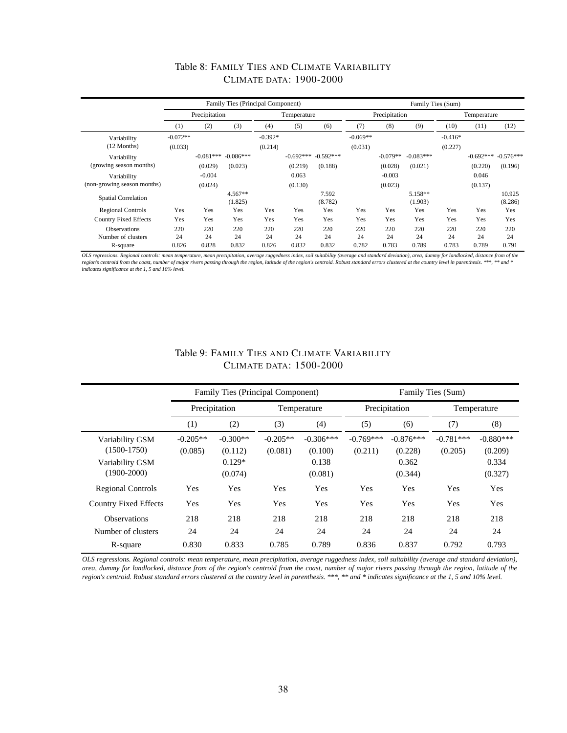# Table 8: Family Ties and Climate Variability
## Climate data: 1900-2000

| | Family Ties (Principal Component) | | | | | | Family Ties (Sum) | | | | | |
|---|---|---|---|---|---|---|---|---|---|---|---|---|
| | Precipitation | | | Temperature | | | Precipitation | | | Temperature | | |
| | (1) | (2) | (3) | (4) | (5) | (6) | (7) | (8) | (9) | (10) | (11) | (12) |
| Variability (12 Months) | -0.072** | | | -0.392* | | | -0.069** | | | -0.416* | | |
| | (0.033) | | | (0.214) | | | (0.031) | | | (0.227) | | |
| Variability (growing season months) | | -0.081*** | -0.086*** | | -0.692*** | -0.592*** | | -0.079** | -0.083*** | | -0.692*** | -0.576*** |
| | | (0.029) | (0.023) | | (0.219) | (0.188) | | (0.028) | (0.021) | | (0.220) | (0.196) |
| Variability (non-growing season months) | | -0.004 | | | 0.063 | | | -0.003 | | | 0.046 | |
| | | (0.024) | | | (0.130) | | | (0.023) | | | (0.137) | |
| Spatial Correlation | | | 4.567** | | | 7.592 | | | 5.158** | | | 10.925 |
| | | | (1.825) | | | (8.782) | | | (1.903) | | | (8.286) |
| Regional Controls | Yes | Yes | Yes | Yes | Yes | Yes | Yes | Yes | Yes | Yes | Yes | Yes |
| Country Fixed Effects | Yes | Yes | Yes | Yes | Yes | Yes | Yes | Yes | Yes | Yes | Yes | Yes |
| Observations | 220 | 220 | 220 | 220 | 220 | 220 | 220 | 220 | 220 | 220 | 220 | 220 |
| Number of clusters | 24 | 24 | 24 | 24 | 24 | 24 | 24 | 24 | 24 | 24 | 24 | 24 |
| R-square | 0.826 | 0.828 | 0.832 | 0.826 | 0.832 | 0.832 | 0.782 | 0.783 | 0.789 | 0.783 | 0.789 | 0.791 |

*OLS regressions. Regional controls: mean temperature, mean precipitation, average ruggedness index, soil suitability (average and standard deviation), area, dummy for landlocked, distance from of the region's centroid from the coast, number of major rivers passing through the region, latitude of the region's centroid. Robust standard errors clustered at the country level in parenthesis. ***, ** and * indicates significance at the 1, 5 and 10% level.*

# Table 9: Family Ties and Climate Variability
## Climate data: 1500-2000

| | Family Ties (Principal Component) | | | | Family Ties (Sum) | | | |
|---|---|---|---|---|---|---|---|---|
| | Precipitation | | Temperature | | Precipitation | | Temperature | |
| | (1) | (2) | (3) | (4) | (5) | (6) | (7) | (8) |
| Variability GSM (1500-1750) | -0.205** | -0.300** | -0.205** | -0.306*** | -0.769*** | -0.876*** | -0.781*** | -0.880*** |
| | (0.085) | (0.112) | (0.081) | (0.100) | (0.211) | (0.228) | (0.205) | (0.209) |
| Variability GSM (1900-2000) | | 0.129* | | 0.138 | | 0.362 | | 0.334 |
| | | (0.074) | | (0.081) | | (0.344) | | (0.327) |
| Regional Controls | Yes | Yes | Yes | Yes | Yes | Yes | Yes | Yes |
| Country Fixed Effects | Yes | Yes | Yes | Yes | Yes | Yes | Yes | Yes |
| Observations | 218 | 218 | 218 | 218 | 218 | 218 | 218 | 218 |
| Number of clusters | 24 | 24 | 24 | 24 | 24 | 24 | 24 | 24 |
| R-square | 0.830 | 0.833 | 0.785 | 0.789 | 0.836 | 0.837 | 0.792 | 0.793 |

*OLS regressions. Regional controls: mean temperature, mean precipitation, average ruggedness index, soil suitability (average and standard deviation), area, dummy for landlocked, distance from of the region's centroid from the coast, number of major rivers passing through the region, latitude of the region's centroid. Robust standard errors clustered at the country level in parenthesis. ***, ** and * indicates significance at the 1, 5 and 10% level.*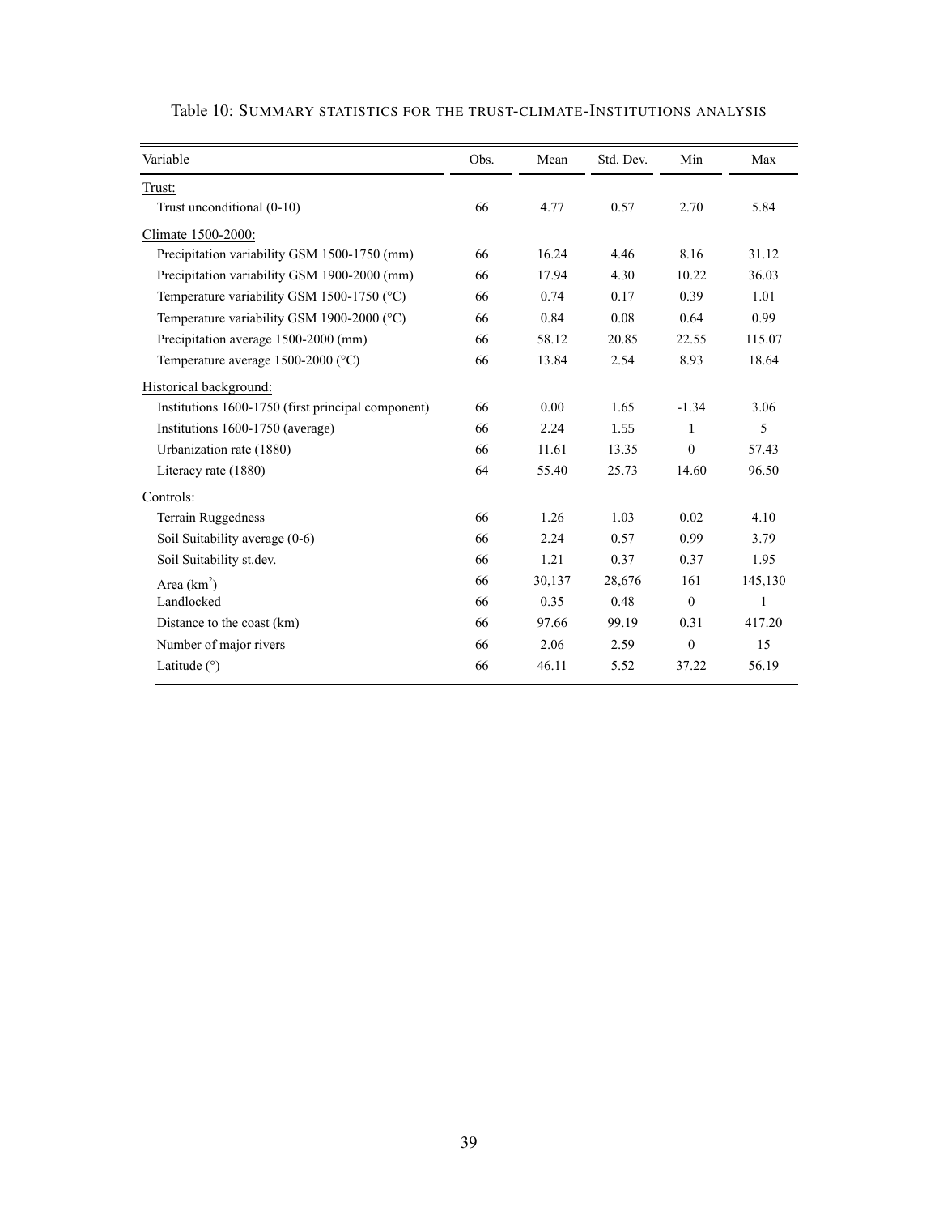Table 10: SUMMARY STATISTICS FOR THE TRUST-CLIMATE-INSTITUTIONS ANALYSIS

| Variable | Obs. | Mean | Std. Dev. | Min | Max |
|---|---|---|---|---|---|
| Trust: | | | | | |
| Trust unconditional (0-10) | 66 | 4.77 | 0.57 | 2.70 | 5.84 |
| Climate 1500-2000: | | | | | |
| Precipitation variability GSM 1500-1750 (mm) | 66 | 16.24 | 4.46 | 8.16 | 31.12 |
| Precipitation variability GSM 1900-2000 (mm) | 66 | 17.94 | 4.30 | 10.22 | 36.03 |
| Temperature variability GSM 1500-1750 (°C) | 66 | 0.74 | 0.17 | 0.39 | 1.01 |
| Temperature variability GSM 1900-2000 (°C) | 66 | 0.84 | 0.08 | 0.64 | 0.99 |
| Precipitation average 1500-2000 (mm) | 66 | 58.12 | 20.85 | 22.55 | 115.07 |
| Temperature average 1500-2000 (°C) | 66 | 13.84 | 2.54 | 8.93 | 18.64 |
| Historical background: | | | | | |
| Institutions 1600-1750 (first principal component) | 66 | 0.00 | 1.65 | -1.34 | 3.06 |
| Institutions 1600-1750 (average) | 66 | 2.24 | 1.55 | 1 | 5 |
| Urbanization rate (1880) | 66 | 11.61 | 13.35 | 0 | 57.43 |
| Literacy rate (1880) | 64 | 55.40 | 25.73 | 14.60 | 96.50 |
| Controls: | | | | | |
| Terrain Ruggedness | 66 | 1.26 | 1.03 | 0.02 | 4.10 |
| Soil Suitability average (0-6) | 66 | 2.24 | 0.57 | 0.99 | 3.79 |
| Soil Suitability st.dev. | 66 | 1.21 | 0.37 | 0.37 | 1.95 |
| Area ($km^2$) | 66 | 30,137 | 28,676 | 161 | 145,130 |
| Landlocked | 66 | 0.35 | 0.48 | 0 | 1 |
| Distance to the coast (km) | 66 | 97.66 | 99.19 | 0.31 | 417.20 |
| Number of major rivers | 66 | 2.06 | 2.59 | 0 | 15 |
| Latitude (°) | 66 | 46.11 | 5.52 | 37.22 | 56.19 |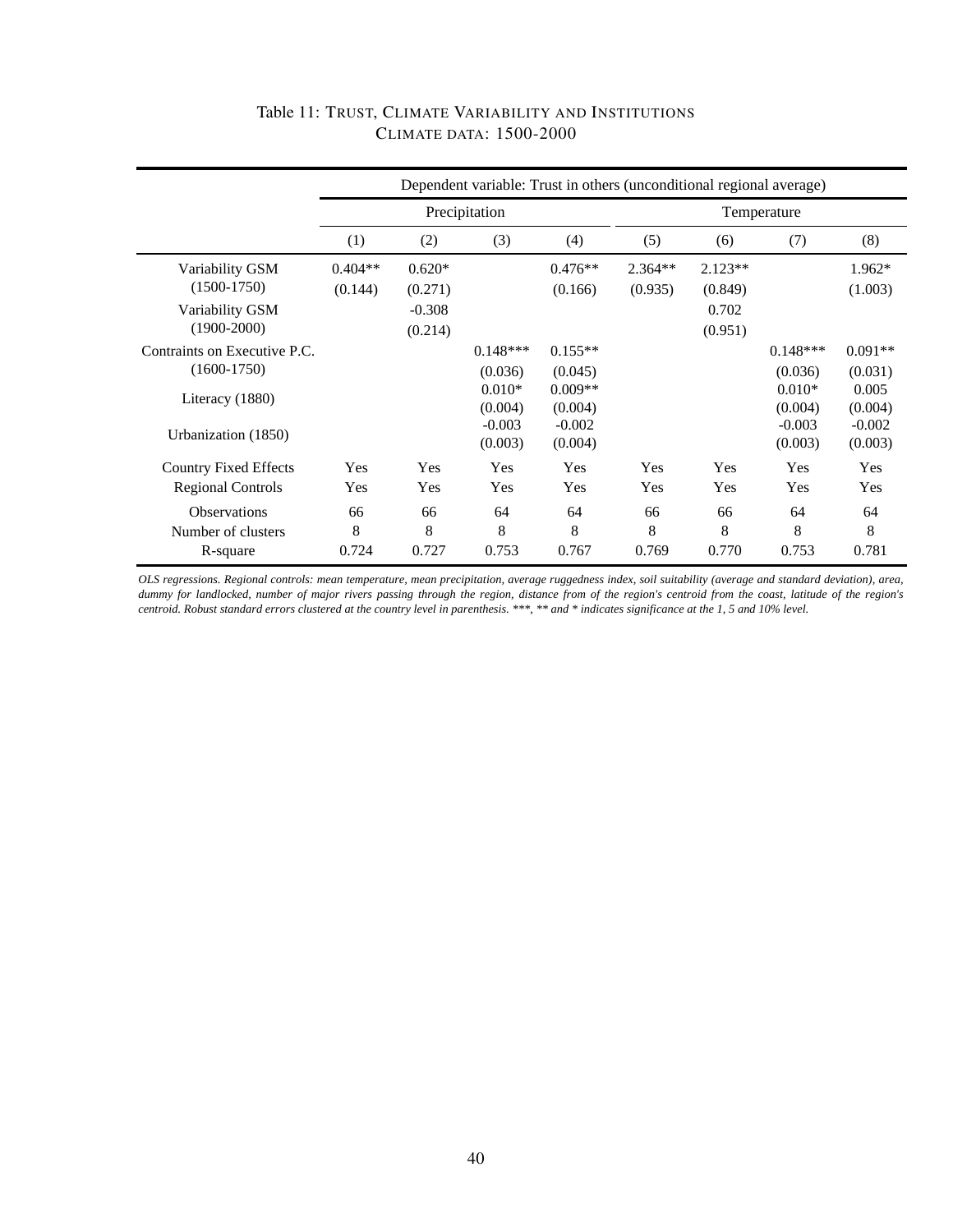Table 11: TRUST, CLIMATE VARIABILITY AND INSTITUTIONS
CLIMATE DATA: 1500-2000

| | Dependent variable: Trust in others (unconditional regional average) | | | | | | | |
|---|---|---|---|---|---|---|---|---|
| | Precipitation | | | | Temperature | | | |
| | (1) | (2) | (3) | (4) | (5) | (6) | (7) | (8) |
| Variability GSM (1500-1750) | 0.404** | 0.620* | | 0.476** | 2.364** | 2.123** | | 1.962* |
| | (0.144) | (0.271) | | (0.166) | (0.935) | (0.849) | | (1.003) |
| Variability GSM (1900-2000) | | -0.308 | | | | 0.702 | | |
| | | (0.214) | | | | (0.951) | | |
| Contraints on Executive P.C. (1600-1750) | | | 0.148*** | 0.155** | | | 0.148*** | 0.091** |
| | | | (0.036) | (0.045) | | | (0.036) | (0.031) |
| Literacy (1880) | | | 0.010* | 0.009** | | | 0.010* | 0.005 |
| | | | (0.004) | (0.004) | | | (0.004) | (0.004) |
| Urbanization (1850) | | | -0.003 | -0.002 | | | -0.003 | -0.002 |
| | | | (0.003) | (0.004) | | | (0.003) | (0.003) |
| Country Fixed Effects | Yes | Yes | Yes | Yes | Yes | Yes | Yes | Yes |
| Regional Controls | Yes | Yes | Yes | Yes | Yes | Yes | Yes | Yes |
| Observations | 66 | 66 | 64 | 64 | 66 | 66 | 64 | 64 |
| Number of clusters | 8 | 8 | 8 | 8 | 8 | 8 | 8 | 8 |
| R-square | 0.724 | 0.727 | 0.753 | 0.767 | 0.769 | 0.770 | 0.753 | 0.781 |

*OLS regressions. Regional controls: mean temperature, mean precipitation, average ruggedness index, soil suitability (average and standard deviation), area, dummy for landlocked, number of major rivers passing through the region, distance from of the region's centroid from the coast, latitude of the region's centroid. Robust standard errors clustered at the country level in parenthesis. ***, ** and * indicates significance at the 1, 5 and 10% level.*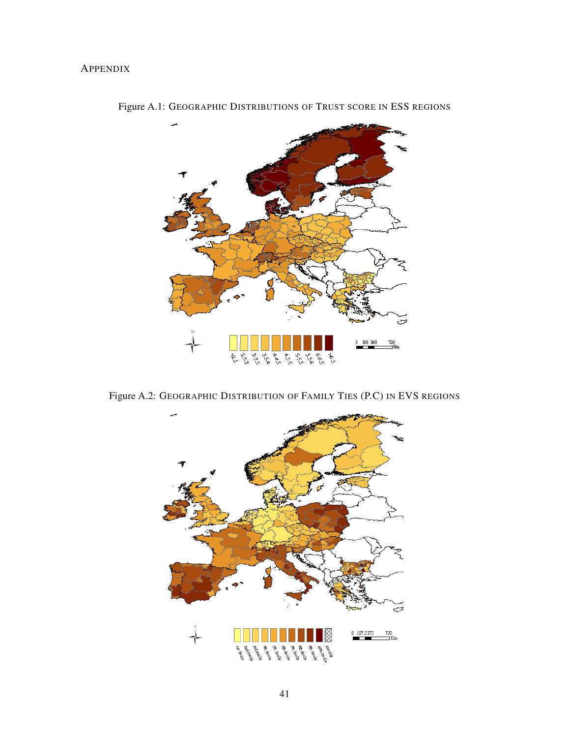APPENDIX

Figure A.1: GEOGRAPHIC DISTRIBUTIONS OF TRUST SCORE IN ESS REGIONS

Figure A.2: GEOGRAPHIC DISTRIBUTION OF FAMILY TIES (P.C) IN EVS REGIONS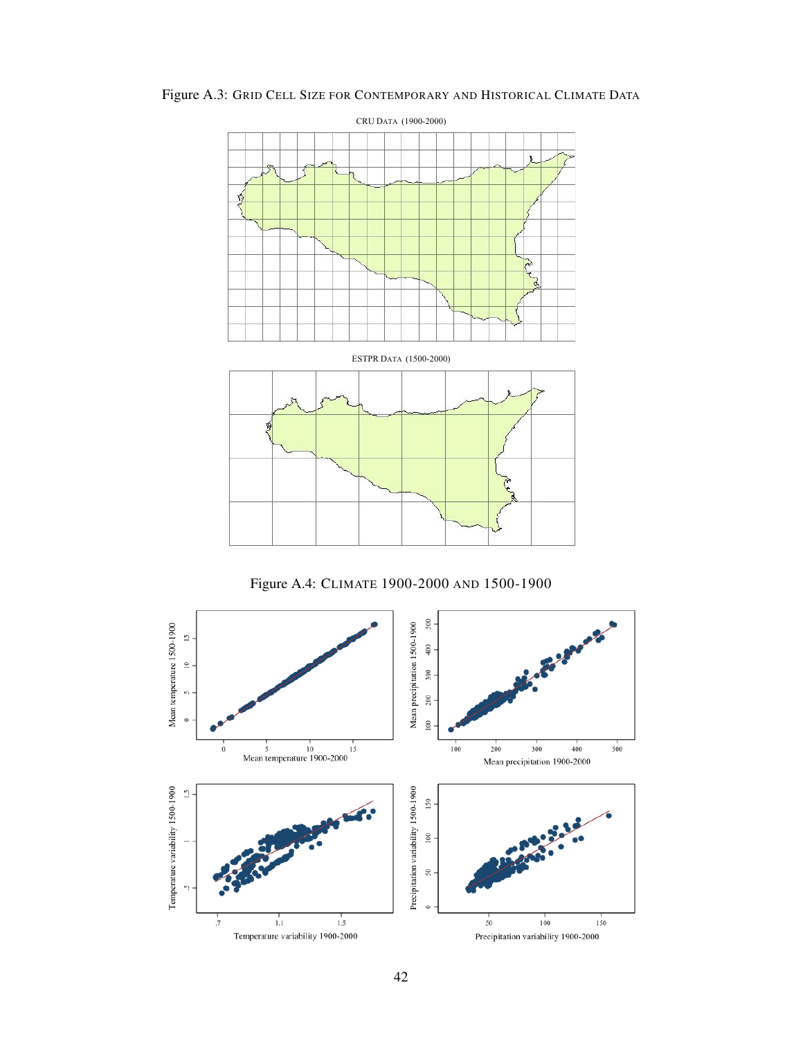Figure A.3: GRID CELL SIZE FOR CONTEMPORARY AND HISTORICAL CLIMATE DATA

CRU DATA (1900-2000)

ESTPR DATA (1500-2000)

Figure A.4: CLIMATE 1900-2000 AND 1500-1900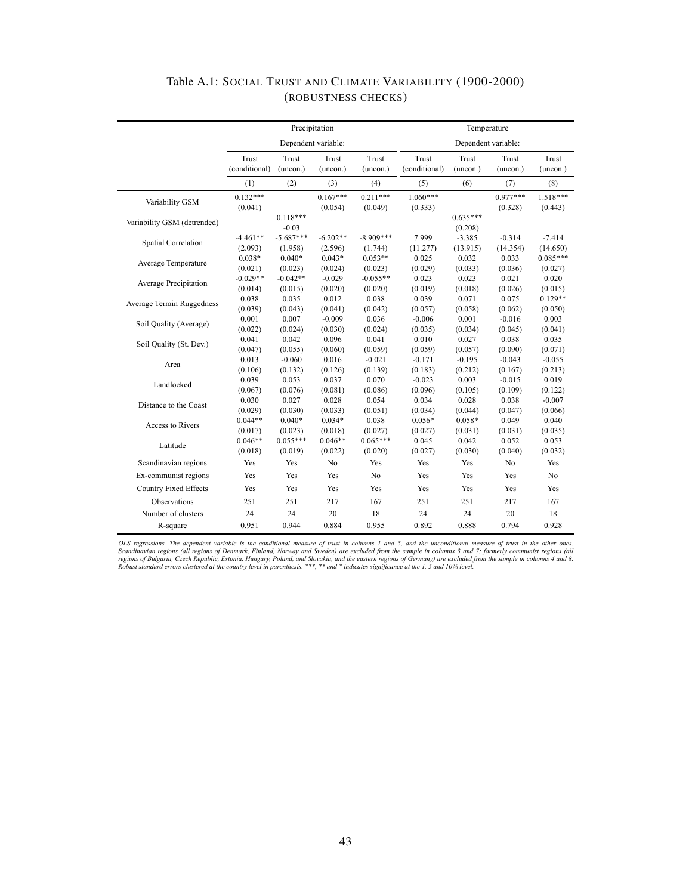# Table A.1: Social Trust and Climate Variability (1900-2000) (robustness checks)

| | Precipitation | | | | Temperature | | | |
|---|---|---|---|---|---|---|---|---|
| | Dependent variable: | | | | Dependent variable: | | | |
| | Trust (conditional) | Trust (uncon.) | Trust (uncon.) | Trust (uncon.) | Trust (conditional) | Trust (uncon.) | Trust (uncon.) | Trust (uncon.) |
| | (1) | (2) | (3) | (4) | (5) | (6) | (7) | (8) |
| Variability GSM | 0.132*** | | 0.167*** | 0.211*** | 1.060*** | | 0.977*** | 1.518*** |
| | (0.041) | | (0.054) | (0.049) | (0.333) | | (0.328) | (0.443) |
| Variability GSM (detrended) | | 0.118*** | | | | 0.635*** | | |
| | | -0.03 | | | | (0.208) | | |
| Spatial Correlation | -4.461** | -5.687*** | -6.202** | -8.909*** | 7.999 | -3.385 | -0.314 | -7.414 |
| | (2.093) | (1.958) | (2.596) | (1.744) | (11.277) | (13.915) | (14.354) | (14.650) |
| Average Temperature | 0.038* | 0.040* | 0.043* | 0.053** | 0.025 | 0.032 | 0.033 | 0.085*** |
| | (0.021) | (0.023) | (0.024) | (0.023) | (0.029) | (0.033) | (0.036) | (0.027) |
| Average Precipitation | -0.029** | -0.042** | -0.029 | -0.055** | 0.023 | 0.023 | 0.021 | 0.020 |
| | (0.014) | (0.015) | (0.020) | (0.020) | (0.019) | (0.018) | (0.026) | (0.015) |
| Average Terrain Ruggedness | 0.038 | 0.035 | 0.012 | 0.038 | 0.039 | 0.071 | 0.075 | 0.129** |
| | (0.039) | (0.043) | (0.041) | (0.042) | (0.057) | (0.058) | (0.062) | (0.050) |
| Soil Quality (Average) | 0.001 | 0.007 | -0.009 | 0.036 | -0.006 | 0.001 | -0.016 | 0.003 |
| | (0.022) | (0.024) | (0.030) | (0.024) | (0.035) | (0.034) | (0.045) | (0.041) |
| Soil Quality (St. Dev.) | 0.041 | 0.042 | 0.096 | 0.041 | 0.010 | 0.027 | 0.038 | 0.035 |
| | (0.047) | (0.055) | (0.060) | (0.059) | (0.059) | (0.057) | (0.090) | (0.071) |
| Area | 0.013 | -0.060 | 0.016 | -0.021 | -0.171 | -0.195 | -0.043 | -0.055 |
| | (0.106) | (0.132) | (0.126) | (0.139) | (0.183) | (0.212) | (0.167) | (0.213) |
| Landlocked | 0.039 | 0.053 | 0.037 | 0.070 | -0.023 | 0.003 | -0.015 | 0.019 |
| | (0.067) | (0.076) | (0.081) | (0.086) | (0.096) | (0.105) | (0.109) | (0.122) |
| Distance to the Coast | 0.030 | 0.027 | 0.028 | 0.054 | 0.034 | 0.028 | 0.038 | -0.007 |
| | (0.029) | (0.030) | (0.033) | (0.051) | (0.034) | (0.044) | (0.047) | (0.066) |
| Access to Rivers | 0.044** | 0.040* | 0.034* | 0.038 | 0.056* | 0.058* | 0.049 | 0.040 |
| | (0.017) | (0.023) | (0.018) | (0.027) | (0.027) | (0.031) | (0.031) | (0.035) |
| Latitude | 0.046** | 0.055*** | 0.046** | 0.065*** | 0.045 | 0.042 | 0.052 | 0.053 |
| | (0.018) | (0.019) | (0.022) | (0.020) | (0.027) | (0.030) | (0.040) | (0.032) |
| Scandinavian regions | Yes | Yes | No | Yes | Yes | Yes | No | Yes |
| Ex-communist regions | Yes | Yes | Yes | No | Yes | Yes | Yes | No |
| Country Fixed Effects | Yes | Yes | Yes | Yes | Yes | Yes | Yes | Yes |
| Observations | 251 | 251 | 217 | 167 | 251 | 251 | 217 | 167 |
| Number of clusters | 24 | 24 | 20 | 18 | 24 | 24 | 20 | 18 |
| R-square | 0.951 | 0.944 | 0.884 | 0.955 | 0.892 | 0.888 | 0.794 | 0.928 |

*OLS regressions. The dependent variable is the conditional measure of trust in columns 1 and 5, and the unconditional measure of trust in the other ones. Scandinavian regions (all regions of Denmark, Finland, Norway and Sweden) are excluded from the sample in columns 3 and 7; formerly communist regions (all regions of Bulgaria, Czech Republic, Estonia, Hungary, Poland, and Slovakia, and the eastern regions of Germany) are excluded from the sample in columns 4 and 8. Robust standard errors clustered at the country level in parenthesis. ***, ** and * indicates significance at the 1, 5 and 10% level.*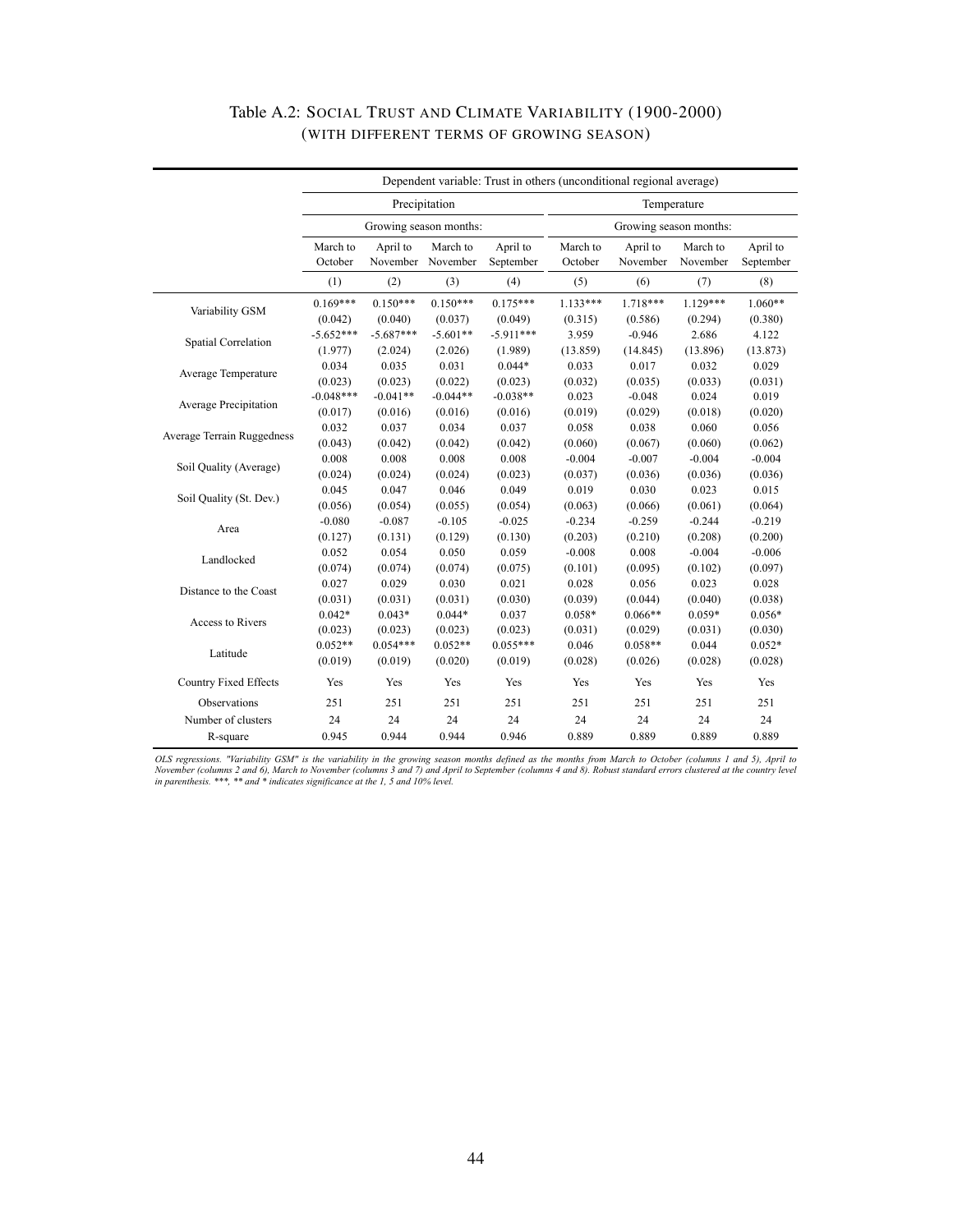# Table A.2: Social Trust and Climate Variability (1900-2000) (with different terms of growing season)

| | Dependent variable: Trust in others (unconditional regional average) | | | | | | | |
|---|---|---|---|---|---|---|---|---|
| | Precipitation | | | | Temperature | | | |
| | Growing season months: | | | | Growing season months: | | | |
| | March to October | April to November | March to November | April to September | March to October | April to November | March to November | April to September |
| | (1) | (2) | (3) | (4) | (5) | (6) | (7) | (8) |
| Variability GSM | 0.169*** | 0.150*** | 0.150*** | 0.175*** | 1.133*** | 1.718*** | 1.129*** | 1.060** |
| | (0.042) | (0.040) | (0.037) | (0.049) | (0.315) | (0.586) | (0.294) | (0.380) |
| Spatial Correlation | -5.652*** | -5.687*** | -5.601** | -5.911*** | 3.959 | -0.946 | 2.686 | 4.122 |
| | (1.977) | (2.024) | (2.026) | (1.989) | (13.859) | (14.845) | (13.896) | (13.873) |
| Average Temperature | 0.034 | 0.035 | 0.031 | 0.044* | 0.033 | 0.017 | 0.032 | 0.029 |
| | (0.023) | (0.023) | (0.022) | (0.023) | (0.032) | (0.035) | (0.033) | (0.031) |
| Average Precipitation | -0.048*** | -0.041** | -0.044** | -0.038** | 0.023 | -0.048 | 0.024 | 0.019 |
| | (0.017) | (0.016) | (0.016) | (0.016) | (0.019) | (0.029) | (0.018) | (0.020) |
| Average Terrain Ruggedness | 0.032 | 0.037 | 0.034 | 0.037 | 0.058 | 0.038 | 0.060 | 0.056 |
| | (0.043) | (0.042) | (0.042) | (0.042) | (0.060) | (0.067) | (0.060) | (0.062) |
| Soil Quality (Average) | 0.008 | 0.008 | 0.008 | 0.008 | -0.004 | -0.007 | -0.004 | -0.004 |
| | (0.024) | (0.024) | (0.024) | (0.023) | (0.037) | (0.036) | (0.036) | (0.036) |
| Soil Quality (St. Dev.) | 0.045 | 0.047 | 0.046 | 0.049 | 0.019 | 0.030 | 0.023 | 0.015 |
| | (0.056) | (0.054) | (0.055) | (0.054) | (0.063) | (0.066) | (0.061) | (0.064) |
| Area | -0.080 | -0.087 | -0.105 | -0.025 | -0.234 | -0.259 | -0.244 | -0.219 |
| | (0.127) | (0.131) | (0.129) | (0.130) | (0.203) | (0.210) | (0.208) | (0.200) |
| Landlocked | 0.052 | 0.054 | 0.050 | 0.059 | -0.008 | 0.008 | -0.004 | -0.006 |
| | (0.074) | (0.074) | (0.074) | (0.075) | (0.101) | (0.095) | (0.102) | (0.097) |
| Distance to the Coast | 0.027 | 0.029 | 0.030 | 0.021 | 0.028 | 0.056 | 0.023 | 0.028 |
| | (0.031) | (0.031) | (0.031) | (0.030) | (0.039) | (0.044) | (0.040) | (0.038) |
| Access to Rivers | 0.042* | 0.043* | 0.044* | 0.037 | 0.058* | 0.066** | 0.059* | 0.056* |
| | (0.023) | (0.023) | (0.023) | (0.023) | (0.031) | (0.029) | (0.031) | (0.030) |
| Latitude | 0.052** | 0.054*** | 0.052** | 0.055*** | 0.046 | 0.058** | 0.044 | 0.052* |
| | (0.019) | (0.019) | (0.020) | (0.019) | (0.028) | (0.026) | (0.028) | (0.028) |
| Country Fixed Effects | Yes | Yes | Yes | Yes | Yes | Yes | Yes | Yes |
| Observations | 251 | 251 | 251 | 251 | 251 | 251 | 251 | 251 |
| Number of clusters | 24 | 24 | 24 | 24 | 24 | 24 | 24 | 24 |
| R-square | 0.945 | 0.944 | 0.944 | 0.946 | 0.889 | 0.889 | 0.889 | 0.889 |

*OLS regressions. "Variability GSM" is the variability in the growing season months defined as the months from March to October (columns 1 and 5), April to November (columns 2 and 6), March to November (columns 3 and 7) and April to September (columns 4 and 8). Robust standard errors clustered at the country level in parenthesis. \*\*\*, \*\* and \* indicates significance at the 1, 5 and 10% level.*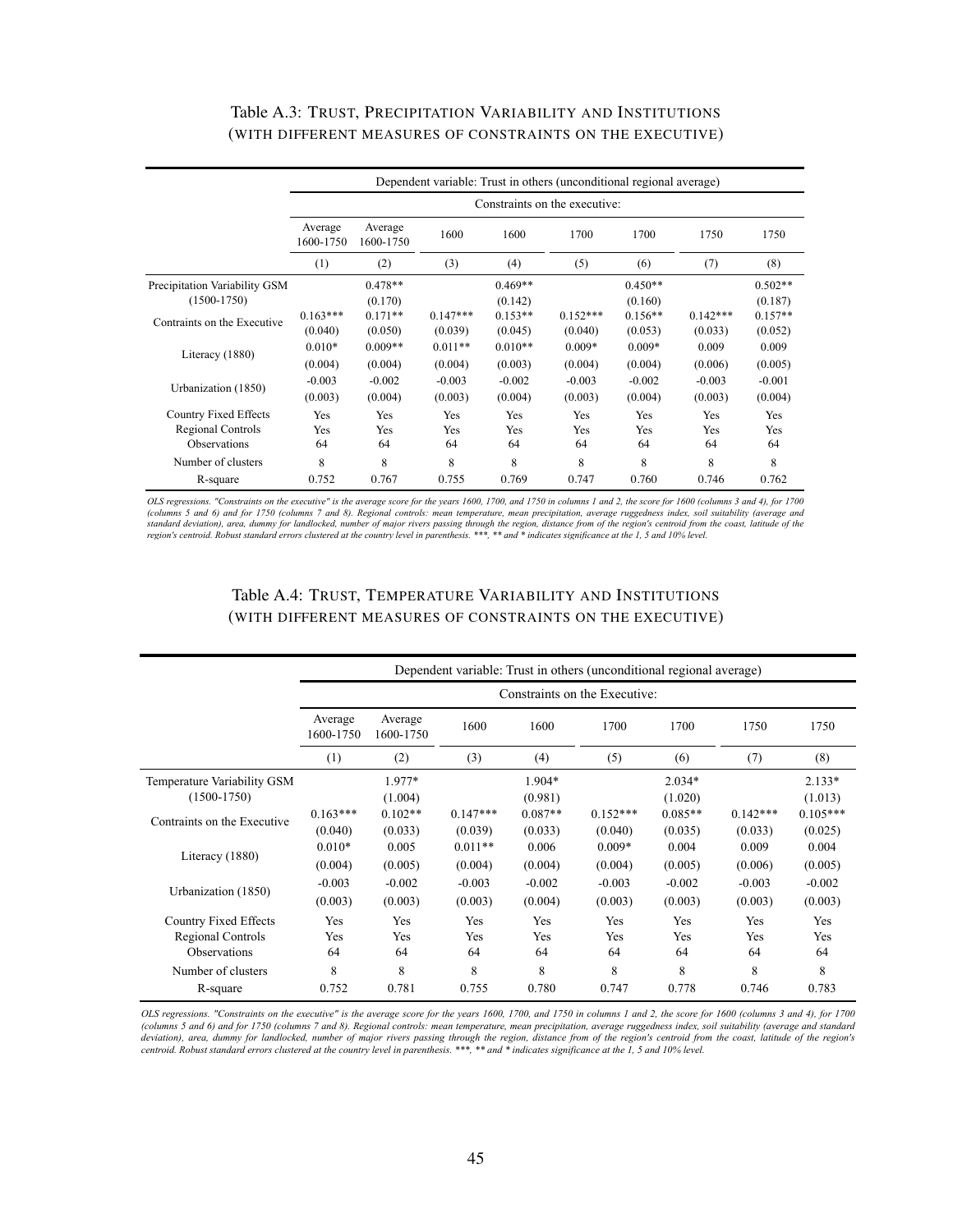Table A.3: TRUST, PRECIPITATION VARIABILITY AND INSTITUTIONS (WITH DIFFERENT MEASURES OF CONSTRAINTS ON THE EXECUTIVE)

| | Dependent variable: Trust in others (unconditional regional average) | | | | | | | |
|---|---|---|---|---|---|---|---|---|
| | Constraints on the executive: | | | | | | | |
| | Average 1600-1750 | Average 1600-1750 | 1600 | 1600 | 1700 | 1700 | 1750 | 1750 |
| | (1) | (2) | (3) | (4) | (5) | (6) | (7) | (8) |
| Precipitation Variability GSM (1500-1750) | | 0.478** | | 0.469** | | 0.450** | | 0.502** |
| | | (0.170) | | (0.142) | | (0.160) | | (0.187) |
| Contraints on the Executive | 0.163*** | 0.171** | 0.147*** | 0.153** | 0.152*** | 0.156** | 0.142*** | 0.157** |
| | (0.040) | (0.050) | (0.039) | (0.045) | (0.040) | (0.053) | (0.033) | (0.052) |
| Literacy (1880) | 0.010* | 0.009** | 0.011** | 0.010** | 0.009* | 0.009* | 0.009 | 0.009 |
| | (0.004) | (0.004) | (0.004) | (0.003) | (0.004) | (0.004) | (0.006) | (0.005) |
| Urbanization (1850) | -0.003 | -0.002 | -0.003 | -0.002 | -0.003 | -0.002 | -0.003 | -0.001 |
| | (0.003) | (0.004) | (0.003) | (0.004) | (0.003) | (0.004) | (0.003) | (0.004) |
| Country Fixed Effects | Yes | Yes | Yes | Yes | Yes | Yes | Yes | Yes |
| Regional Controls | Yes | Yes | Yes | Yes | Yes | Yes | Yes | Yes |
| Observations | 64 | 64 | 64 | 64 | 64 | 64 | 64 | 64 |
| Number of clusters | 8 | 8 | 8 | 8 | 8 | 8 | 8 | 8 |
| R-square | 0.752 | 0.767 | 0.755 | 0.769 | 0.747 | 0.760 | 0.746 | 0.762 |

*OLS regressions. "Constraints on the executive" is the average score for the years 1600, 1700, and 1750 in columns 1 and 2, the score for 1600 (columns 3 and 4), for 1700 (columns 5 and 6) and for 1750 (columns 7 and 8). Regional controls: mean temperature, mean precipitation, average ruggedness index, soil suitability (average and standard deviation), area, dummy for landlocked, number of major rivers passing through the region, distance from of the region's centroid from the coast, latitude of the region's centroid. Robust standard errors clustered at the country level in parenthesis. ***, ** and * indicates significance at the 1, 5 and 10% level.*

Table A.4: TRUST, TEMPERATURE VARIABILITY AND INSTITUTIONS (WITH DIFFERENT MEASURES OF CONSTRAINTS ON THE EXECUTIVE)

| | Dependent variable: Trust in others (unconditional regional average) | | | | | | | |
|---|---|---|---|---|---|---|---|---|
| | Constraints on the Executive: | | | | | | | |
| | Average 1600-1750 | Average 1600-1750 | 1600 | 1600 | 1700 | 1700 | 1750 | 1750 |
| | (1) | (2) | (3) | (4) | (5) | (6) | (7) | (8) |
| Temperature Variability GSM (1500-1750) | | 1.977* | | 1.904* | | 2.034* | | 2.133* |
| | | (1.004) | | (0.981) | | (1.020) | | (1.013) |
| Contraints on the Executive | 0.163*** | 0.102** | 0.147*** | 0.087** | 0.152*** | 0.085** | 0.142*** | 0.105*** |
| | (0.040) | (0.033) | (0.039) | (0.033) | (0.040) | (0.035) | (0.033) | (0.025) |
| Literacy (1880) | 0.010* | 0.005 | 0.011** | 0.006 | 0.009* | 0.004 | 0.009 | 0.004 |
| | (0.004) | (0.005) | (0.004) | (0.004) | (0.004) | (0.005) | (0.006) | (0.005) |
| Urbanization (1850) | -0.003 | -0.002 | -0.003 | -0.002 | -0.003 | -0.002 | -0.003 | -0.002 |
| | (0.003) | (0.003) | (0.003) | (0.004) | (0.003) | (0.003) | (0.003) | (0.003) |
| Country Fixed Effects | Yes | Yes | Yes | Yes | Yes | Yes | Yes | Yes |
| Regional Controls | Yes | Yes | Yes | Yes | Yes | Yes | Yes | Yes |
| Observations | 64 | 64 | 64 | 64 | 64 | 64 | 64 | 64 |
| Number of clusters | 8 | 8 | 8 | 8 | 8 | 8 | 8 | 8 |
| R-square | 0.752 | 0.781 | 0.755 | 0.780 | 0.747 | 0.778 | 0.746 | 0.783 |

*OLS regressions. "Constraints on the executive" is the average score for the years 1600, 1700, and 1750 in columns 1 and 2, the score for 1600 (columns 3 and 4), for 1700 (columns 5 and 6) and for 1750 (columns 7 and 8). Regional controls: mean temperature, mean precipitation, average ruggedness index, soil suitability (average and standard deviation), area, dummy for landlocked, number of major rivers passing through the region, distance from of the region's centroid from the coast, latitude of the region's centroid. Robust standard errors clustered at the country level in parenthesis. ***, ** and * indicates significance at the 1, 5 and 10% level.*